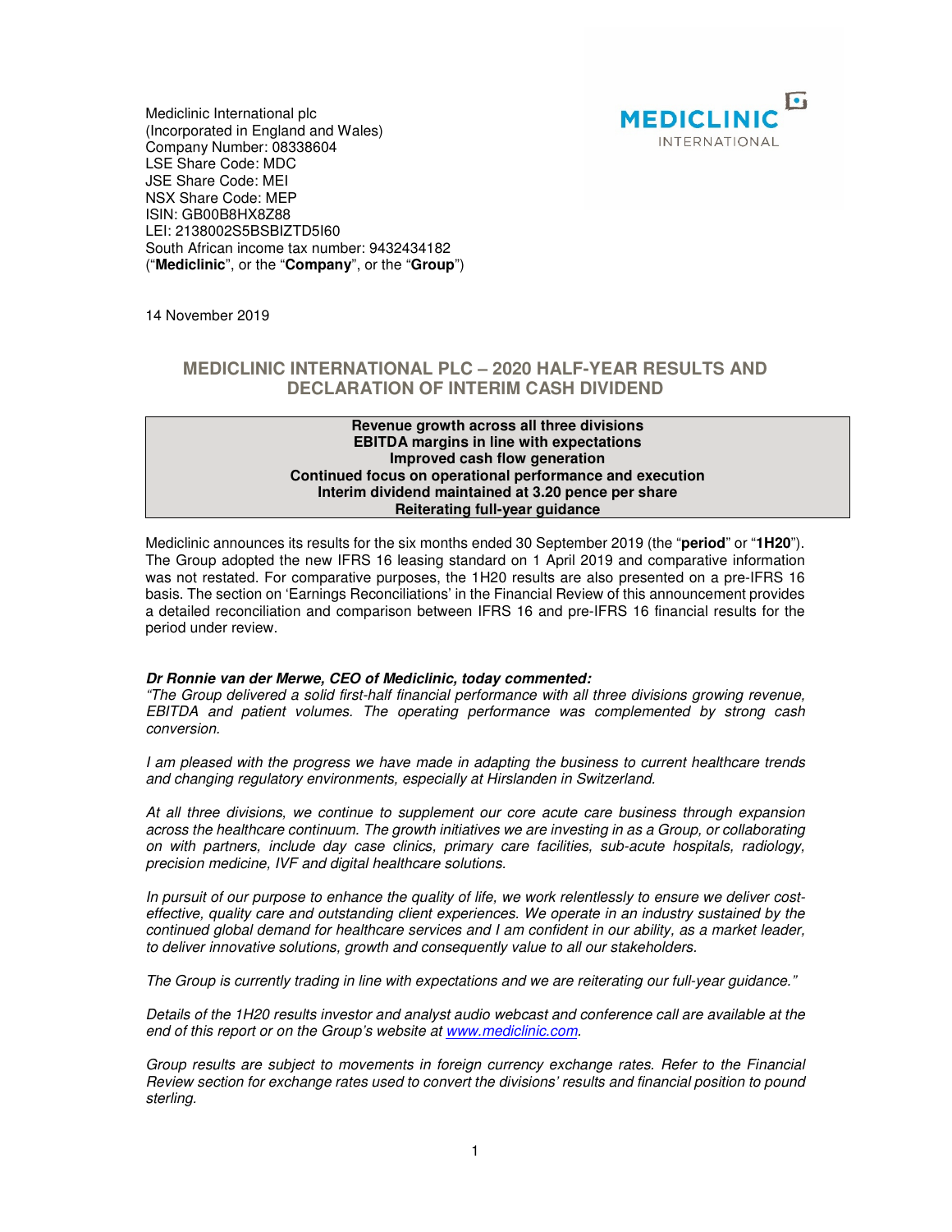Mediclinic International plc
(Incorporated in England and Wales)
Company Number: 08338604
LSE Share Code: MDC
JSE Share Code: MEI
NSX Share Code: MEP
ISIN: GB00B8HX8Z88
LEI: 2138002S5BSBIZTD5I60
South African income tax number: 9432434182
("**Mediclinic**", or the "**Company**", or the "**Group**")

14 November 2019

# MEDICLINIC INTERNATIONAL PLC – 2020 HALF-YEAR RESULTS AND DECLARATION OF INTERIM CASH DIVIDEND

**Revenue growth across all three divisions**
**EBITDA margins in line with expectations**
**Improved cash flow generation**
**Continued focus on operational performance and execution**
**Interim dividend maintained at 3.20 pence per share**
**Reiterating full-year guidance**

Mediclinic announces its results for the six months ended 30 September 2019 (the "**period**" or "**1H20**"). The Group adopted the new IFRS 16 leasing standard on 1 April 2019 and comparative information was not restated. For comparative purposes, the 1H20 results are also presented on a pre-IFRS 16 basis. The section on 'Earnings Reconciliations' in the Financial Review of this announcement provides a detailed reconciliation and comparison between IFRS 16 and pre-IFRS 16 financial results for the period under review.

***Dr Ronnie van der Merwe, CEO of Mediclinic, today commented:***

*"The Group delivered a solid first-half financial performance with all three divisions growing revenue, EBITDA and patient volumes. The operating performance was complemented by strong cash conversion.*

*I am pleased with the progress we have made in adapting the business to current healthcare trends and changing regulatory environments, especially at Hirslanden in Switzerland.*

*At all three divisions, we continue to supplement our core acute care business through expansion across the healthcare continuum. The growth initiatives we are investing in as a Group, or collaborating on with partners, include day case clinics, primary care facilities, sub-acute hospitals, radiology, precision medicine, IVF and digital healthcare solutions.*

*In pursuit of our purpose to enhance the quality of life, we work relentlessly to ensure we deliver cost-effective, quality care and outstanding client experiences. We operate in an industry sustained by the continued global demand for healthcare services and I am confident in our ability, as a market leader, to deliver innovative solutions, growth and consequently value to all our stakeholders.*

*The Group is currently trading in line with expectations and we are reiterating our full-year guidance."*

*Details of the 1H20 results investor and analyst audio webcast and conference call are available at the end of this report or on the Group's website at www.mediclinic.com.*

*Group results are subject to movements in foreign currency exchange rates. Refer to the Financial Review section for exchange rates used to convert the divisions' results and financial position to pound sterling.*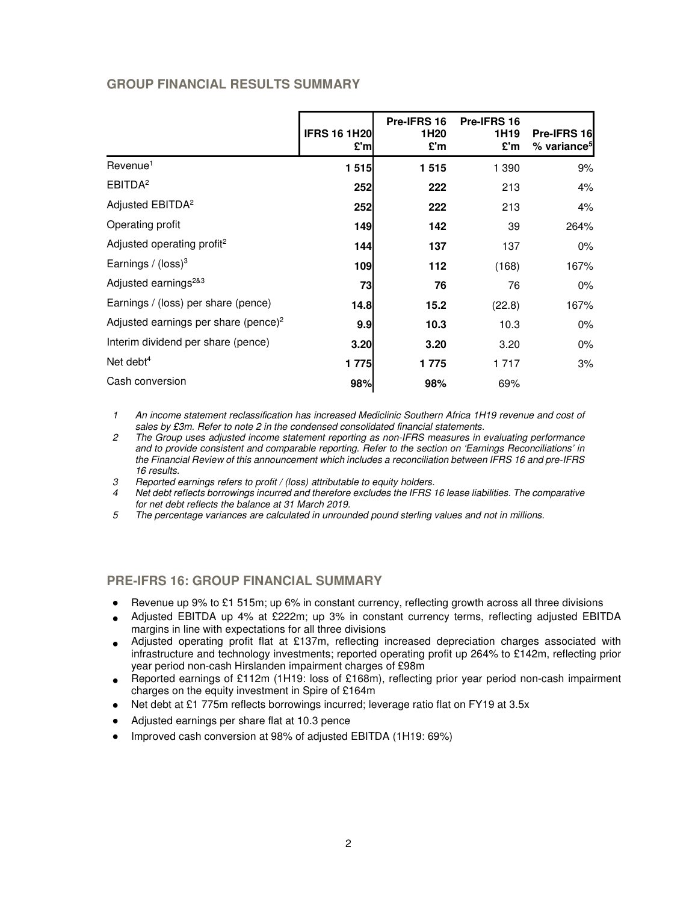## GROUP FINANCIAL RESULTS SUMMARY

| | IFRS 16 1H20 £'m | Pre-IFRS 16 1H20 £'m | Pre-IFRS 16 1H19 £'m | Pre-IFRS 16 % variance[5] |
|---|---|---|---|---|
| Revenue[1] | **1 515** | **1 515** | 1 390 | 9% |
| EBITDA[2] | **252** | **222** | 213 | 4% |
| Adjusted EBITDA[2] | **252** | **222** | 213 | 4% |
| Operating profit | **149** | **142** | 39 | 264% |
| Adjusted operating profit[2] | **144** | **137** | 137 | 0% |
| Earnings / (loss)[3] | **109** | **112** | (168) | 167% |
| Adjusted earnings[2&3] | **73** | **76** | 76 | 0% |
| Earnings / (loss) per share (pence) | **14.8** | **15.2** | (22.8) | 167% |
| Adjusted earnings per share (pence)[2] | **9.9** | **10.3** | 10.3 | 0% |
| Interim dividend per share (pence) | **3.20** | **3.20** | 3.20 | 0% |
| Net debt[4] | **1 775** | **1 775** | 1 717 | 3% |
| Cash conversion | **98%** | **98%** | 69% | |

1. *An income statement reclassification has increased Mediclinic Southern Africa 1H19 revenue and cost of sales by £3m. Refer to note 2 in the condensed consolidated financial statements.*
2. *The Group uses adjusted income statement reporting as non-IFRS measures in evaluating performance and to provide consistent and comparable reporting. Refer to the section on 'Earnings Reconciliations' in the Financial Review of this announcement which includes a reconciliation between IFRS 16 and pre-IFRS 16 results.*
3. *Reported earnings refers to profit / (loss) attributable to equity holders.*
4. *Net debt reflects borrowings incurred and therefore excludes the IFRS 16 lease liabilities. The comparative for net debt reflects the balance at 31 March 2019.*
5. *The percentage variances are calculated in unrounded pound sterling values and not in millions.*

## PRE-IFRS 16: GROUP FINANCIAL SUMMARY

- Revenue up 9% to £1 515m; up 6% in constant currency, reflecting growth across all three divisions
- Adjusted EBITDA up 4% at £222m; up 3% in constant currency terms, reflecting adjusted EBITDA margins in line with expectations for all three divisions
- Adjusted operating profit flat at £137m, reflecting increased depreciation charges associated with infrastructure and technology investments; reported operating profit up 264% to £142m, reflecting prior year period non-cash Hirslanden impairment charges of £98m
- Reported earnings of £112m (1H19: loss of £168m), reflecting prior year period non-cash impairment charges on the equity investment in Spire of £164m
- Net debt at £1 775m reflects borrowings incurred; leverage ratio flat on FY19 at 3.5x
- Adjusted earnings per share flat at 10.3 pence
- Improved cash conversion at 98% of adjusted EBITDA (1H19: 69%)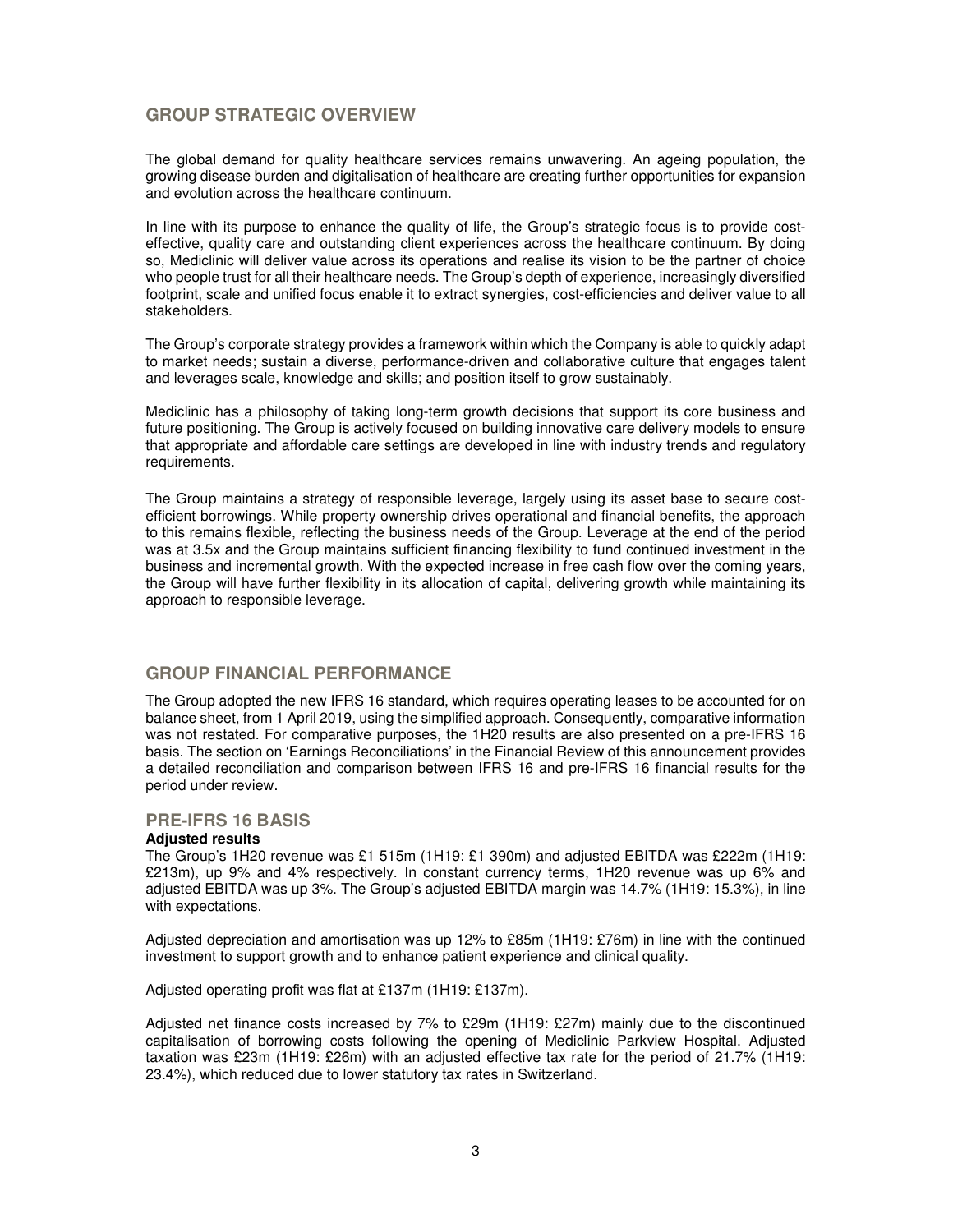## GROUP STRATEGIC OVERVIEW

The global demand for quality healthcare services remains unwavering. An ageing population, the growing disease burden and digitalisation of healthcare are creating further opportunities for expansion and evolution across the healthcare continuum.

In line with its purpose to enhance the quality of life, the Group's strategic focus is to provide cost-effective, quality care and outstanding client experiences across the healthcare continuum. By doing so, Mediclinic will deliver value across its operations and realise its vision to be the partner of choice who people trust for all their healthcare needs. The Group's depth of experience, increasingly diversified footprint, scale and unified focus enable it to extract synergies, cost-efficiencies and deliver value to all stakeholders.

The Group's corporate strategy provides a framework within which the Company is able to quickly adapt to market needs; sustain a diverse, performance-driven and collaborative culture that engages talent and leverages scale, knowledge and skills; and position itself to grow sustainably.

Mediclinic has a philosophy of taking long-term growth decisions that support its core business and future positioning. The Group is actively focused on building innovative care delivery models to ensure that appropriate and affordable care settings are developed in line with industry trends and regulatory requirements.

The Group maintains a strategy of responsible leverage, largely using its asset base to secure cost-efficient borrowings. While property ownership drives operational and financial benefits, the approach to this remains flexible, reflecting the business needs of the Group. Leverage at the end of the period was at 3.5x and the Group maintains sufficient financing flexibility to fund continued investment in the business and incremental growth. With the expected increase in free cash flow over the coming years, the Group will have further flexibility in its allocation of capital, delivering growth while maintaining its approach to responsible leverage.

## GROUP FINANCIAL PERFORMANCE

The Group adopted the new IFRS 16 standard, which requires operating leases to be accounted for on balance sheet, from 1 April 2019, using the simplified approach. Consequently, comparative information was not restated. For comparative purposes, the 1H20 results are also presented on a pre-IFRS 16 basis. The section on 'Earnings Reconciliations' in the Financial Review of this announcement provides a detailed reconciliation and comparison between IFRS 16 and pre-IFRS 16 financial results for the period under review.

### PRE-IFRS 16 BASIS

**Adjusted results**

The Group's 1H20 revenue was £1 515m (1H19: £1 390m) and adjusted EBITDA was £222m (1H19: £213m), up 9% and 4% respectively. In constant currency terms, 1H20 revenue was up 6% and adjusted EBITDA was up 3%. The Group's adjusted EBITDA margin was 14.7% (1H19: 15.3%), in line with expectations.

Adjusted depreciation and amortisation was up 12% to £85m (1H19: £76m) in line with the continued investment to support growth and to enhance patient experience and clinical quality.

Adjusted operating profit was flat at £137m (1H19: £137m).

Adjusted net finance costs increased by 7% to £29m (1H19: £27m) mainly due to the discontinued capitalisation of borrowing costs following the opening of Mediclinic Parkview Hospital. Adjusted taxation was £23m (1H19: £26m) with an adjusted effective tax rate for the period of 21.7% (1H19: 23.4%), which reduced due to lower statutory tax rates in Switzerland.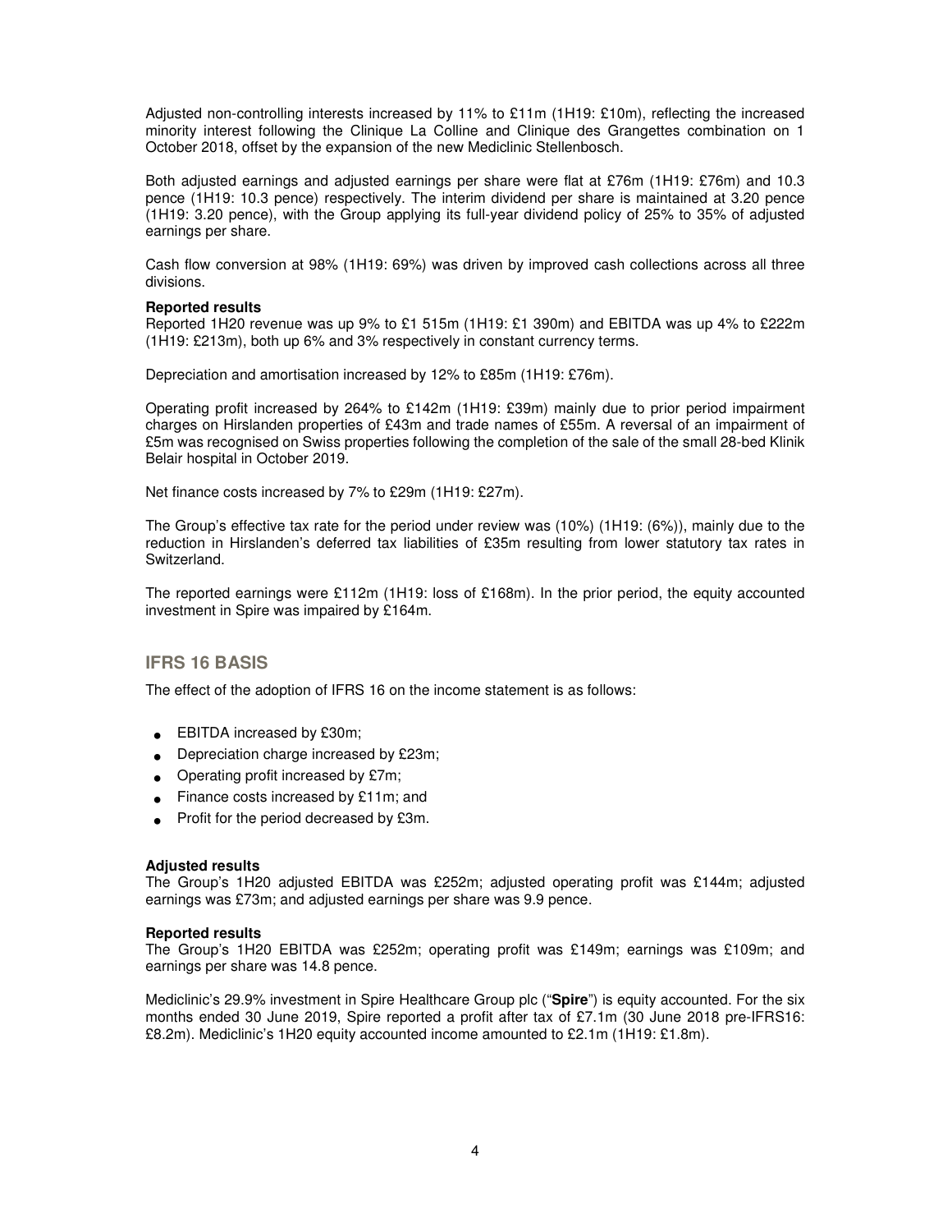Adjusted non-controlling interests increased by 11% to £11m (1H19: £10m), reflecting the increased minority interest following the Clinique La Colline and Clinique des Grangettes combination on 1 October 2018, offset by the expansion of the new Mediclinic Stellenbosch.

Both adjusted earnings and adjusted earnings per share were flat at £76m (1H19: £76m) and 10.3 pence (1H19: 10.3 pence) respectively. The interim dividend per share is maintained at 3.20 pence (1H19: 3.20 pence), with the Group applying its full-year dividend policy of 25% to 35% of adjusted earnings per share.

Cash flow conversion at 98% (1H19: 69%) was driven by improved cash collections across all three divisions.

**Reported results**
Reported 1H20 revenue was up 9% to £1 515m (1H19: £1 390m) and EBITDA was up 4% to £222m (1H19: £213m), both up 6% and 3% respectively in constant currency terms.

Depreciation and amortisation increased by 12% to £85m (1H19: £76m).

Operating profit increased by 264% to £142m (1H19: £39m) mainly due to prior period impairment charges on Hirslanden properties of £43m and trade names of £55m. A reversal of an impairment of £5m was recognised on Swiss properties following the completion of the sale of the small 28-bed Klinik Belair hospital in October 2019.

Net finance costs increased by 7% to £29m (1H19: £27m).

The Group's effective tax rate for the period under review was (10%) (1H19: (6%)), mainly due to the reduction in Hirslanden's deferred tax liabilities of £35m resulting from lower statutory tax rates in Switzerland.

The reported earnings were £112m (1H19: loss of £168m). In the prior period, the equity accounted investment in Spire was impaired by £164m.

## IFRS 16 BASIS

The effect of the adoption of IFRS 16 on the income statement is as follows:

- EBITDA increased by £30m;
- Depreciation charge increased by £23m;
- Operating profit increased by £7m;
- Finance costs increased by £11m; and
- Profit for the period decreased by £3m.

**Adjusted results**
The Group's 1H20 adjusted EBITDA was £252m; adjusted operating profit was £144m; adjusted earnings was £73m; and adjusted earnings per share was 9.9 pence.

**Reported results**
The Group's 1H20 EBITDA was £252m; operating profit was £149m; earnings was £109m; and earnings per share was 14.8 pence.

Mediclinic's 29.9% investment in Spire Healthcare Group plc ("**Spire**") is equity accounted. For the six months ended 30 June 2019, Spire reported a profit after tax of £7.1m (30 June 2018 pre-IFRS16: £8.2m). Mediclinic's 1H20 equity accounted income amounted to £2.1m (1H19: £1.8m).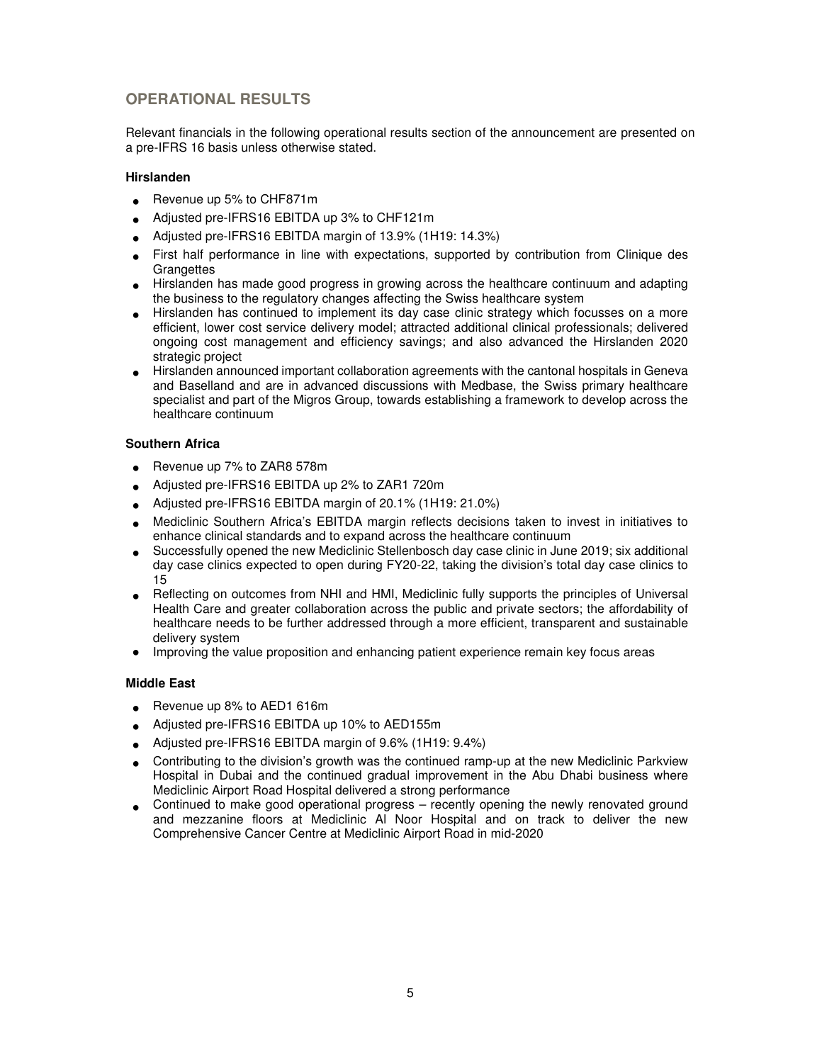## OPERATIONAL RESULTS

Relevant financials in the following operational results section of the announcement are presented on a pre-IFRS 16 basis unless otherwise stated.

### Hirslanden

- Revenue up 5% to CHF871m
- Adjusted pre-IFRS16 EBITDA up 3% to CHF121m
- Adjusted pre-IFRS16 EBITDA margin of 13.9% (1H19: 14.3%)
- First half performance in line with expectations, supported by contribution from Clinique des Grangettes
- Hirslanden has made good progress in growing across the healthcare continuum and adapting the business to the regulatory changes affecting the Swiss healthcare system
- Hirslanden has continued to implement its day case clinic strategy which focusses on a more efficient, lower cost service delivery model; attracted additional clinical professionals; delivered ongoing cost management and efficiency savings; and also advanced the Hirslanden 2020 strategic project
- Hirslanden announced important collaboration agreements with the cantonal hospitals in Geneva and Baselland and are in advanced discussions with Medbase, the Swiss primary healthcare specialist and part of the Migros Group, towards establishing a framework to develop across the healthcare continuum

### Southern Africa

- Revenue up 7% to ZAR8 578m
- Adjusted pre-IFRS16 EBITDA up 2% to ZAR1 720m
- Adjusted pre-IFRS16 EBITDA margin of 20.1% (1H19: 21.0%)
- Mediclinic Southern Africa's EBITDA margin reflects decisions taken to invest in initiatives to enhance clinical standards and to expand across the healthcare continuum
- Successfully opened the new Mediclinic Stellenbosch day case clinic in June 2019; six additional day case clinics expected to open during FY20-22, taking the division's total day case clinics to 15
- Reflecting on outcomes from NHI and HMI, Mediclinic fully supports the principles of Universal Health Care and greater collaboration across the public and private sectors; the affordability of healthcare needs to be further addressed through a more efficient, transparent and sustainable delivery system
- Improving the value proposition and enhancing patient experience remain key focus areas

### Middle East

- Revenue up 8% to AED1 616m
- Adjusted pre-IFRS16 EBITDA up 10% to AED155m
- Adjusted pre-IFRS16 EBITDA margin of 9.6% (1H19: 9.4%)
- Contributing to the division's growth was the continued ramp-up at the new Mediclinic Parkview Hospital in Dubai and the continued gradual improvement in the Abu Dhabi business where Mediclinic Airport Road Hospital delivered a strong performance
- Continued to make good operational progress – recently opening the newly renovated ground and mezzanine floors at Mediclinic Al Noor Hospital and on track to deliver the new Comprehensive Cancer Centre at Mediclinic Airport Road in mid-2020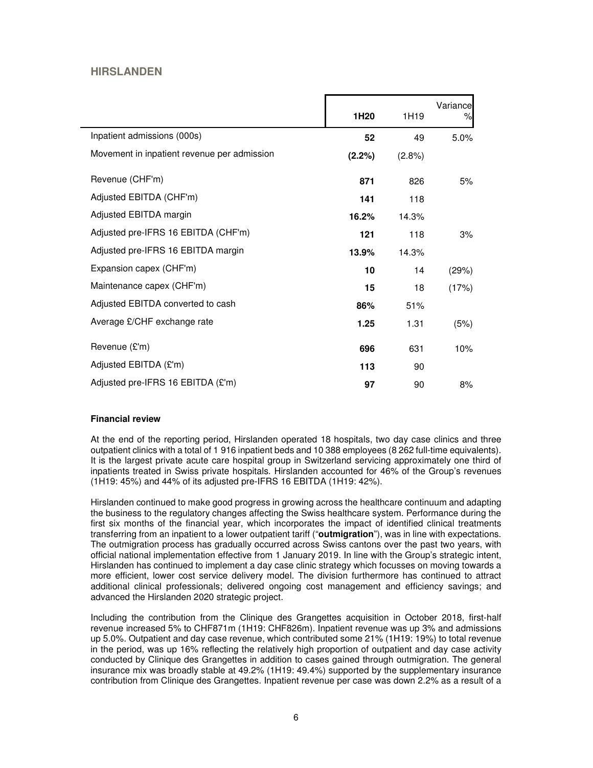## HIRSLANDEN

| | 1H20 | 1H19 | Variance % |
|---|---|---|---|
| Inpatient admissions (000s) | **52** | 49 | 5.0% |
| Movement in inpatient revenue per admission | **(2.2%)** | (2.8%) | |
| Revenue (CHF'm) | **871** | 826 | 5% |
| Adjusted EBITDA (CHF'm) | **141** | 118 | |
| Adjusted EBITDA margin | **16.2%** | 14.3% | |
| Adjusted pre-IFRS 16 EBITDA (CHF'm) | **121** | 118 | 3% |
| Adjusted pre-IFRS 16 EBITDA margin | **13.9%** | 14.3% | |
| Expansion capex (CHF'm) | **10** | 14 | (29%) |
| Maintenance capex (CHF'm) | **15** | 18 | (17%) |
| Adjusted EBITDA converted to cash | **86%** | 51% | |
| Average £/CHF exchange rate | **1.25** | 1.31 | (5%) |
| Revenue (£'m) | **696** | 631 | 10% |
| Adjusted EBITDA (£'m) | **113** | 90 | |
| Adjusted pre-IFRS 16 EBITDA (£'m) | **97** | 90 | 8% |

**Financial review**

At the end of the reporting period, Hirslanden operated 18 hospitals, two day case clinics and three outpatient clinics with a total of 1 916 inpatient beds and 10 388 employees (8 262 full-time equivalents). It is the largest private acute care hospital group in Switzerland servicing approximately one third of inpatients treated in Swiss private hospitals. Hirslanden accounted for 46% of the Group's revenues (1H19: 45%) and 44% of its adjusted pre-IFRS 16 EBITDA (1H19: 42%).

Hirslanden continued to make good progress in growing across the healthcare continuum and adapting the business to the regulatory changes affecting the Swiss healthcare system. Performance during the first six months of the financial year, which incorporates the impact of identified clinical treatments transferring from an inpatient to a lower outpatient tariff ("**outmigration**"), was in line with expectations. The outmigration process has gradually occurred across Swiss cantons over the past two years, with official national implementation effective from 1 January 2019. In line with the Group's strategic intent, Hirslanden has continued to implement a day case clinic strategy which focusses on moving towards a more efficient, lower cost service delivery model. The division furthermore has continued to attract additional clinical professionals; delivered ongoing cost management and efficiency savings; and advanced the Hirslanden 2020 strategic project.

Including the contribution from the Clinique des Grangettes acquisition in October 2018, first-half revenue increased 5% to CHF871m (1H19: CHF826m). Inpatient revenue was up 3% and admissions up 5.0%. Outpatient and day case revenue, which contributed some 21% (1H19: 19%) to total revenue in the period, was up 16% reflecting the relatively high proportion of outpatient and day case activity conducted by Clinique des Grangettes in addition to cases gained through outmigration. The general insurance mix was broadly stable at 49.2% (1H19: 49.4%) supported by the supplementary insurance contribution from Clinique des Grangettes. Inpatient revenue per case was down 2.2% as a result of a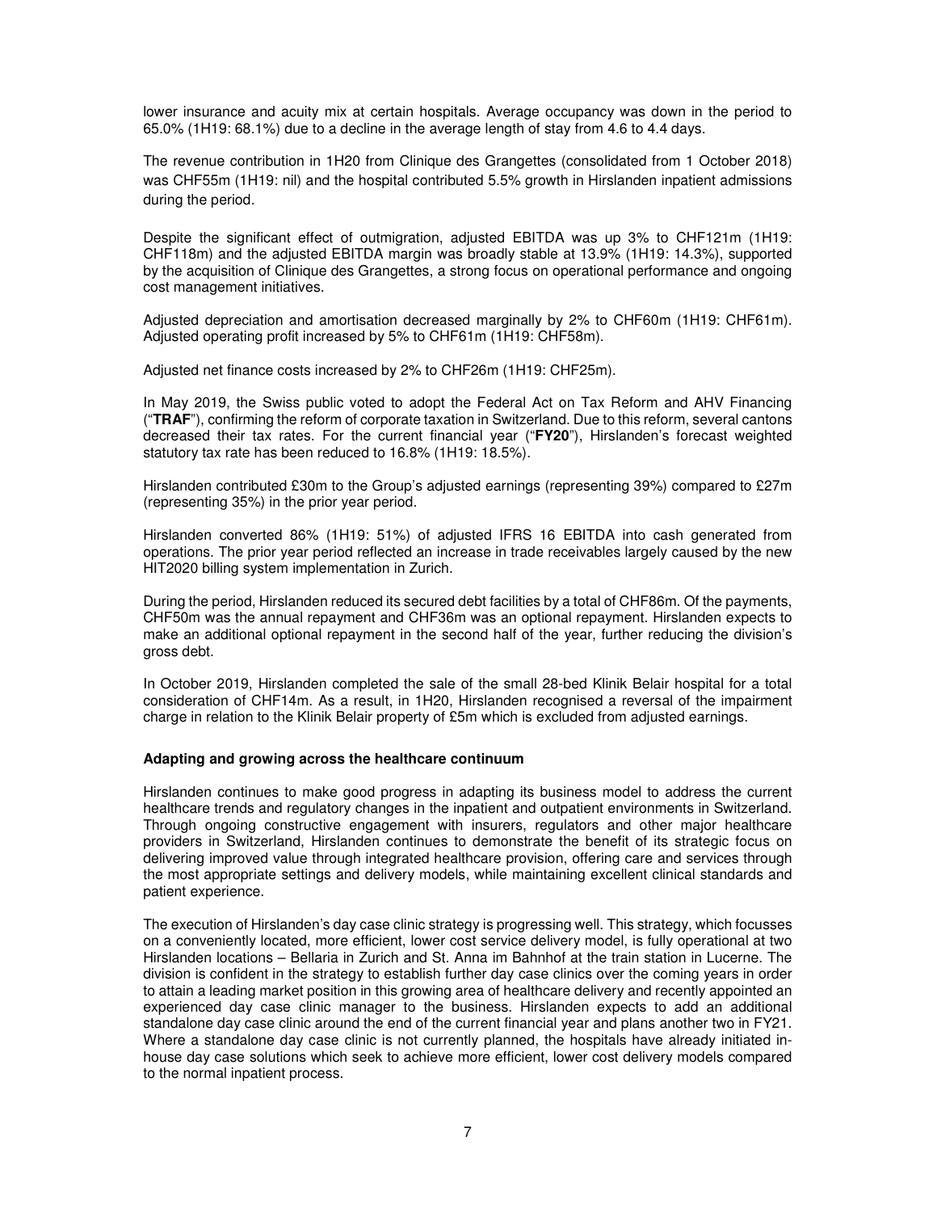lower insurance and acuity mix at certain hospitals. Average occupancy was down in the period to 65.0% (1H19: 68.1%) due to a decline in the average length of stay from 4.6 to 4.4 days.

The revenue contribution in 1H20 from Clinique des Grangettes (consolidated from 1 October 2018) was CHF55m (1H19: nil) and the hospital contributed 5.5% growth in Hirslanden inpatient admissions during the period.

Despite the significant effect of outmigration, adjusted EBITDA was up 3% to CHF121m (1H19: CHF118m) and the adjusted EBITDA margin was broadly stable at 13.9% (1H19: 14.3%), supported by the acquisition of Clinique des Grangettes, a strong focus on operational performance and ongoing cost management initiatives.

Adjusted depreciation and amortisation decreased marginally by 2% to CHF60m (1H19: CHF61m). Adjusted operating profit increased by 5% to CHF61m (1H19: CHF58m).

Adjusted net finance costs increased by 2% to CHF26m (1H19: CHF25m).

In May 2019, the Swiss public voted to adopt the Federal Act on Tax Reform and AHV Financing ("**TRAF**"), confirming the reform of corporate taxation in Switzerland. Due to this reform, several cantons decreased their tax rates. For the current financial year ("**FY20**"), Hirslanden's forecast weighted statutory tax rate has been reduced to 16.8% (1H19: 18.5%).

Hirslanden contributed £30m to the Group's adjusted earnings (representing 39%) compared to £27m (representing 35%) in the prior year period.

Hirslanden converted 86% (1H19: 51%) of adjusted IFRS 16 EBITDA into cash generated from operations. The prior year period reflected an increase in trade receivables largely caused by the new HIT2020 billing system implementation in Zurich.

During the period, Hirslanden reduced its secured debt facilities by a total of CHF86m. Of the payments, CHF50m was the annual repayment and CHF36m was an optional repayment. Hirslanden expects to make an additional optional repayment in the second half of the year, further reducing the division's gross debt.

In October 2019, Hirslanden completed the sale of the small 28-bed Klinik Belair hospital for a total consideration of CHF14m. As a result, in 1H20, Hirslanden recognised a reversal of the impairment charge in relation to the Klinik Belair property of £5m which is excluded from adjusted earnings.

**Adapting and growing across the healthcare continuum**

Hirslanden continues to make good progress in adapting its business model to address the current healthcare trends and regulatory changes in the inpatient and outpatient environments in Switzerland. Through ongoing constructive engagement with insurers, regulators and other major healthcare providers in Switzerland, Hirslanden continues to demonstrate the benefit of its strategic focus on delivering improved value through integrated healthcare provision, offering care and services through the most appropriate settings and delivery models, while maintaining excellent clinical standards and patient experience.

The execution of Hirslanden's day case clinic strategy is progressing well. This strategy, which focusses on a conveniently located, more efficient, lower cost service delivery model, is fully operational at two Hirslanden locations – Bellaria in Zurich and St. Anna im Bahnhof at the train station in Lucerne. The division is confident in the strategy to establish further day case clinics over the coming years in order to attain a leading market position in this growing area of healthcare delivery and recently appointed an experienced day case clinic manager to the business. Hirslanden expects to add an additional standalone day case clinic around the end of the current financial year and plans another two in FY21. Where a standalone day case clinic is not currently planned, the hospitals have already initiated in-house day case solutions which seek to achieve more efficient, lower cost delivery models compared to the normal inpatient process.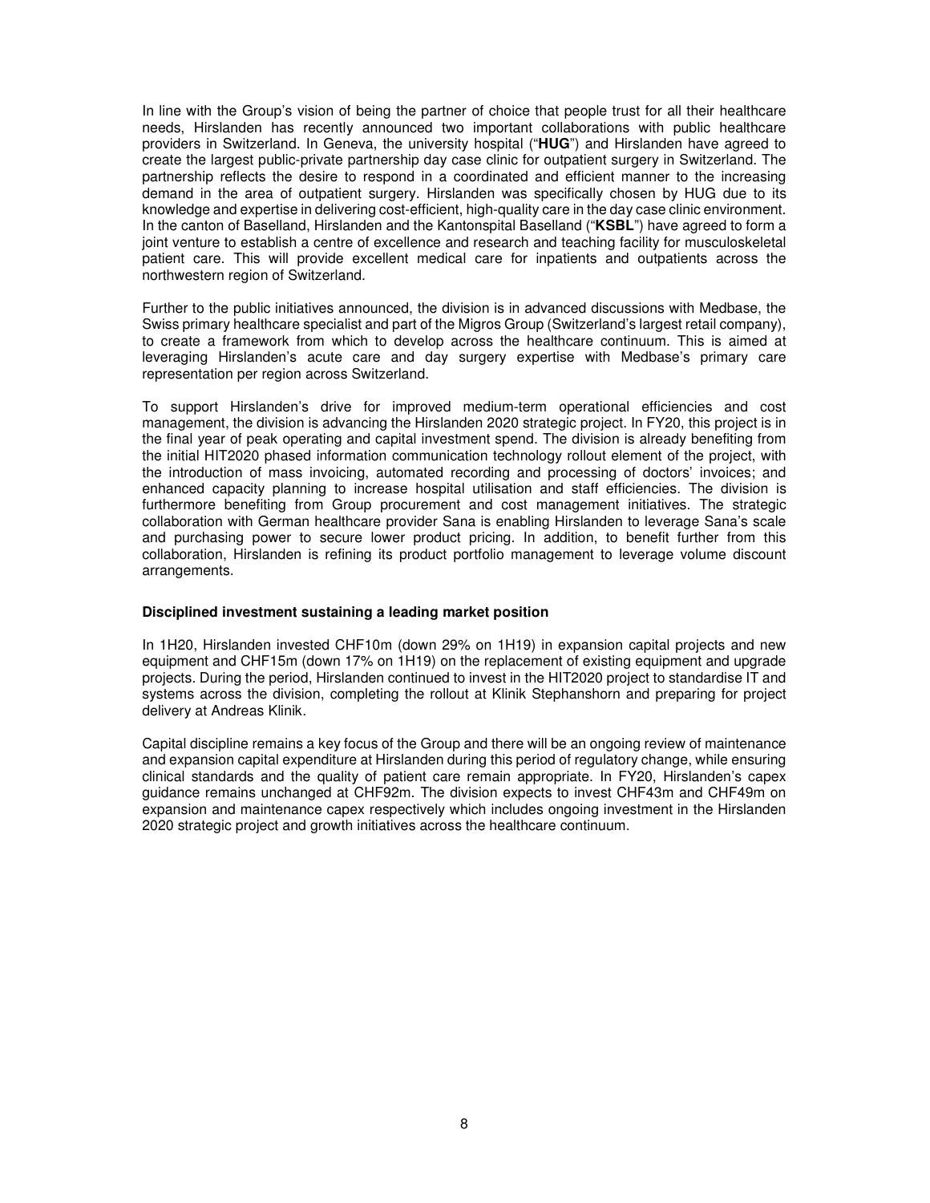In line with the Group's vision of being the partner of choice that people trust for all their healthcare needs, Hirslanden has recently announced two important collaborations with public healthcare providers in Switzerland. In Geneva, the university hospital ("**HUG**") and Hirslanden have agreed to create the largest public-private partnership day case clinic for outpatient surgery in Switzerland. The partnership reflects the desire to respond in a coordinated and efficient manner to the increasing demand in the area of outpatient surgery. Hirslanden was specifically chosen by HUG due to its knowledge and expertise in delivering cost-efficient, high-quality care in the day case clinic environment. In the canton of Baselland, Hirslanden and the Kantonspital Baselland ("**KSBL**") have agreed to form a joint venture to establish a centre of excellence and research and teaching facility for musculoskeletal patient care. This will provide excellent medical care for inpatients and outpatients across the northwestern region of Switzerland.

Further to the public initiatives announced, the division is in advanced discussions with Medbase, the Swiss primary healthcare specialist and part of the Migros Group (Switzerland's largest retail company), to create a framework from which to develop across the healthcare continuum. This is aimed at leveraging Hirslanden's acute care and day surgery expertise with Medbase's primary care representation per region across Switzerland.

To support Hirslanden's drive for improved medium-term operational efficiencies and cost management, the division is advancing the Hirslanden 2020 strategic project. In FY20, this project is in the final year of peak operating and capital investment spend. The division is already benefiting from the initial HIT2020 phased information communication technology rollout element of the project, with the introduction of mass invoicing, automated recording and processing of doctors' invoices; and enhanced capacity planning to increase hospital utilisation and staff efficiencies. The division is furthermore benefiting from Group procurement and cost management initiatives. The strategic collaboration with German healthcare provider Sana is enabling Hirslanden to leverage Sana's scale and purchasing power to secure lower product pricing. In addition, to benefit further from this collaboration, Hirslanden is refining its product portfolio management to leverage volume discount arrangements.

**Disciplined investment sustaining a leading market position**

In 1H20, Hirslanden invested CHF10m (down 29% on 1H19) in expansion capital projects and new equipment and CHF15m (down 17% on 1H19) on the replacement of existing equipment and upgrade projects. During the period, Hirslanden continued to invest in the HIT2020 project to standardise IT and systems across the division, completing the rollout at Klinik Stephanshorn and preparing for project delivery at Andreas Klinik.

Capital discipline remains a key focus of the Group and there will be an ongoing review of maintenance and expansion capital expenditure at Hirslanden during this period of regulatory change, while ensuring clinical standards and the quality of patient care remain appropriate. In FY20, Hirslanden's capex guidance remains unchanged at CHF92m. The division expects to invest CHF43m and CHF49m on expansion and maintenance capex respectively which includes ongoing investment in the Hirslanden 2020 strategic project and growth initiatives across the healthcare continuum.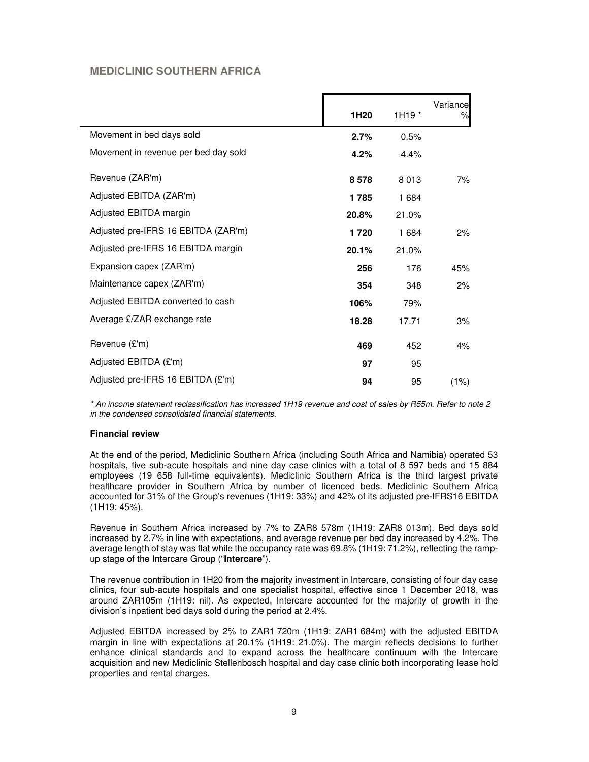## MEDICLINIC SOUTHERN AFRICA

| | 1H20 | 1H19 * | Variance % |
|---|---|---|---|
| Movement in bed days sold | **2.7%** | 0.5% | |
| Movement in revenue per bed day sold | **4.2%** | 4.4% | |
| Revenue (ZAR'm) | **8 578** | 8 013 | 7% |
| Adjusted EBITDA (ZAR'm) | **1 785** | 1 684 | |
| Adjusted EBITDA margin | **20.8%** | 21.0% | |
| Adjusted pre-IFRS 16 EBITDA (ZAR'm) | **1 720** | 1 684 | 2% |
| Adjusted pre-IFRS 16 EBITDA margin | **20.1%** | 21.0% | |
| Expansion capex (ZAR'm) | **256** | 176 | 45% |
| Maintenance capex (ZAR'm) | **354** | 348 | 2% |
| Adjusted EBITDA converted to cash | **106%** | 79% | |
| Average £/ZAR exchange rate | **18.28** | 17.71 | 3% |
| Revenue (£'m) | **469** | 452 | 4% |
| Adjusted EBITDA (£'m) | **97** | 95 | |
| Adjusted pre-IFRS 16 EBITDA (£'m) | **94** | 95 | (1%) |

*\* An income statement reclassification has increased 1H19 revenue and cost of sales by R55m. Refer to note 2 in the condensed consolidated financial statements.*

**Financial review**

At the end of the period, Mediclinic Southern Africa (including South Africa and Namibia) operated 53 hospitals, five sub-acute hospitals and nine day case clinics with a total of 8 597 beds and 15 884 employees (19 658 full-time equivalents). Mediclinic Southern Africa is the third largest private healthcare provider in Southern Africa by number of licenced beds. Mediclinic Southern Africa accounted for 31% of the Group's revenues (1H19: 33%) and 42% of its adjusted pre-IFRS16 EBITDA (1H19: 45%).

Revenue in Southern Africa increased by 7% to ZAR8 578m (1H19: ZAR8 013m). Bed days sold increased by 2.7% in line with expectations, and average revenue per bed day increased by 4.2%. The average length of stay was flat while the occupancy rate was 69.8% (1H19: 71.2%), reflecting the ramp-up stage of the Intercare Group ("**Intercare**").

The revenue contribution in 1H20 from the majority investment in Intercare, consisting of four day case clinics, four sub-acute hospitals and one specialist hospital, effective since 1 December 2018, was around ZAR105m (1H19: nil). As expected, Intercare accounted for the majority of growth in the division's inpatient bed days sold during the period at 2.4%.

Adjusted EBITDA increased by 2% to ZAR1 720m (1H19: ZAR1 684m) with the adjusted EBITDA margin in line with expectations at 20.1% (1H19: 21.0%). The margin reflects decisions to further enhance clinical standards and to expand across the healthcare continuum with the Intercare acquisition and new Mediclinic Stellenbosch hospital and day case clinic both incorporating lease hold properties and rental charges.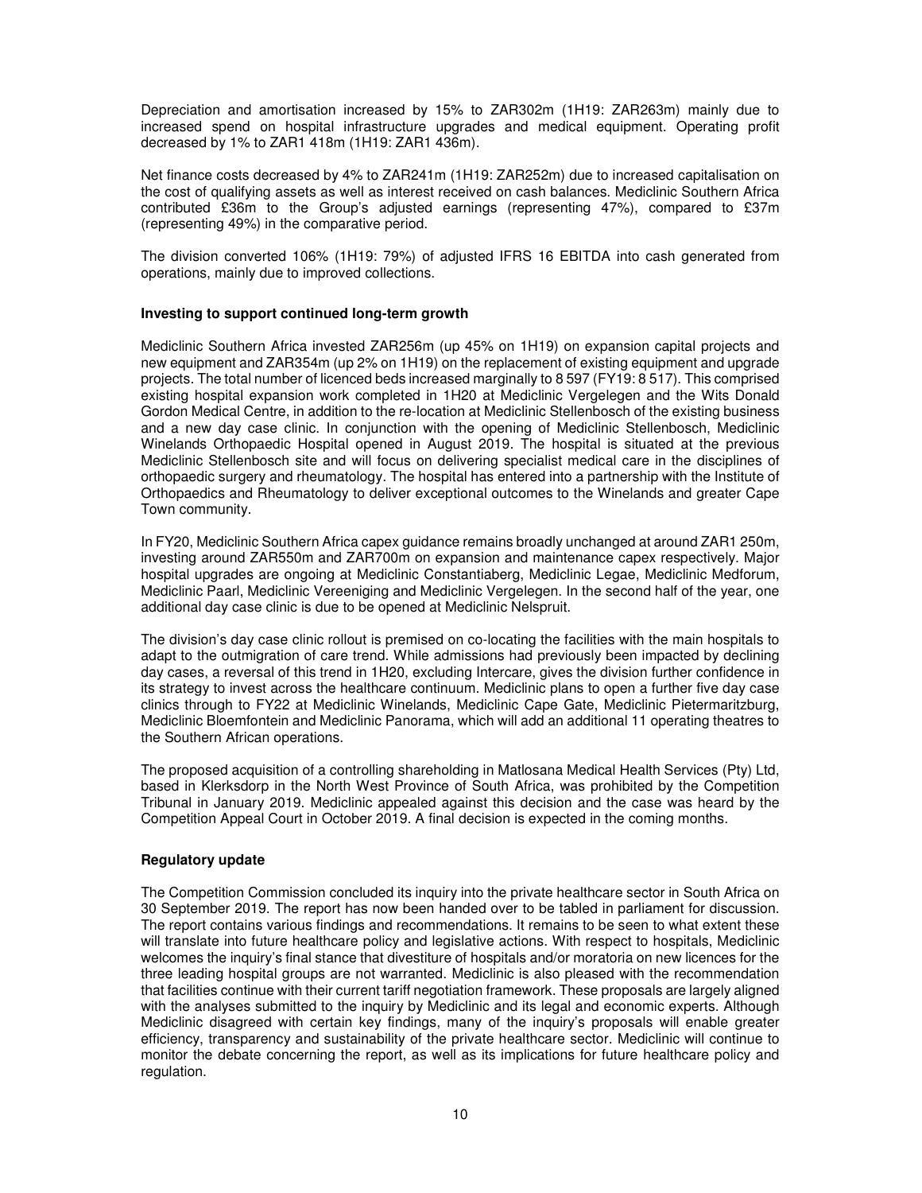Depreciation and amortisation increased by 15% to ZAR302m (1H19: ZAR263m) mainly due to increased spend on hospital infrastructure upgrades and medical equipment. Operating profit decreased by 1% to ZAR1 418m (1H19: ZAR1 436m).

Net finance costs decreased by 4% to ZAR241m (1H19: ZAR252m) due to increased capitalisation on the cost of qualifying assets as well as interest received on cash balances. Mediclinic Southern Africa contributed £36m to the Group's adjusted earnings (representing 47%), compared to £37m (representing 49%) in the comparative period.

The division converted 106% (1H19: 79%) of adjusted IFRS 16 EBITDA into cash generated from operations, mainly due to improved collections.

**Investing to support continued long-term growth**

Mediclinic Southern Africa invested ZAR256m (up 45% on 1H19) on expansion capital projects and new equipment and ZAR354m (up 2% on 1H19) on the replacement of existing equipment and upgrade projects. The total number of licenced beds increased marginally to 8 597 (FY19: 8 517). This comprised existing hospital expansion work completed in 1H20 at Mediclinic Vergelegen and the Wits Donald Gordon Medical Centre, in addition to the re-location at Mediclinic Stellenbosch of the existing business and a new day case clinic. In conjunction with the opening of Mediclinic Stellenbosch, Mediclinic Winelands Orthopaedic Hospital opened in August 2019. The hospital is situated at the previous Mediclinic Stellenbosch site and will focus on delivering specialist medical care in the disciplines of orthopaedic surgery and rheumatology. The hospital has entered into a partnership with the Institute of Orthopaedics and Rheumatology to deliver exceptional outcomes to the Winelands and greater Cape Town community.

In FY20, Mediclinic Southern Africa capex guidance remains broadly unchanged at around ZAR1 250m, investing around ZAR550m and ZAR700m on expansion and maintenance capex respectively. Major hospital upgrades are ongoing at Mediclinic Constantiaberg, Mediclinic Legae, Mediclinic Medforum, Mediclinic Paarl, Mediclinic Vereeniging and Mediclinic Vergelegen. In the second half of the year, one additional day case clinic is due to be opened at Mediclinic Nelspruit.

The division's day case clinic rollout is premised on co-locating the facilities with the main hospitals to adapt to the outmigration of care trend. While admissions had previously been impacted by declining day cases, a reversal of this trend in 1H20, excluding Intercare, gives the division further confidence in its strategy to invest across the healthcare continuum. Mediclinic plans to open a further five day case clinics through to FY22 at Mediclinic Winelands, Mediclinic Cape Gate, Mediclinic Pietermaritzburg, Mediclinic Bloemfontein and Mediclinic Panorama, which will add an additional 11 operating theatres to the Southern African operations.

The proposed acquisition of a controlling shareholding in Matlosana Medical Health Services (Pty) Ltd, based in Klerksdorp in the North West Province of South Africa, was prohibited by the Competition Tribunal in January 2019. Mediclinic appealed against this decision and the case was heard by the Competition Appeal Court in October 2019. A final decision is expected in the coming months.

**Regulatory update**

The Competition Commission concluded its inquiry into the private healthcare sector in South Africa on 30 September 2019. The report has now been handed over to be tabled in parliament for discussion. The report contains various findings and recommendations. It remains to be seen to what extent these will translate into future healthcare policy and legislative actions. With respect to hospitals, Mediclinic welcomes the inquiry's final stance that divestiture of hospitals and/or moratoria on new licences for the three leading hospital groups are not warranted. Mediclinic is also pleased with the recommendation that facilities continue with their current tariff negotiation framework. These proposals are largely aligned with the analyses submitted to the inquiry by Mediclinic and its legal and economic experts. Although Mediclinic disagreed with certain key findings, many of the inquiry's proposals will enable greater efficiency, transparency and sustainability of the private healthcare sector. Mediclinic will continue to monitor the debate concerning the report, as well as its implications for future healthcare policy and regulation.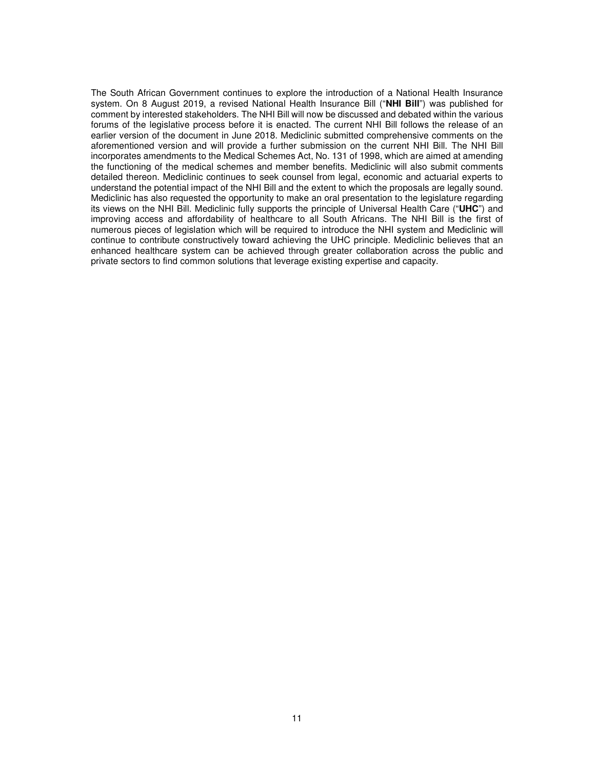The South African Government continues to explore the introduction of a National Health Insurance system. On 8 August 2019, a revised National Health Insurance Bill ("**NHI Bill**") was published for comment by interested stakeholders. The NHI Bill will now be discussed and debated within the various forums of the legislative process before it is enacted. The current NHI Bill follows the release of an earlier version of the document in June 2018. Mediclinic submitted comprehensive comments on the aforementioned version and will provide a further submission on the current NHI Bill. The NHI Bill incorporates amendments to the Medical Schemes Act, No. 131 of 1998, which are aimed at amending the functioning of the medical schemes and member benefits. Mediclinic will also submit comments detailed thereon. Mediclinic continues to seek counsel from legal, economic and actuarial experts to understand the potential impact of the NHI Bill and the extent to which the proposals are legally sound. Mediclinic has also requested the opportunity to make an oral presentation to the legislature regarding its views on the NHI Bill. Mediclinic fully supports the principle of Universal Health Care ("**UHC**") and improving access and affordability of healthcare to all South Africans. The NHI Bill is the first of numerous pieces of legislation which will be required to introduce the NHI system and Mediclinic will continue to contribute constructively toward achieving the UHC principle. Mediclinic believes that an enhanced healthcare system can be achieved through greater collaboration across the public and private sectors to find common solutions that leverage existing expertise and capacity.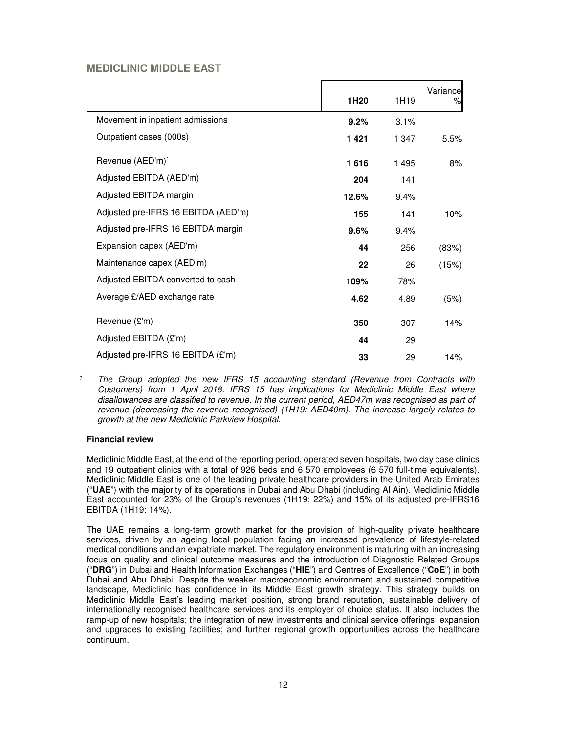## MEDICLINIC MIDDLE EAST

| | 1H20 | 1H19 | Variance % |
|---|---|---|---|
| Movement in inpatient admissions | **9.2%** | 3.1% | |
| Outpatient cases (000s) | **1 421** | 1 347 | 5.5% |
| Revenue (AED'm)[1] | **1 616** | 1 495 | 8% |
| Adjusted EBITDA (AED'm) | **204** | 141 | |
| Adjusted EBITDA margin | **12.6%** | 9.4% | |
| Adjusted pre-IFRS 16 EBITDA (AED'm) | **155** | 141 | 10% |
| Adjusted pre-IFRS 16 EBITDA margin | **9.6%** | 9.4% | |
| Expansion capex (AED'm) | **44** | 256 | (83%) |
| Maintenance capex (AED'm) | **22** | 26 | (15%) |
| Adjusted EBITDA converted to cash | **109%** | 78% | |
| Average £/AED exchange rate | **4.62** | 4.89 | (5%) |
| Revenue (£'m) | **350** | 307 | 14% |
| Adjusted EBITDA (£'m) | **44** | 29 | |
| Adjusted pre-IFRS 16 EBITDA (£'m) | **33** | 29 | 14% |

[1] *The Group adopted the new IFRS 15 accounting standard (Revenue from Contracts with Customers) from 1 April 2018. IFRS 15 has implications for Mediclinic Middle East where disallowances are classified to revenue. In the current period, AED47m was recognised as part of revenue (decreasing the revenue recognised) (1H19: AED40m). The increase largely relates to growth at the new Mediclinic Parkview Hospital.*

**Financial review**

Mediclinic Middle East, at the end of the reporting period, operated seven hospitals, two day case clinics and 19 outpatient clinics with a total of 926 beds and 6 570 employees (6 570 full-time equivalents). Mediclinic Middle East is one of the leading private healthcare providers in the United Arab Emirates ("**UAE**") with the majority of its operations in Dubai and Abu Dhabi (including Al Ain). Mediclinic Middle East accounted for 23% of the Group's revenues (1H19: 22%) and 15% of its adjusted pre-IFRS16 EBITDA (1H19: 14%).

The UAE remains a long-term growth market for the provision of high-quality private healthcare services, driven by an ageing local population facing an increased prevalence of lifestyle-related medical conditions and an expatriate market. The regulatory environment is maturing with an increasing focus on quality and clinical outcome measures and the introduction of Diagnostic Related Groups ("**DRG**") in Dubai and Health Information Exchanges ("**HIE**") and Centres of Excellence ("**CoE**") in both Dubai and Abu Dhabi. Despite the weaker macroeconomic environment and sustained competitive landscape, Mediclinic has confidence in its Middle East growth strategy. This strategy builds on Mediclinic Middle East's leading market position, strong brand reputation, sustainable delivery of internationally recognised healthcare services and its employer of choice status. It also includes the ramp-up of new hospitals; the integration of new investments and clinical service offerings; expansion and upgrades to existing facilities; and further regional growth opportunities across the healthcare continuum.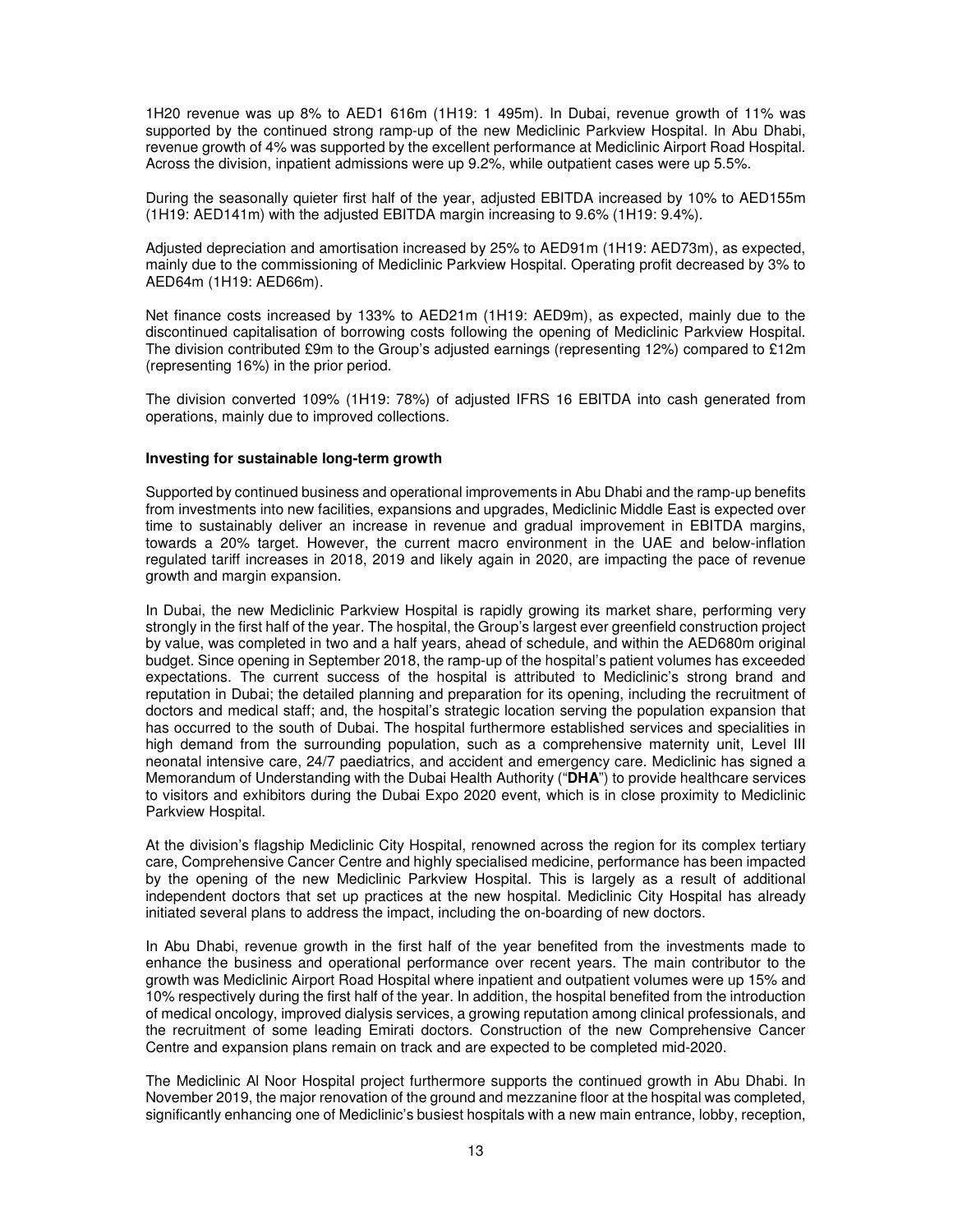1H20 revenue was up 8% to AED1 616m (1H19: 1 495m). In Dubai, revenue growth of 11% was supported by the continued strong ramp-up of the new Mediclinic Parkview Hospital. In Abu Dhabi, revenue growth of 4% was supported by the excellent performance at Mediclinic Airport Road Hospital. Across the division, inpatient admissions were up 9.2%, while outpatient cases were up 5.5%.

During the seasonally quieter first half of the year, adjusted EBITDA increased by 10% to AED155m (1H19: AED141m) with the adjusted EBITDA margin increasing to 9.6% (1H19: 9.4%).

Adjusted depreciation and amortisation increased by 25% to AED91m (1H19: AED73m), as expected, mainly due to the commissioning of Mediclinic Parkview Hospital. Operating profit decreased by 3% to AED64m (1H19: AED66m).

Net finance costs increased by 133% to AED21m (1H19: AED9m), as expected, mainly due to the discontinued capitalisation of borrowing costs following the opening of Mediclinic Parkview Hospital. The division contributed £9m to the Group's adjusted earnings (representing 12%) compared to £12m (representing 16%) in the prior period.

The division converted 109% (1H19: 78%) of adjusted IFRS 16 EBITDA into cash generated from operations, mainly due to improved collections.

**Investing for sustainable long-term growth**

Supported by continued business and operational improvements in Abu Dhabi and the ramp-up benefits from investments into new facilities, expansions and upgrades, Mediclinic Middle East is expected over time to sustainably deliver an increase in revenue and gradual improvement in EBITDA margins, towards a 20% target. However, the current macro environment in the UAE and below-inflation regulated tariff increases in 2018, 2019 and likely again in 2020, are impacting the pace of revenue growth and margin expansion.

In Dubai, the new Mediclinic Parkview Hospital is rapidly growing its market share, performing very strongly in the first half of the year. The hospital, the Group's largest ever greenfield construction project by value, was completed in two and a half years, ahead of schedule, and within the AED680m original budget. Since opening in September 2018, the ramp-up of the hospital's patient volumes has exceeded expectations. The current success of the hospital is attributed to Mediclinic's strong brand and reputation in Dubai; the detailed planning and preparation for its opening, including the recruitment of doctors and medical staff; and, the hospital's strategic location serving the population expansion that has occurred to the south of Dubai. The hospital furthermore established services and specialities in high demand from the surrounding population, such as a comprehensive maternity unit, Level III neonatal intensive care, 24/7 paediatrics, and accident and emergency care. Mediclinic has signed a Memorandum of Understanding with the Dubai Health Authority ("**DHA**") to provide healthcare services to visitors and exhibitors during the Dubai Expo 2020 event, which is in close proximity to Mediclinic Parkview Hospital.

At the division's flagship Mediclinic City Hospital, renowned across the region for its complex tertiary care, Comprehensive Cancer Centre and highly specialised medicine, performance has been impacted by the opening of the new Mediclinic Parkview Hospital. This is largely as a result of additional independent doctors that set up practices at the new hospital. Mediclinic City Hospital has already initiated several plans to address the impact, including the on-boarding of new doctors.

In Abu Dhabi, revenue growth in the first half of the year benefited from the investments made to enhance the business and operational performance over recent years. The main contributor to the growth was Mediclinic Airport Road Hospital where inpatient and outpatient volumes were up 15% and 10% respectively during the first half of the year. In addition, the hospital benefited from the introduction of medical oncology, improved dialysis services, a growing reputation among clinical professionals, and the recruitment of some leading Emirati doctors. Construction of the new Comprehensive Cancer Centre and expansion plans remain on track and are expected to be completed mid-2020.

The Mediclinic Al Noor Hospital project furthermore supports the continued growth in Abu Dhabi. In November 2019, the major renovation of the ground and mezzanine floor at the hospital was completed, significantly enhancing one of Mediclinic's busiest hospitals with a new main entrance, lobby, reception,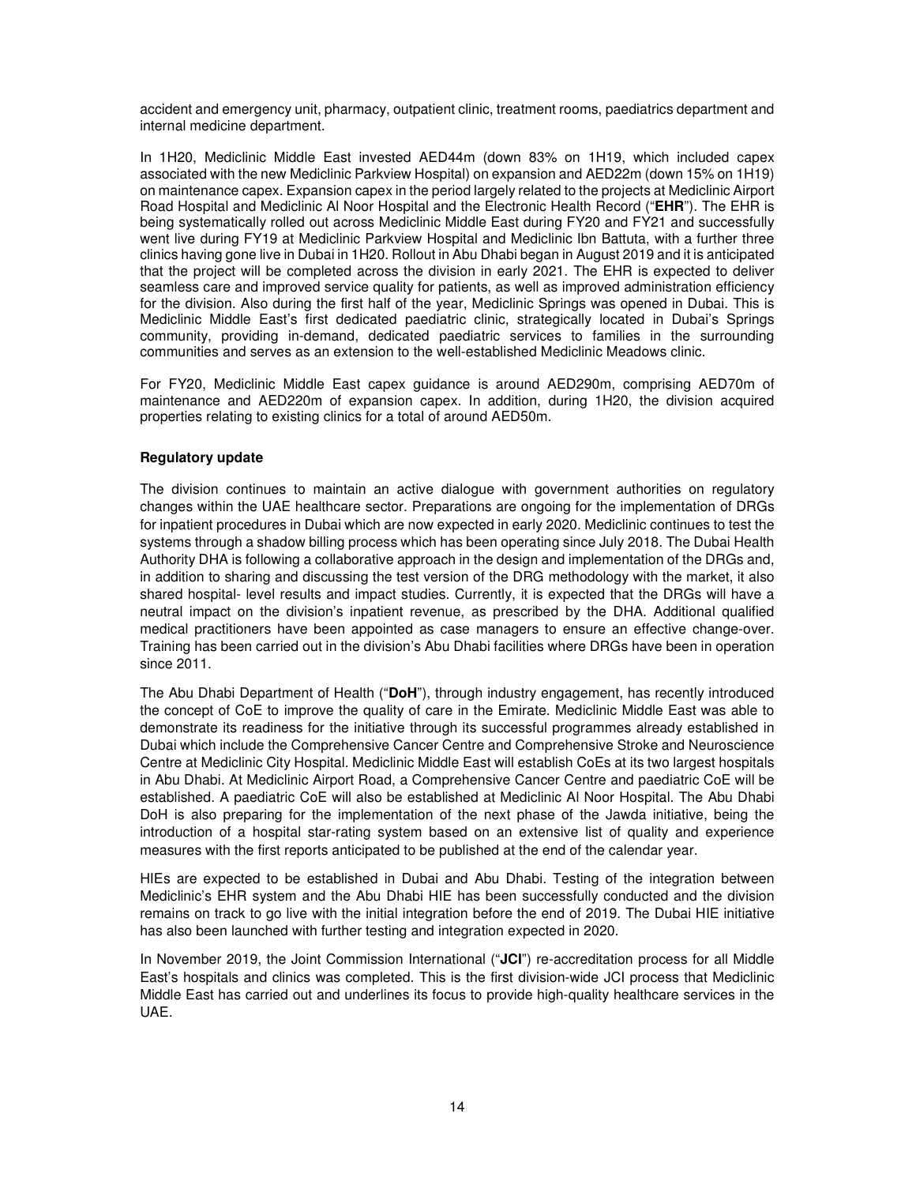accident and emergency unit, pharmacy, outpatient clinic, treatment rooms, paediatrics department and internal medicine department.

In 1H20, Mediclinic Middle East invested AED44m (down 83% on 1H19, which included capex associated with the new Mediclinic Parkview Hospital) on expansion and AED22m (down 15% on 1H19) on maintenance capex. Expansion capex in the period largely related to the projects at Mediclinic Airport Road Hospital and Mediclinic Al Noor Hospital and the Electronic Health Record ("**EHR**"). The EHR is being systematically rolled out across Mediclinic Middle East during FY20 and FY21 and successfully went live during FY19 at Mediclinic Parkview Hospital and Mediclinic Ibn Battuta, with a further three clinics having gone live in Dubai in 1H20. Rollout in Abu Dhabi began in August 2019 and it is anticipated that the project will be completed across the division in early 2021. The EHR is expected to deliver seamless care and improved service quality for patients, as well as improved administration efficiency for the division. Also during the first half of the year, Mediclinic Springs was opened in Dubai. This is Mediclinic Middle East's first dedicated paediatric clinic, strategically located in Dubai's Springs community, providing in-demand, dedicated paediatric services to families in the surrounding communities and serves as an extension to the well-established Mediclinic Meadows clinic.

For FY20, Mediclinic Middle East capex guidance is around AED290m, comprising AED70m of maintenance and AED220m of expansion capex. In addition, during 1H20, the division acquired properties relating to existing clinics for a total of around AED50m.

**Regulatory update**

The division continues to maintain an active dialogue with government authorities on regulatory changes within the UAE healthcare sector. Preparations are ongoing for the implementation of DRGs for inpatient procedures in Dubai which are now expected in early 2020. Mediclinic continues to test the systems through a shadow billing process which has been operating since July 2018. The Dubai Health Authority DHA is following a collaborative approach in the design and implementation of the DRGs and, in addition to sharing and discussing the test version of the DRG methodology with the market, it also shared hospital- level results and impact studies. Currently, it is expected that the DRGs will have a neutral impact on the division's inpatient revenue, as prescribed by the DHA. Additional qualified medical practitioners have been appointed as case managers to ensure an effective change-over. Training has been carried out in the division's Abu Dhabi facilities where DRGs have been in operation since 2011.

The Abu Dhabi Department of Health ("**DoH**"), through industry engagement, has recently introduced the concept of CoE to improve the quality of care in the Emirate. Mediclinic Middle East was able to demonstrate its readiness for the initiative through its successful programmes already established in Dubai which include the Comprehensive Cancer Centre and Comprehensive Stroke and Neuroscience Centre at Mediclinic City Hospital. Mediclinic Middle East will establish CoEs at its two largest hospitals in Abu Dhabi. At Mediclinic Airport Road, a Comprehensive Cancer Centre and paediatric CoE will be established. A paediatric CoE will also be established at Mediclinic Al Noor Hospital. The Abu Dhabi DoH is also preparing for the implementation of the next phase of the Jawda initiative, being the introduction of a hospital star-rating system based on an extensive list of quality and experience measures with the first reports anticipated to be published at the end of the calendar year.

HIEs are expected to be established in Dubai and Abu Dhabi. Testing of the integration between Mediclinic's EHR system and the Abu Dhabi HIE has been successfully conducted and the division remains on track to go live with the initial integration before the end of 2019. The Dubai HIE initiative has also been launched with further testing and integration expected in 2020.

In November 2019, the Joint Commission International ("**JCI**") re-accreditation process for all Middle East's hospitals and clinics was completed. This is the first division-wide JCI process that Mediclinic Middle East has carried out and underlines its focus to provide high-quality healthcare services in the UAE.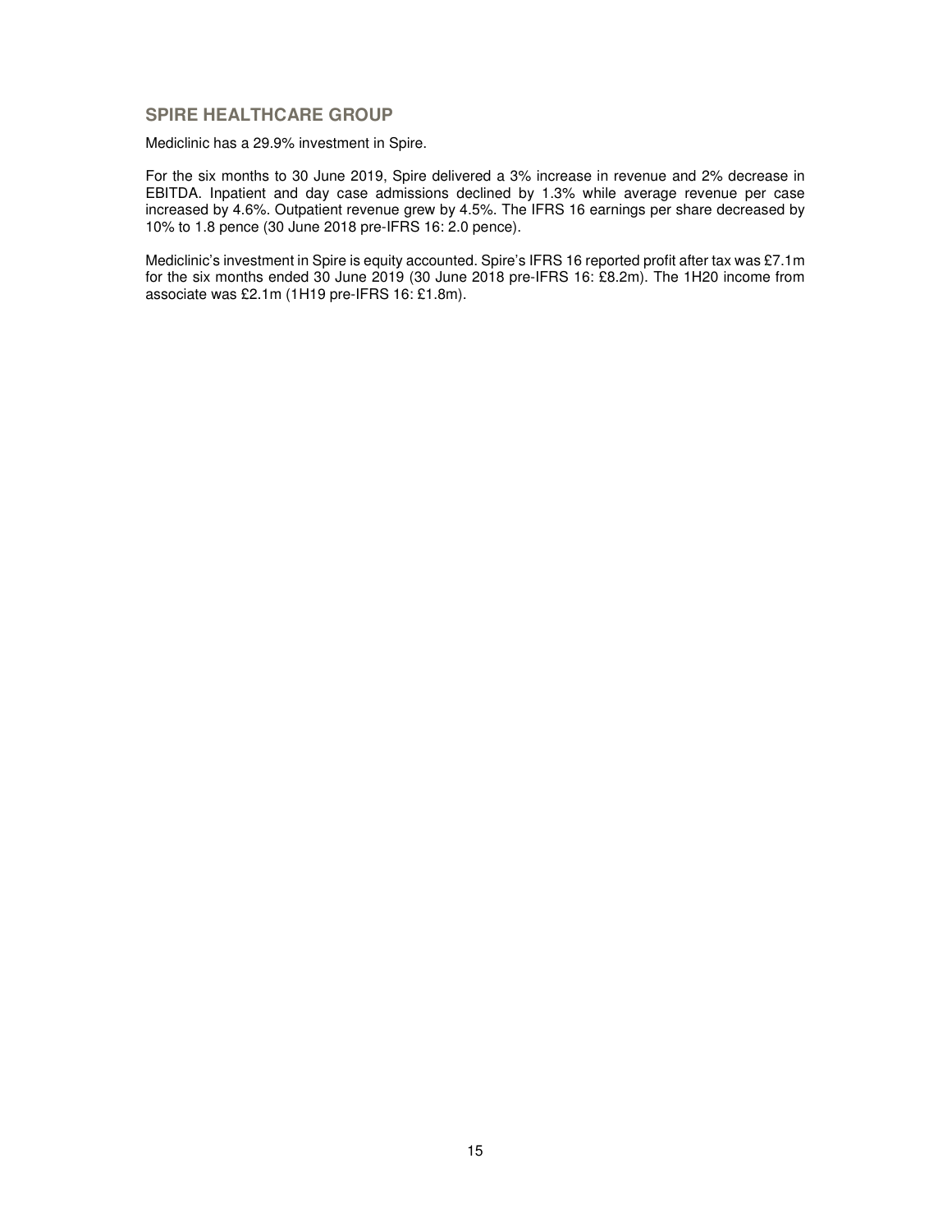## SPIRE HEALTHCARE GROUP

Mediclinic has a 29.9% investment in Spire.

For the six months to 30 June 2019, Spire delivered a 3% increase in revenue and 2% decrease in EBITDA. Inpatient and day case admissions declined by 1.3% while average revenue per case increased by 4.6%. Outpatient revenue grew by 4.5%. The IFRS 16 earnings per share decreased by 10% to 1.8 pence (30 June 2018 pre-IFRS 16: 2.0 pence).

Mediclinic's investment in Spire is equity accounted. Spire's IFRS 16 reported profit after tax was £7.1m for the six months ended 30 June 2019 (30 June 2018 pre-IFRS 16: £8.2m). The 1H20 income from associate was £2.1m (1H19 pre-IFRS 16: £1.8m).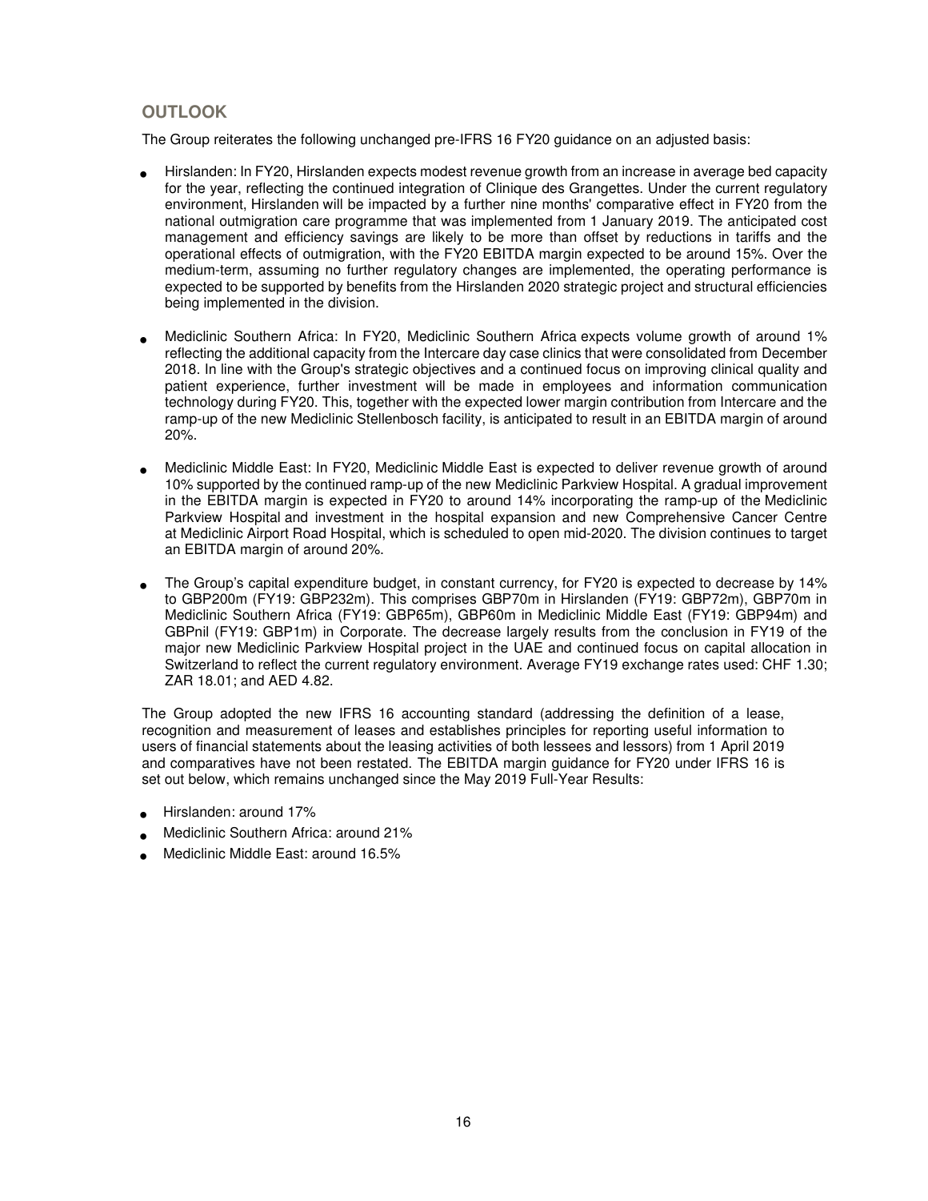## OUTLOOK

The Group reiterates the following unchanged pre-IFRS 16 FY20 guidance on an adjusted basis:

- Hirslanden: In FY20, Hirslanden expects modest revenue growth from an increase in average bed capacity for the year, reflecting the continued integration of Clinique des Grangettes. Under the current regulatory environment, Hirslanden will be impacted by a further nine months' comparative effect in FY20 from the national outmigration care programme that was implemented from 1 January 2019. The anticipated cost management and efficiency savings are likely to be more than offset by reductions in tariffs and the operational effects of outmigration, with the FY20 EBITDA margin expected to be around 15%. Over the medium-term, assuming no further regulatory changes are implemented, the operating performance is expected to be supported by benefits from the Hirslanden 2020 strategic project and structural efficiencies being implemented in the division.

- Mediclinic Southern Africa: In FY20, Mediclinic Southern Africa expects volume growth of around 1% reflecting the additional capacity from the Intercare day case clinics that were consolidated from December 2018. In line with the Group's strategic objectives and a continued focus on improving clinical quality and patient experience, further investment will be made in employees and information communication technology during FY20. This, together with the expected lower margin contribution from Intercare and the ramp-up of the new Mediclinic Stellenbosch facility, is anticipated to result in an EBITDA margin of around 20%.

- Mediclinic Middle East: In FY20, Mediclinic Middle East is expected to deliver revenue growth of around 10% supported by the continued ramp-up of the new Mediclinic Parkview Hospital. A gradual improvement in the EBITDA margin is expected in FY20 to around 14% incorporating the ramp-up of the Mediclinic Parkview Hospital and investment in the hospital expansion and new Comprehensive Cancer Centre at Mediclinic Airport Road Hospital, which is scheduled to open mid-2020. The division continues to target an EBITDA margin of around 20%.

- The Group's capital expenditure budget, in constant currency, for FY20 is expected to decrease by 14% to GBP200m (FY19: GBP232m). This comprises GBP70m in Hirslanden (FY19: GBP72m), GBP70m in Mediclinic Southern Africa (FY19: GBP65m), GBP60m in Mediclinic Middle East (FY19: GBP94m) and GBPnil (FY19: GBP1m) in Corporate. The decrease largely results from the conclusion in FY19 of the major new Mediclinic Parkview Hospital project in the UAE and continued focus on capital allocation in Switzerland to reflect the current regulatory environment. Average FY19 exchange rates used: CHF 1.30; ZAR 18.01; and AED 4.82.

The Group adopted the new IFRS 16 accounting standard (addressing the definition of a lease, recognition and measurement of leases and establishes principles for reporting useful information to users of financial statements about the leasing activities of both lessees and lessors) from 1 April 2019 and comparatives have not been restated. The EBITDA margin guidance for FY20 under IFRS 16 is set out below, which remains unchanged since the May 2019 Full-Year Results:

- Hirslanden: around 17%
- Mediclinic Southern Africa: around 21%
- Mediclinic Middle East: around 16.5%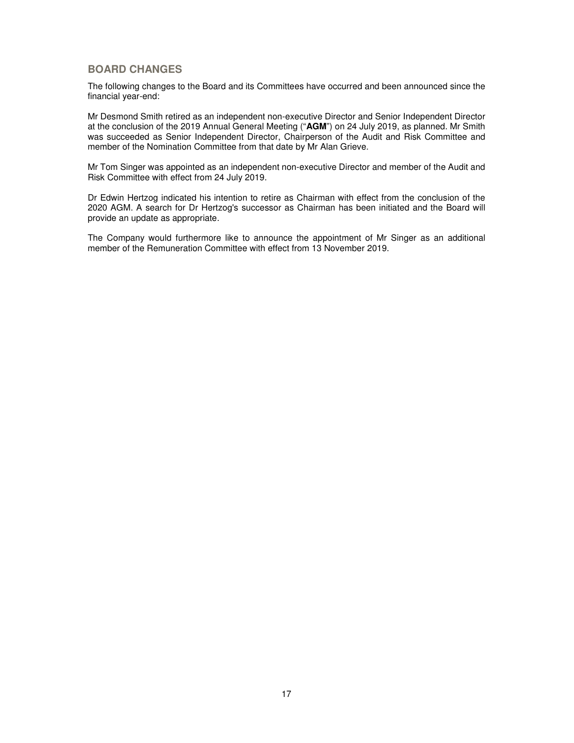## BOARD CHANGES

The following changes to the Board and its Committees have occurred and been announced since the financial year-end:

Mr Desmond Smith retired as an independent non-executive Director and Senior Independent Director at the conclusion of the 2019 Annual General Meeting ("**AGM**") on 24 July 2019, as planned. Mr Smith was succeeded as Senior Independent Director, Chairperson of the Audit and Risk Committee and member of the Nomination Committee from that date by Mr Alan Grieve.

Mr Tom Singer was appointed as an independent non-executive Director and member of the Audit and Risk Committee with effect from 24 July 2019.

Dr Edwin Hertzog indicated his intention to retire as Chairman with effect from the conclusion of the 2020 AGM. A search for Dr Hertzog's successor as Chairman has been initiated and the Board will provide an update as appropriate.

The Company would furthermore like to announce the appointment of Mr Singer as an additional member of the Remuneration Committee with effect from 13 November 2019.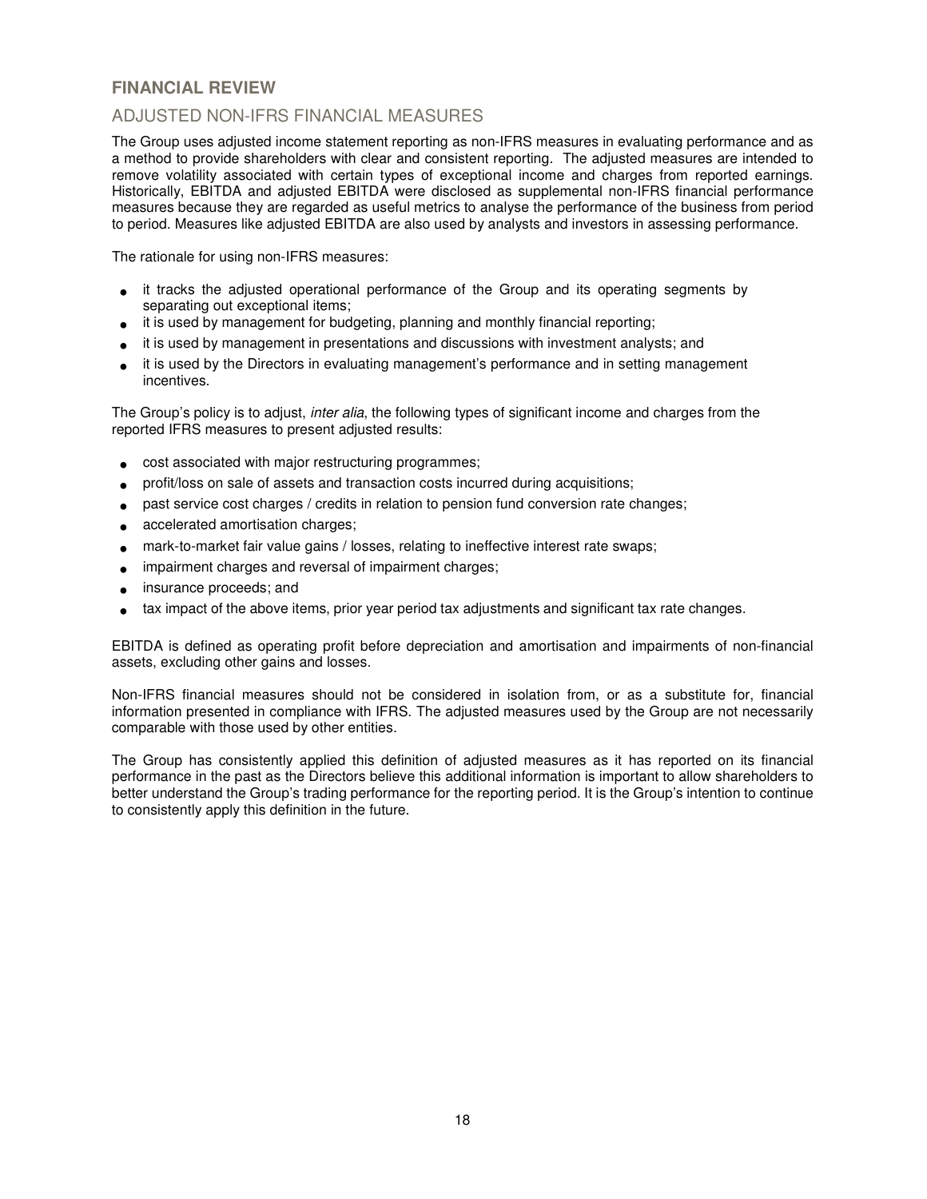## FINANCIAL REVIEW

### ADJUSTED NON-IFRS FINANCIAL MEASURES

The Group uses adjusted income statement reporting as non-IFRS measures in evaluating performance and as a method to provide shareholders with clear and consistent reporting. The adjusted measures are intended to remove volatility associated with certain types of exceptional income and charges from reported earnings. Historically, EBITDA and adjusted EBITDA were disclosed as supplemental non-IFRS financial performance measures because they are regarded as useful metrics to analyse the performance of the business from period to period. Measures like adjusted EBITDA are also used by analysts and investors in assessing performance.

The rationale for using non-IFRS measures:

- it tracks the adjusted operational performance of the Group and its operating segments by separating out exceptional items;
- it is used by management for budgeting, planning and monthly financial reporting;
- it is used by management in presentations and discussions with investment analysts; and
- it is used by the Directors in evaluating management's performance and in setting management incentives.

The Group's policy is to adjust, *inter alia*, the following types of significant income and charges from the reported IFRS measures to present adjusted results:

- cost associated with major restructuring programmes;
- profit/loss on sale of assets and transaction costs incurred during acquisitions;
- past service cost charges / credits in relation to pension fund conversion rate changes;
- accelerated amortisation charges;
- mark-to-market fair value gains / losses, relating to ineffective interest rate swaps;
- impairment charges and reversal of impairment charges;
- insurance proceeds; and
- tax impact of the above items, prior year period tax adjustments and significant tax rate changes.

EBITDA is defined as operating profit before depreciation and amortisation and impairments of non-financial assets, excluding other gains and losses.

Non-IFRS financial measures should not be considered in isolation from, or as a substitute for, financial information presented in compliance with IFRS. The adjusted measures used by the Group are not necessarily comparable with those used by other entities.

The Group has consistently applied this definition of adjusted measures as it has reported on its financial performance in the past as the Directors believe this additional information is important to allow shareholders to better understand the Group's trading performance for the reporting period. It is the Group's intention to continue to consistently apply this definition in the future.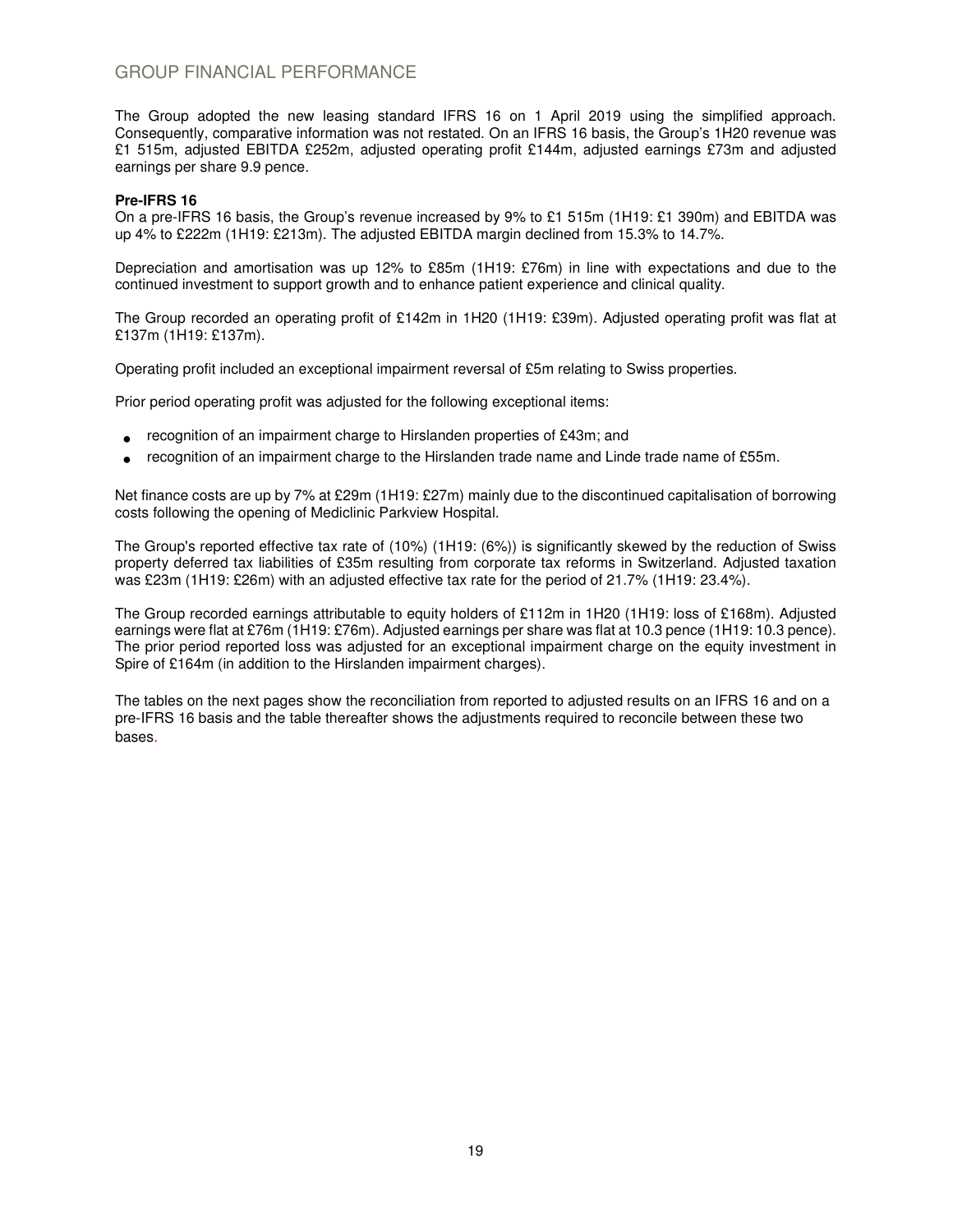## GROUP FINANCIAL PERFORMANCE

The Group adopted the new leasing standard IFRS 16 on 1 April 2019 using the simplified approach. Consequently, comparative information was not restated. On an IFRS 16 basis, the Group's 1H20 revenue was £1 515m, adjusted EBITDA £252m, adjusted operating profit £144m, adjusted earnings £73m and adjusted earnings per share 9.9 pence.

**Pre-IFRS 16**

On a pre-IFRS 16 basis, the Group's revenue increased by 9% to £1 515m (1H19: £1 390m) and EBITDA was up 4% to £222m (1H19: £213m). The adjusted EBITDA margin declined from 15.3% to 14.7%.

Depreciation and amortisation was up 12% to £85m (1H19: £76m) in line with expectations and due to the continued investment to support growth and to enhance patient experience and clinical quality.

The Group recorded an operating profit of £142m in 1H20 (1H19: £39m). Adjusted operating profit was flat at £137m (1H19: £137m).

Operating profit included an exceptional impairment reversal of £5m relating to Swiss properties.

Prior period operating profit was adjusted for the following exceptional items:

- recognition of an impairment charge to Hirslanden properties of £43m; and
- recognition of an impairment charge to the Hirslanden trade name and Linde trade name of £55m.

Net finance costs are up by 7% at £29m (1H19: £27m) mainly due to the discontinued capitalisation of borrowing costs following the opening of Mediclinic Parkview Hospital.

The Group's reported effective tax rate of (10%) (1H19: (6%)) is significantly skewed by the reduction of Swiss property deferred tax liabilities of £35m resulting from corporate tax reforms in Switzerland. Adjusted taxation was £23m (1H19: £26m) with an adjusted effective tax rate for the period of 21.7% (1H19: 23.4%).

The Group recorded earnings attributable to equity holders of £112m in 1H20 (1H19: loss of £168m). Adjusted earnings were flat at £76m (1H19: £76m). Adjusted earnings per share was flat at 10.3 pence (1H19: 10.3 pence). The prior period reported loss was adjusted for an exceptional impairment charge on the equity investment in Spire of £164m (in addition to the Hirslanden impairment charges).

The tables on the next pages show the reconciliation from reported to adjusted results on an IFRS 16 and on a pre-IFRS 16 basis and the table thereafter shows the adjustments required to reconcile between these two bases.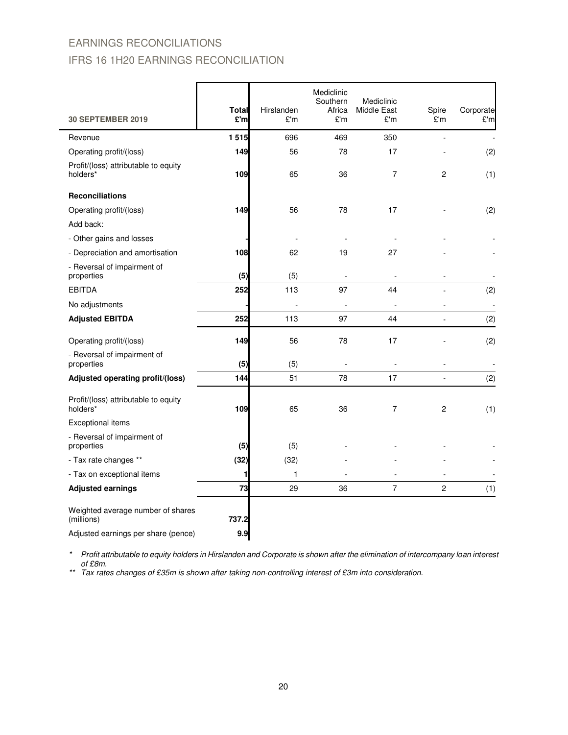## EARNINGS RECONCILIATIONS

## IFRS 16 1H20 EARNINGS RECONCILIATION

| 30 SEPTEMBER 2019 | Total £'m | Hirslanden £'m | Mediclinic Southern Africa £'m | Mediclinic Middle East £'m | Spire £'m | Corporate £'m |
|---|---|---|---|---|---|---|
| Revenue | **1 515** | 696 | 469 | 350 | - | - |
| Operating profit/(loss) | **149** | 56 | 78 | 17 | - | (2) |
| Profit/(loss) attributable to equity holders* | **109** | 65 | 36 | 7 | 2 | (1) |
| **Reconciliations** | | | | | | |
| Operating profit/(loss) | **149** | 56 | 78 | 17 | - | (2) |
| Add back: | | | | | | |
| - Other gains and losses | **-** | - | - | - | - | - |
| - Depreciation and amortisation | **108** | 62 | 19 | 27 | - | - |
| - Reversal of impairment of properties | **(5)** | (5) | - | - | - | - |
| EBITDA | **252** | 113 | 97 | 44 | - | (2) |
| No adjustments | **-** | - | - | - | - | - |
| **Adjusted EBITDA** | **252** | 113 | 97 | 44 | - | (2) |
| Operating profit/(loss) | **149** | 56 | 78 | 17 | - | (2) |
| - Reversal of impairment of properties | **(5)** | (5) | - | - | - | - |
| **Adjusted operating profit/(loss)** | **144** | 51 | 78 | 17 | - | (2) |
| Profit/(loss) attributable to equity holders* | **109** | 65 | 36 | 7 | 2 | (1) |
| Exceptional items | | | | | | |
| - Reversal of impairment of properties | **(5)** | (5) | - | - | - | - |
| - Tax rate changes ** | **(32)** | (32) | - | - | - | - |
| - Tax on exceptional items | **1** | 1 | - | - | - | - |
| **Adjusted earnings** | **73** | 29 | 36 | 7 | 2 | (1) |
| Weighted average number of shares (millions) | **737.2** | | | | | |
| Adjusted earnings per share (pence) | **9.9** | | | | | |

\* *Profit attributable to equity holders in Hirslanden and Corporate is shown after the elimination of intercompany loan interest of £8m.*

\** *Tax rates changes of £35m is shown after taking non-controlling interest of £3m into consideration.*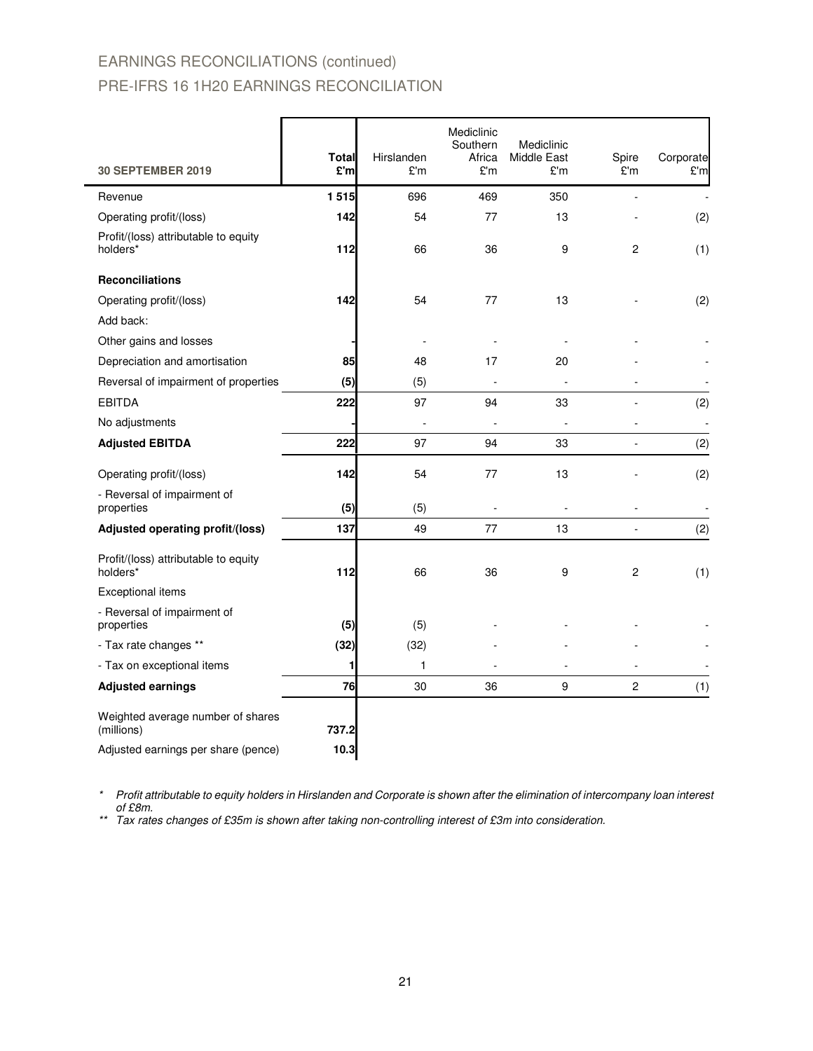## EARNINGS RECONCILIATIONS (continued)

## PRE-IFRS 16 1H20 EARNINGS RECONCILIATION

| 30 SEPTEMBER 2019 | Total £'m | Hirslanden £'m | Mediclinic Southern Africa £'m | Mediclinic Middle East £'m | Spire £'m | Corporate £'m |
|---|---|---|---|---|---|---|
| Revenue | **1 515** | 696 | 469 | 350 | - | - |
| Operating profit/(loss) | **142** | 54 | 77 | 13 | - | (2) |
| Profit/(loss) attributable to equity holders* | **112** | 66 | 36 | 9 | 2 | (1) |
| **Reconciliations** | | | | | | |
| Operating profit/(loss) | **142** | 54 | 77 | 13 | - | (2) |
| Add back: | | | | | | |
| Other gains and losses | **-** | - | - | - | - | - |
| Depreciation and amortisation | **85** | 48 | 17 | 20 | - | - |
| Reversal of impairment of properties | **(5)** | (5) | - | - | - | - |
| EBITDA | **222** | 97 | 94 | 33 | - | (2) |
| No adjustments | **-** | - | - | - | - | - |
| **Adjusted EBITDA** | **222** | 97 | 94 | 33 | - | (2) |
| Operating profit/(loss) | **142** | 54 | 77 | 13 | - | (2) |
| - Reversal of impairment of properties | **(5)** | (5) | - | - | - | - |
| **Adjusted operating profit/(loss)** | **137** | 49 | 77 | 13 | - | (2) |
| Profit/(loss) attributable to equity holders* | **112** | 66 | 36 | 9 | 2 | (1) |
| Exceptional items | | | | | | |
| - Reversal of impairment of properties | **(5)** | (5) | - | - | - | - |
| - Tax rate changes ** | **(32)** | (32) | - | - | - | - |
| - Tax on exceptional items | **1** | 1 | - | - | - | - |
| **Adjusted earnings** | **76** | 30 | 36 | 9 | 2 | (1) |
| Weighted average number of shares (millions) | **737.2** | | | | | |
| Adjusted earnings per share (pence) | **10.3** | | | | | |

*\* Profit attributable to equity holders in Hirslanden and Corporate is shown after the elimination of intercompany loan interest of £8m.*

*\*\* Tax rates changes of £35m is shown after taking non-controlling interest of £3m into consideration.*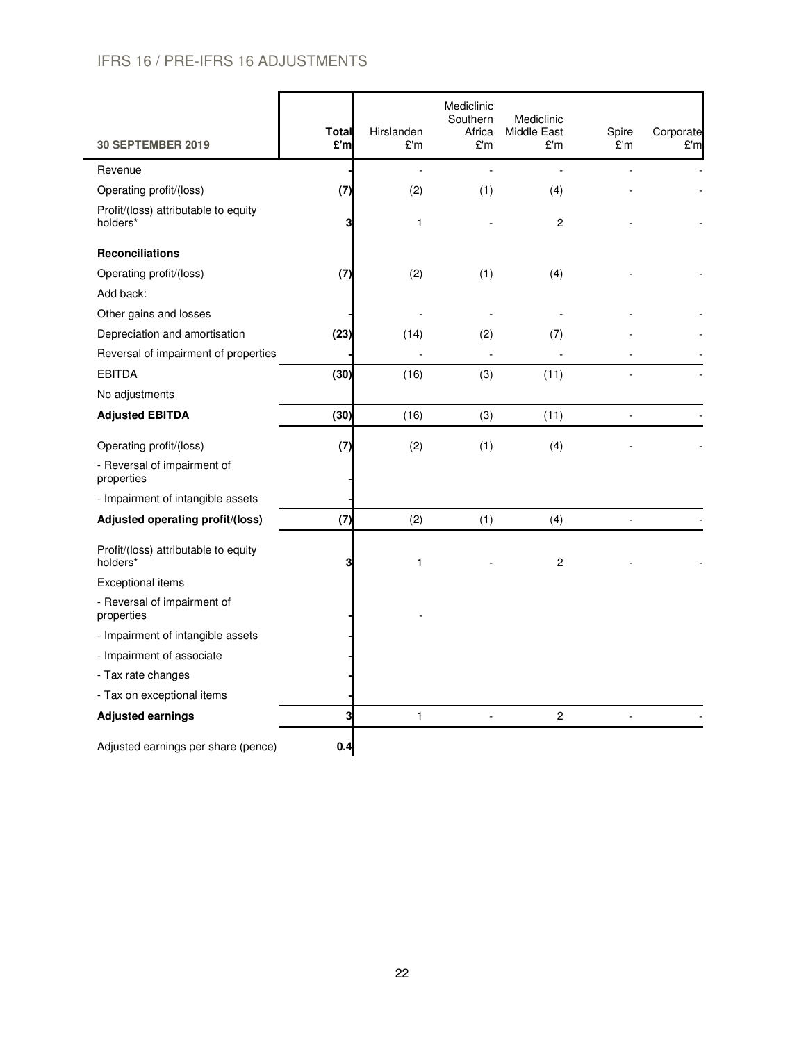## IFRS 16 / PRE-IFRS 16 ADJUSTMENTS

| 30 SEPTEMBER 2019 | Total £'m | Hirslanden £'m | Mediclinic Southern Africa £'m | Mediclinic Middle East £'m | Spire £'m | Corporate £'m |
|---|---|---|---|---|---|---|
| Revenue | - | - | - | - | - | - |
| Operating profit/(loss) | **(7)** | (2) | (1) | (4) | - | - |
| Profit/(loss) attributable to equity holders* | **3** | 1 | - | 2 | - | - |
| **Reconciliations** | | | | | | |
| Operating profit/(loss) | **(7)** | (2) | (1) | (4) | - | - |
| Add back: | | | | | | |
| Other gains and losses | - | - | - | - | - | - |
| Depreciation and amortisation | **(23)** | (14) | (2) | (7) | - | - |
| Reversal of impairment of properties | - | - | - | - | - | - |
| EBITDA | **(30)** | (16) | (3) | (11) | - | - |
| No adjustments | | | | | | |
| **Adjusted EBITDA** | **(30)** | (16) | (3) | (11) | - | - |
| Operating profit/(loss) | **(7)** | (2) | (1) | (4) | - | - |
| - Reversal of impairment of properties | - | | | | | |
| - Impairment of intangible assets | - | | | | | |
| **Adjusted operating profit/(loss)** | **(7)** | (2) | (1) | (4) | - | - |
| Profit/(loss) attributable to equity holders* | **3** | 1 | - | 2 | - | - |
| Exceptional items | | | | | | |
| - Reversal of impairment of properties | - | - | | | | |
| - Impairment of intangible assets | - | | | | | |
| - Impairment of associate | - | | | | | |
| - Tax rate changes | - | | | | | |
| - Tax on exceptional items | - | | | | | |
| **Adjusted earnings** | **3** | 1 | - | 2 | - | - |
| Adjusted earnings per share (pence) | **0.4** | | | | | |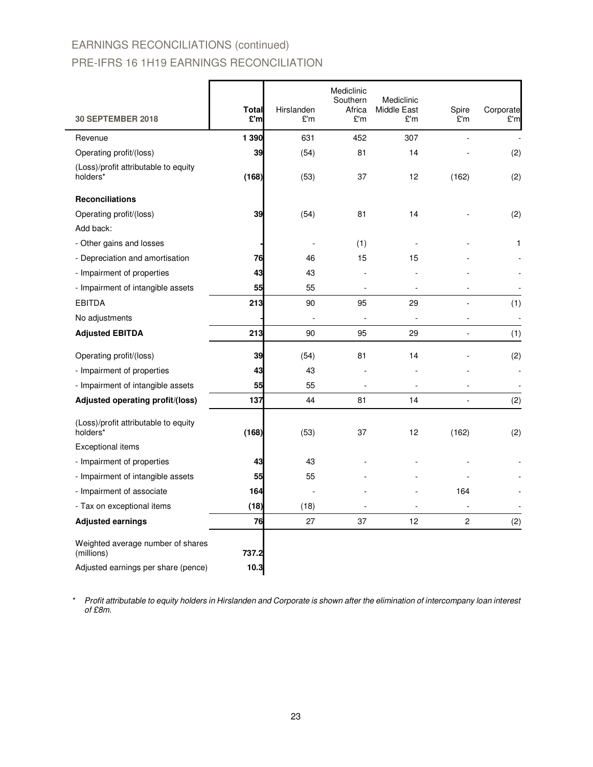## EARNINGS RECONCILIATIONS (continued)

## PRE-IFRS 16 1H19 EARNINGS RECONCILIATION

| 30 SEPTEMBER 2018 | Total £'m | Hirslanden £'m | Mediclinic Southern Africa £'m | Mediclinic Middle East £'m | Spire £'m | Corporate £'m |
|---|---|---|---|---|---|---|
| Revenue | **1 390** | 631 | 452 | 307 | - | - |
| Operating profit/(loss) | **39** | (54) | 81 | 14 | - | (2) |
| (Loss)/profit attributable to equity holders* | **(168)** | (53) | 37 | 12 | (162) | (2) |
| **Reconciliations** | | | | | | |
| Operating profit/(loss) | **39** | (54) | 81 | 14 | - | (2) |
| Add back: | | | | | | |
| - Other gains and losses | **-** | - | (1) | - | - | 1 |
| - Depreciation and amortisation | **76** | 46 | 15 | 15 | - | - |
| - Impairment of properties | **43** | 43 | - | - | - | - |
| - Impairment of intangible assets | **55** | 55 | - | - | - | - |
| EBITDA | **213** | 90 | 95 | 29 | - | (1) |
| No adjustments | **-** | - | - | - | - | - |
| **Adjusted EBITDA** | **213** | 90 | 95 | 29 | - | (1) |
| Operating profit/(loss) | **39** | (54) | 81 | 14 | - | (2) |
| - Impairment of properties | **43** | 43 | - | - | - | - |
| - Impairment of intangible assets | **55** | 55 | - | - | - | - |
| **Adjusted operating profit/(loss)** | **137** | 44 | 81 | 14 | - | (2) |
| (Loss)/profit attributable to equity holders* | **(168)** | (53) | 37 | 12 | (162) | (2) |
| Exceptional items | | | | | | |
| - Impairment of properties | **43** | 43 | - | - | - | - |
| - Impairment of intangible assets | **55** | 55 | - | - | - | - |
| - Impairment of associate | **164** | - | - | - | 164 | - |
| - Tax on exceptional items | **(18)** | (18) | - | - | - | - |
| **Adjusted earnings** | **76** | 27 | 37 | 12 | 2 | (2) |
| Weighted average number of shares (millions) | **737.2** | | | | | |
| Adjusted earnings per share (pence) | **10.3** | | | | | |

\* *Profit attributable to equity holders in Hirslanden and Corporate is shown after the elimination of intercompany loan interest of £8m.*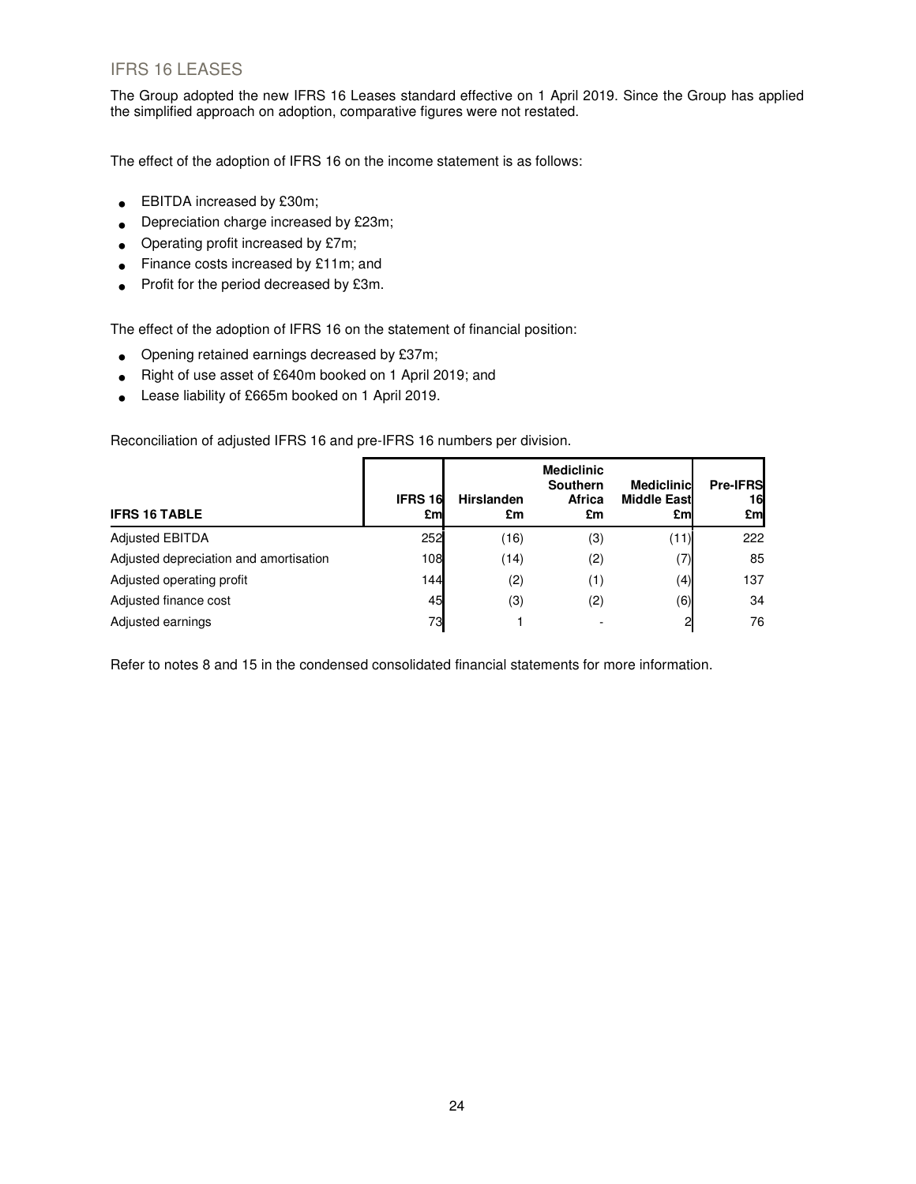## IFRS 16 LEASES

The Group adopted the new IFRS 16 Leases standard effective on 1 April 2019. Since the Group has applied the simplified approach on adoption, comparative figures were not restated.

The effect of the adoption of IFRS 16 on the income statement is as follows:

- EBITDA increased by £30m;
- Depreciation charge increased by £23m;
- Operating profit increased by £7m;
- Finance costs increased by £11m; and
- Profit for the period decreased by £3m.

The effect of the adoption of IFRS 16 on the statement of financial position:

- Opening retained earnings decreased by £37m;
- Right of use asset of £640m booked on 1 April 2019; and
- Lease liability of £665m booked on 1 April 2019.

Reconciliation of adjusted IFRS 16 and pre-IFRS 16 numbers per division.

| IFRS 16 TABLE | IFRS 16 £m | Hirslanden £m | Mediclinic Southern Africa £m | Mediclinic Middle East £m | Pre-IFRS 16 £m |
|---|---|---|---|---|---|
| Adjusted EBITDA | 252 | (16) | (3) | (11) | 222 |
| Adjusted depreciation and amortisation | 108 | (14) | (2) | (7) | 85 |
| Adjusted operating profit | 144 | (2) | (1) | (4) | 137 |
| Adjusted finance cost | 45 | (3) | (2) | (6) | 34 |
| Adjusted earnings | 73 | 1 | - | 2 | 76 |

Refer to notes 8 and 15 in the condensed consolidated financial statements for more information.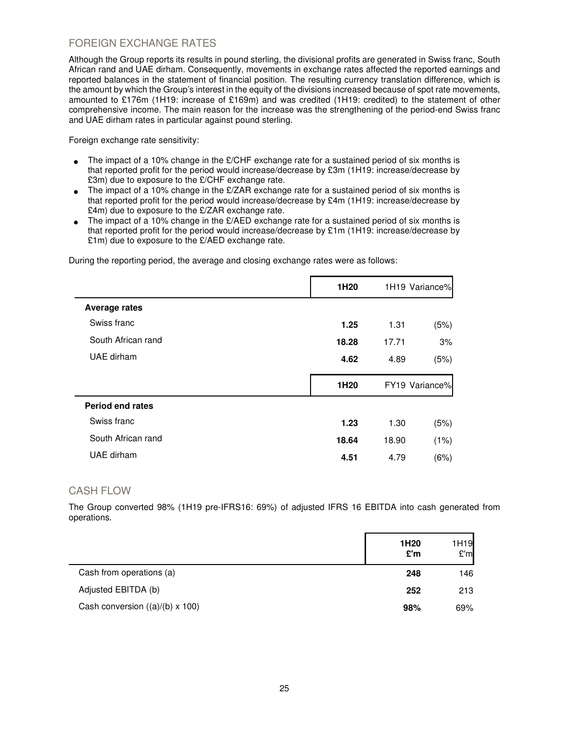## FOREIGN EXCHANGE RATES

Although the Group reports its results in pound sterling, the divisional profits are generated in Swiss franc, South African rand and UAE dirham. Consequently, movements in exchange rates affected the reported earnings and reported balances in the statement of financial position. The resulting currency translation difference, which is the amount by which the Group's interest in the equity of the divisions increased because of spot rate movements, amounted to £176m (1H19: increase of £169m) and was credited (1H19: credited) to the statement of other comprehensive income. The main reason for the increase was the strengthening of the period-end Swiss franc and UAE dirham rates in particular against pound sterling.

Foreign exchange rate sensitivity:

- The impact of a 10% change in the £/CHF exchange rate for a sustained period of six months is that reported profit for the period would increase/decrease by £3m (1H19: increase/decrease by £3m) due to exposure to the £/CHF exchange rate.
- The impact of a 10% change in the £/ZAR exchange rate for a sustained period of six months is that reported profit for the period would increase/decrease by £4m (1H19: increase/decrease by £4m) due to exposure to the £/ZAR exchange rate.
- The impact of a 10% change in the £/AED exchange rate for a sustained period of six months is that reported profit for the period would increase/decrease by £1m (1H19: increase/decrease by £1m) due to exposure to the £/AED exchange rate.

During the reporting period, the average and closing exchange rates were as follows:

| | **1H20** | 1H19 | Variance% |
|---|---|---|---|
| **Average rates** | | | |
| Swiss franc | **1.25** | 1.31 | (5%) |
| South African rand | **18.28** | 17.71 | 3% |
| UAE dirham | **4.62** | 4.89 | (5%) |
| | **1H20** | FY19 | Variance% |
| **Period end rates** | | | |
| Swiss franc | **1.23** | 1.30 | (5%) |
| South African rand | **18.64** | 18.90 | (1%) |
| UAE dirham | **4.51** | 4.79 | (6%) |

## CASH FLOW

The Group converted 98% (1H19 pre-IFRS16: 69%) of adjusted IFRS 16 EBITDA into cash generated from operations.

| | **1H20 £'m** | 1H19 £'m |
|---|---|---|
| Cash from operations (a) | **248** | 146 |
| Adjusted EBITDA (b) | **252** | 213 |
| Cash conversion ((a)/(b) x 100) | **98%** | 69% |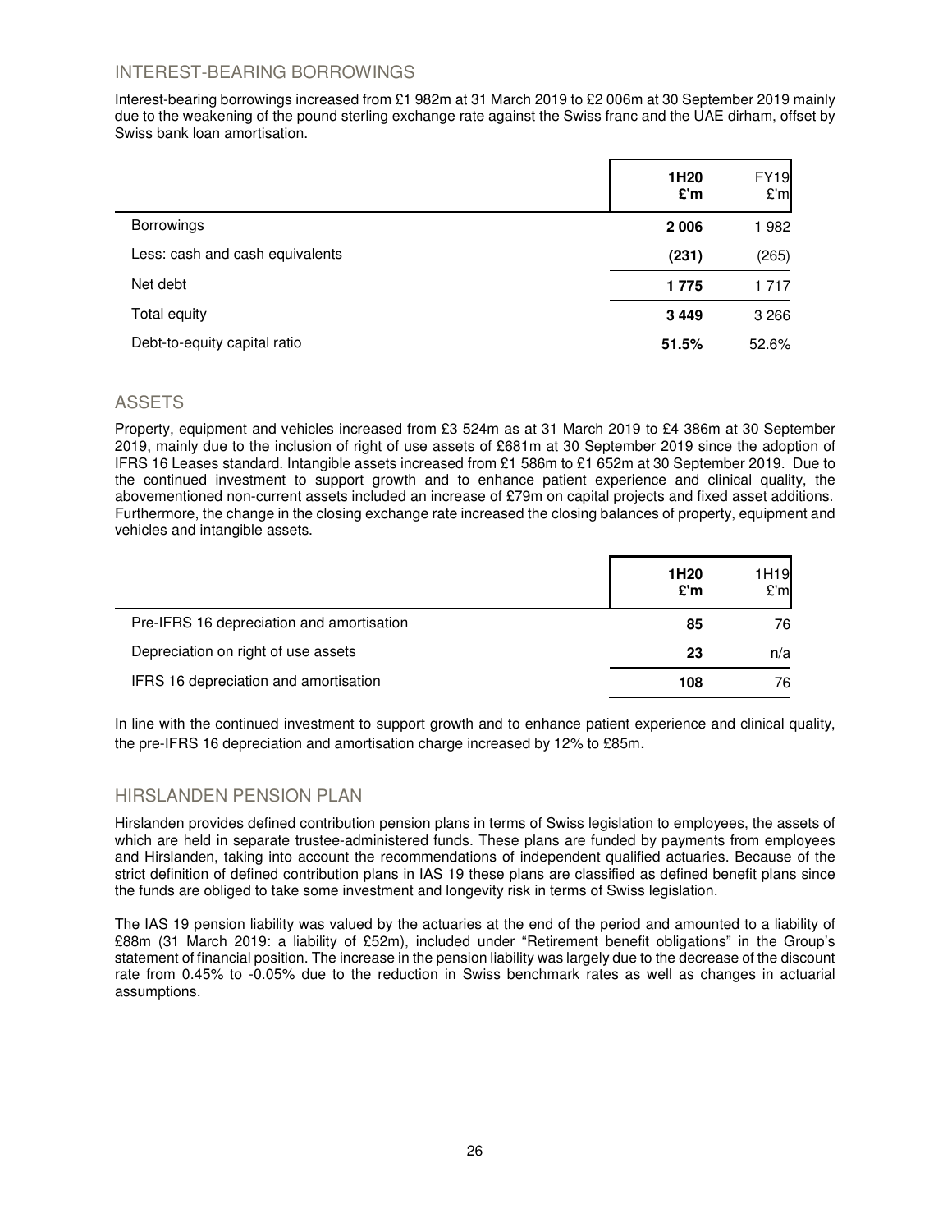## INTEREST-BEARING BORROWINGS

Interest-bearing borrowings increased from £1 982m at 31 March 2019 to £2 006m at 30 September 2019 mainly due to the weakening of the pound sterling exchange rate against the Swiss franc and the UAE dirham, offset by Swiss bank loan amortisation.

| | **1H20 £'m** | FY19 £'m |
|---|---|---|
| Borrowings | **2 006** | 1 982 |
| Less: cash and cash equivalents | **(231)** | (265) |
| Net debt | **1 775** | 1 717 |
| Total equity | **3 449** | 3 266 |
| Debt-to-equity capital ratio | **51.5%** | 52.6% |

## ASSETS

Property, equipment and vehicles increased from £3 524m as at 31 March 2019 to £4 386m at 30 September 2019, mainly due to the inclusion of right of use assets of £681m at 30 September 2019 since the adoption of IFRS 16 Leases standard. Intangible assets increased from £1 586m to £1 652m at 30 September 2019. Due to the continued investment to support growth and to enhance patient experience and clinical quality, the abovementioned non-current assets included an increase of £79m on capital projects and fixed asset additions. Furthermore, the change in the closing exchange rate increased the closing balances of property, equipment and vehicles and intangible assets.

| | **1H20 £'m** | 1H19 £'m |
|---|---|---|
| Pre-IFRS 16 depreciation and amortisation | **85** | 76 |
| Depreciation on right of use assets | **23** | n/a |
| IFRS 16 depreciation and amortisation | **108** | 76 |

In line with the continued investment to support growth and to enhance patient experience and clinical quality, the pre-IFRS 16 depreciation and amortisation charge increased by 12% to £85m.

## HIRSLANDEN PENSION PLAN

Hirslanden provides defined contribution pension plans in terms of Swiss legislation to employees, the assets of which are held in separate trustee-administered funds. These plans are funded by payments from employees and Hirslanden, taking into account the recommendations of independent qualified actuaries. Because of the strict definition of defined contribution plans in IAS 19 these plans are classified as defined benefit plans since the funds are obliged to take some investment and longevity risk in terms of Swiss legislation.

The IAS 19 pension liability was valued by the actuaries at the end of the period and amounted to a liability of £88m (31 March 2019: a liability of £52m), included under "Retirement benefit obligations" in the Group's statement of financial position. The increase in the pension liability was largely due to the decrease of the discount rate from 0.45% to -0.05% due to the reduction in Swiss benchmark rates as well as changes in actuarial assumptions.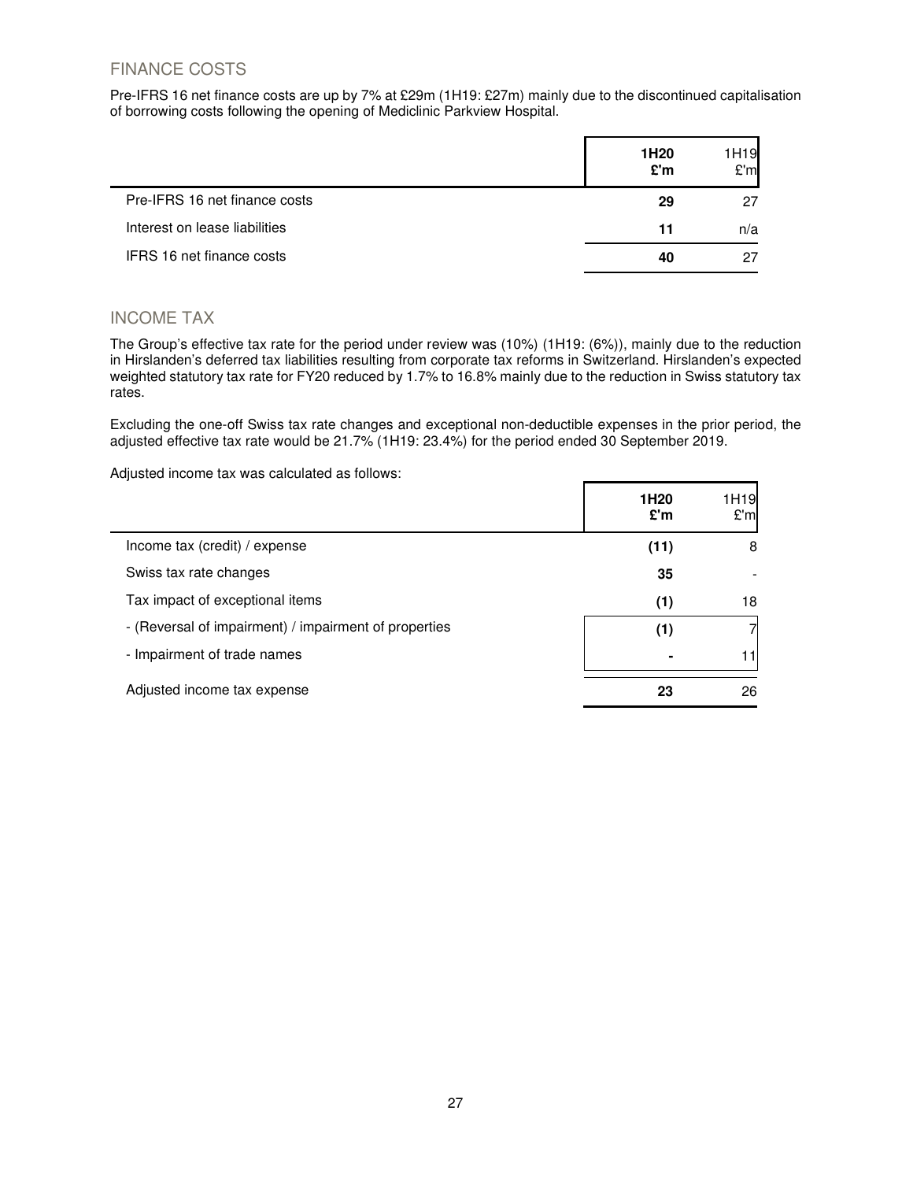## FINANCE COSTS

Pre-IFRS 16 net finance costs are up by 7% at £29m (1H19: £27m) mainly due to the discontinued capitalisation of borrowing costs following the opening of Mediclinic Parkview Hospital.

| | **1H20 £'m** | 1H19 £'m |
|---|---|---|
| Pre-IFRS 16 net finance costs | **29** | 27 |
| Interest on lease liabilities | **11** | n/a |
| IFRS 16 net finance costs | **40** | 27 |

## INCOME TAX

The Group's effective tax rate for the period under review was (10%) (1H19: (6%)), mainly due to the reduction in Hirslanden's deferred tax liabilities resulting from corporate tax reforms in Switzerland. Hirslanden's expected weighted statutory tax rate for FY20 reduced by 1.7% to 16.8% mainly due to the reduction in Swiss statutory tax rates.

Excluding the one-off Swiss tax rate changes and exceptional non-deductible expenses in the prior period, the adjusted effective tax rate would be 21.7% (1H19: 23.4%) for the period ended 30 September 2019.

Adjusted income tax was calculated as follows:

| | **1H20 £'m** | 1H19 £'m |
|---|---|---|
| Income tax (credit) / expense | **(11)** | 8 |
| Swiss tax rate changes | **35** | - |
| Tax impact of exceptional items | **(1)** | 18 |
| - (Reversal of impairment) / impairment of properties | **(1)** | 7 |
| - Impairment of trade names | **-** | 11 |
| Adjusted income tax expense | **23** | 26 |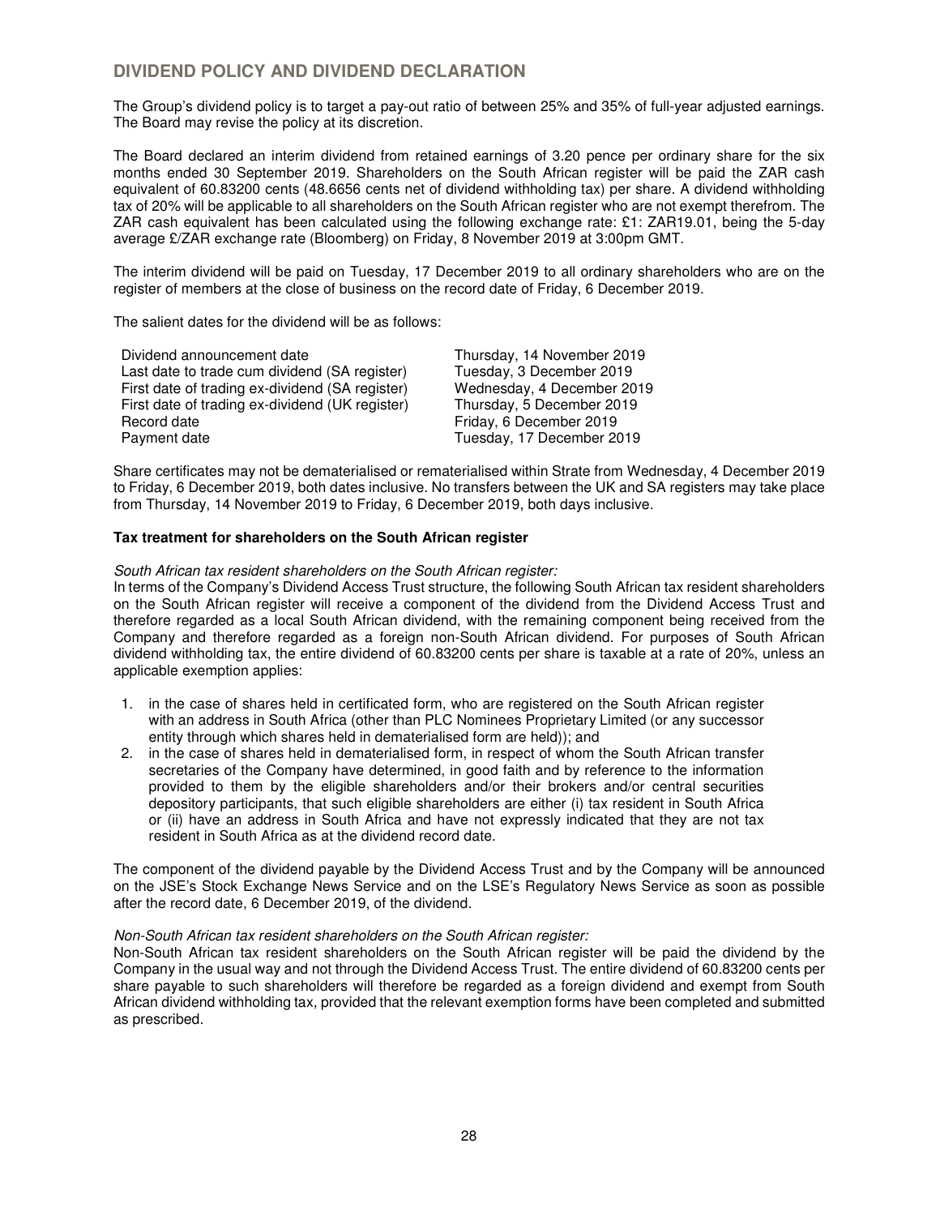## DIVIDEND POLICY AND DIVIDEND DECLARATION

The Group's dividend policy is to target a pay-out ratio of between 25% and 35% of full-year adjusted earnings. The Board may revise the policy at its discretion.

The Board declared an interim dividend from retained earnings of 3.20 pence per ordinary share for the six months ended 30 September 2019. Shareholders on the South African register will be paid the ZAR cash equivalent of 60.83200 cents (48.6656 cents net of dividend withholding tax) per share. A dividend withholding tax of 20% will be applicable to all shareholders on the South African register who are not exempt therefrom. The ZAR cash equivalent has been calculated using the following exchange rate: £1: ZAR19.01, being the 5-day average £/ZAR exchange rate (Bloomberg) on Friday, 8 November 2019 at 3:00pm GMT.

The interim dividend will be paid on Tuesday, 17 December 2019 to all ordinary shareholders who are on the register of members at the close of business on the record date of Friday, 6 December 2019.

The salient dates for the dividend will be as follows:

| | |
|---|---|
| Dividend announcement date | Thursday, 14 November 2019 |
| Last date to trade cum dividend (SA register) | Tuesday, 3 December 2019 |
| First date of trading ex-dividend (SA register) | Wednesday, 4 December 2019 |
| First date of trading ex-dividend (UK register) | Thursday, 5 December 2019 |
| Record date | Friday, 6 December 2019 |
| Payment date | Tuesday, 17 December 2019 |

Share certificates may not be dematerialised or rematerialised within Strate from Wednesday, 4 December 2019 to Friday, 6 December 2019, both dates inclusive. No transfers between the UK and SA registers may take place from Thursday, 14 November 2019 to Friday, 6 December 2019, both days inclusive.

**Tax treatment for shareholders on the South African register**

*South African tax resident shareholders on the South African register:*
In terms of the Company's Dividend Access Trust structure, the following South African tax resident shareholders on the South African register will receive a component of the dividend from the Dividend Access Trust and therefore regarded as a local South African dividend, with the remaining component being received from the Company and therefore regarded as a foreign non-South African dividend. For purposes of South African dividend withholding tax, the entire dividend of 60.83200 cents per share is taxable at a rate of 20%, unless an applicable exemption applies:

1. in the case of shares held in certificated form, who are registered on the South African register with an address in South Africa (other than PLC Nominees Proprietary Limited (or any successor entity through which shares held in dematerialised form are held)); and
2. in the case of shares held in dematerialised form, in respect of whom the South African transfer secretaries of the Company have determined, in good faith and by reference to the information provided to them by the eligible shareholders and/or their brokers and/or central securities depository participants, that such eligible shareholders are either (i) tax resident in South Africa or (ii) have an address in South Africa and have not expressly indicated that they are not tax resident in South Africa as at the dividend record date.

The component of the dividend payable by the Dividend Access Trust and by the Company will be announced on the JSE's Stock Exchange News Service and on the LSE's Regulatory News Service as soon as possible after the record date, 6 December 2019, of the dividend.

*Non-South African tax resident shareholders on the South African register:*
Non-South African tax resident shareholders on the South African register will be paid the dividend by the Company in the usual way and not through the Dividend Access Trust. The entire dividend of 60.83200 cents per share payable to such shareholders will therefore be regarded as a foreign dividend and exempt from South African dividend withholding tax, provided that the relevant exemption forms have been completed and submitted as prescribed.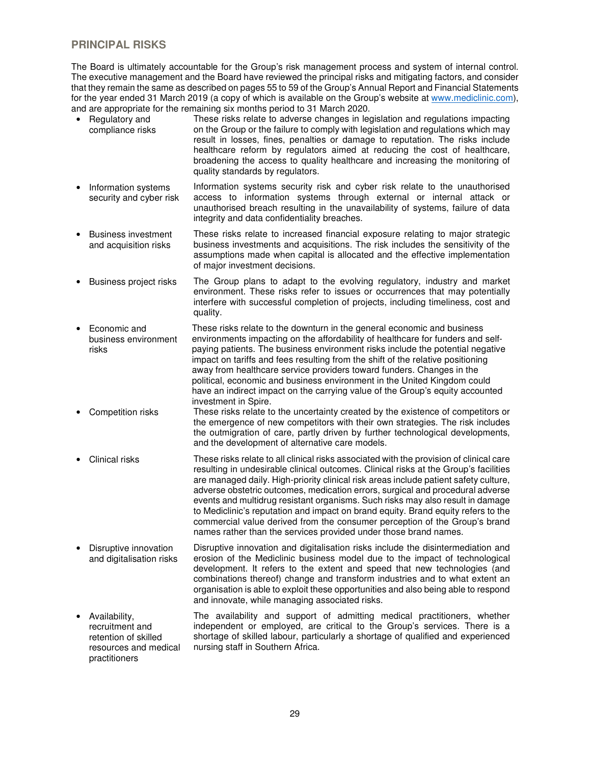## PRINCIPAL RISKS

The Board is ultimately accountable for the Group's risk management process and system of internal control. The executive management and the Board have reviewed the principal risks and mitigating factors, and consider that they remain the same as described on pages 55 to 59 of the Group's Annual Report and Financial Statements for the year ended 31 March 2019 (a copy of which is available on the Group's website at www.mediclinic.com), and are appropriate for the remaining six months period to 31 March 2020.

- **Regulatory and compliance risks** — These risks relate to adverse changes in legislation and regulations impacting on the Group or the failure to comply with legislation and regulations which may result in losses, fines, penalties or damage to reputation. The risks include healthcare reform by regulators aimed at reducing the cost of healthcare, broadening the access to quality healthcare and increasing the monitoring of quality standards by regulators.

- **Information systems security and cyber risk** — Information systems security risk and cyber risk relate to the unauthorised access to information systems through external or internal attack or unauthorised breach resulting in the unavailability of systems, failure of data integrity and data confidentiality breaches.

- **Business investment and acquisition risks** — These risks relate to increased financial exposure relating to major strategic business investments and acquisitions. The risk includes the sensitivity of the assumptions made when capital is allocated and the effective implementation of major investment decisions.

- **Business project risks** — The Group plans to adapt to the evolving regulatory, industry and market environment. These risks refer to issues or occurrences that may potentially interfere with successful completion of projects, including timeliness, cost and quality.

- **Economic and business environment risks** — These risks relate to the downturn in the general economic and business environments impacting on the affordability of healthcare for funders and self-paying patients. The business environment risks include the potential negative impact on tariffs and fees resulting from the shift of the relative positioning away from healthcare service providers toward funders. Changes in the political, economic and business environment in the United Kingdom could have an indirect impact on the carrying value of the Group's equity accounted investment in Spire.

- **Competition risks** — These risks relate to the uncertainty created by the existence of competitors or the emergence of new competitors with their own strategies. The risk includes the outmigration of care, partly driven by further technological developments, and the development of alternative care models.

- **Clinical risks** — These risks relate to all clinical risks associated with the provision of clinical care resulting in undesirable clinical outcomes. Clinical risks at the Group's facilities are managed daily. High-priority clinical risk areas include patient safety culture, adverse obstetric outcomes, medication errors, surgical and procedural adverse events and multidrug resistant organisms. Such risks may also result in damage to Mediclinic's reputation and impact on brand equity. Brand equity refers to the commercial value derived from the consumer perception of the Group's brand names rather than the services provided under those brand names.

- **Disruptive innovation and digitalisation risks** — Disruptive innovation and digitalisation risks include the disintermediation and erosion of the Mediclinic business model due to the impact of technological development. It refers to the extent and speed that new technologies (and combinations thereof) change and transform industries and to what extent an organisation is able to exploit these opportunities and also being able to respond and innovate, while managing associated risks.

- **Availability, recruitment and retention of skilled resources and medical practitioners** — The availability and support of admitting medical practitioners, whether independent or employed, are critical to the Group's services. There is a shortage of skilled labour, particularly a shortage of qualified and experienced nursing staff in Southern Africa.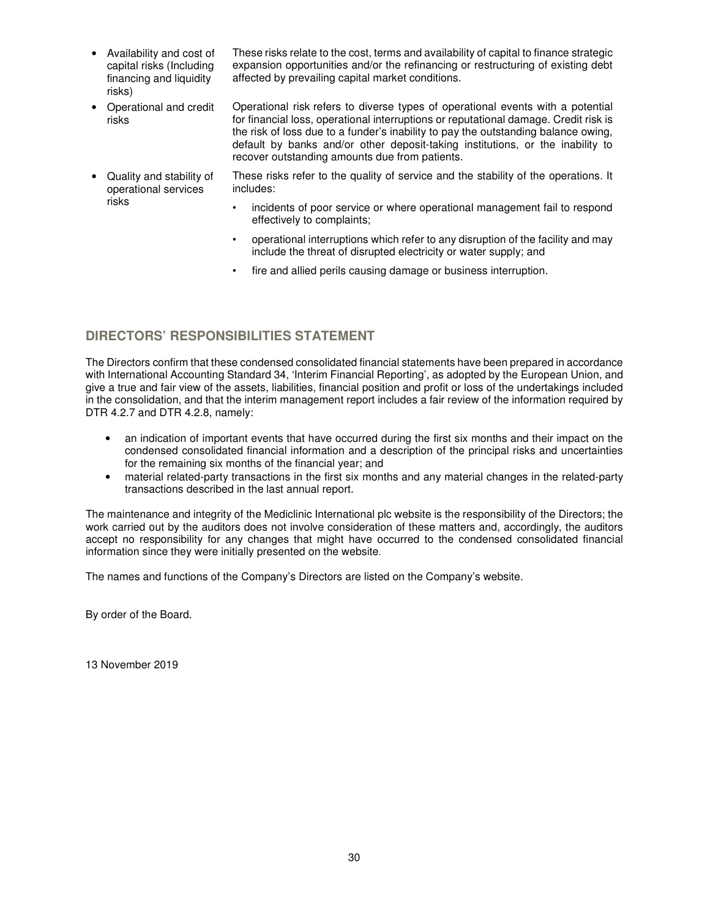- **Availability and cost of capital risks (Including financing and liquidity risks)** — These risks relate to the cost, terms and availability of capital to finance strategic expansion opportunities and/or the refinancing or restructuring of existing debt affected by prevailing capital market conditions.
- **Operational and credit risks** — Operational risk refers to diverse types of operational events with a potential for financial loss, operational interruptions or reputational damage. Credit risk is the risk of loss due to a funder's inability to pay the outstanding balance owing, default by banks and/or other deposit-taking institutions, or the inability to recover outstanding amounts due from patients.
- **Quality and stability of operational services risks** — These risks refer to the quality of service and the stability of the operations. It includes:
  - incidents of poor service or where operational management fail to respond effectively to complaints;
  - operational interruptions which refer to any disruption of the facility and may include the threat of disrupted electricity or water supply; and
  - fire and allied perils causing damage or business interruption.

## DIRECTORS' RESPONSIBILITIES STATEMENT

The Directors confirm that these condensed consolidated financial statements have been prepared in accordance with International Accounting Standard 34, 'Interim Financial Reporting', as adopted by the European Union, and give a true and fair view of the assets, liabilities, financial position and profit or loss of the undertakings included in the consolidation, and that the interim management report includes a fair review of the information required by DTR 4.2.7 and DTR 4.2.8, namely:

- an indication of important events that have occurred during the first six months and their impact on the condensed consolidated financial information and a description of the principal risks and uncertainties for the remaining six months of the financial year; and
- material related-party transactions in the first six months and any material changes in the related-party transactions described in the last annual report.

The maintenance and integrity of the Mediclinic International plc website is the responsibility of the Directors; the work carried out by the auditors does not involve consideration of these matters and, accordingly, the auditors accept no responsibility for any changes that might have occurred to the condensed consolidated financial information since they were initially presented on the website.

The names and functions of the Company's Directors are listed on the Company's website.

By order of the Board.

13 November 2019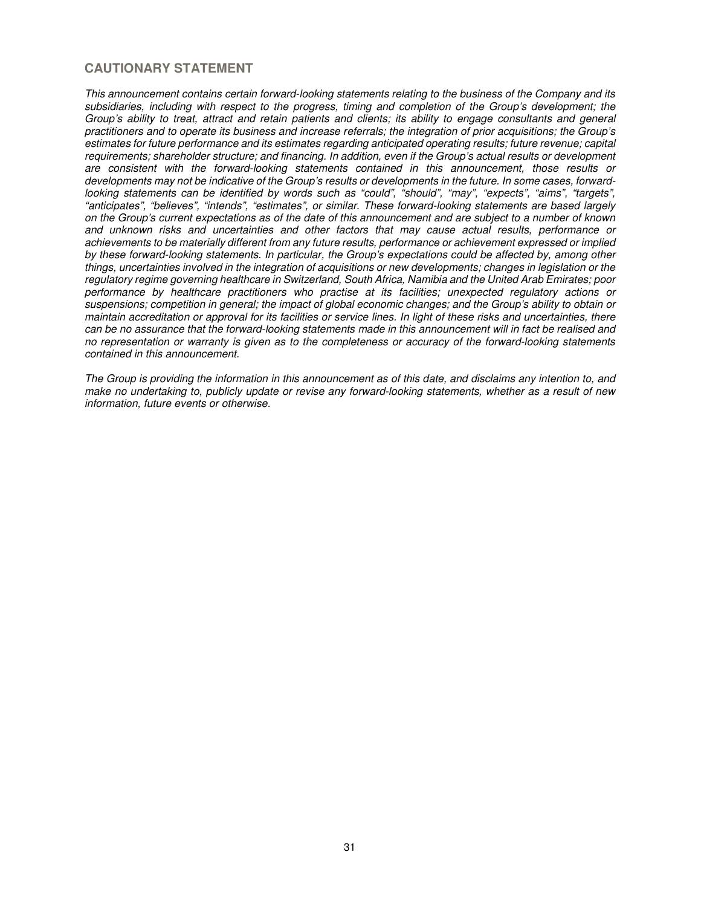## CAUTIONARY STATEMENT

*This announcement contains certain forward-looking statements relating to the business of the Company and its subsidiaries, including with respect to the progress, timing and completion of the Group's development; the Group's ability to treat, attract and retain patients and clients; its ability to engage consultants and general practitioners and to operate its business and increase referrals; the integration of prior acquisitions; the Group's estimates for future performance and its estimates regarding anticipated operating results; future revenue; capital requirements; shareholder structure; and financing. In addition, even if the Group's actual results or development are consistent with the forward-looking statements contained in this announcement, those results or developments may not be indicative of the Group's results or developments in the future. In some cases, forward-looking statements can be identified by words such as "could", "should", "may", "expects", "aims", "targets", "anticipates", "believes", "intends", "estimates", or similar. These forward-looking statements are based largely on the Group's current expectations as of the date of this announcement and are subject to a number of known and unknown risks and uncertainties and other factors that may cause actual results, performance or achievements to be materially different from any future results, performance or achievement expressed or implied by these forward-looking statements. In particular, the Group's expectations could be affected by, among other things, uncertainties involved in the integration of acquisitions or new developments; changes in legislation or the regulatory regime governing healthcare in Switzerland, South Africa, Namibia and the United Arab Emirates; poor performance by healthcare practitioners who practise at its facilities; unexpected regulatory actions or suspensions; competition in general; the impact of global economic changes; and the Group's ability to obtain or maintain accreditation or approval for its facilities or service lines. In light of these risks and uncertainties, there can be no assurance that the forward-looking statements made in this announcement will in fact be realised and no representation or warranty is given as to the completeness or accuracy of the forward-looking statements contained in this announcement.*

*The Group is providing the information in this announcement as of this date, and disclaims any intention to, and make no undertaking to, publicly update or revise any forward-looking statements, whether as a result of new information, future events or otherwise.*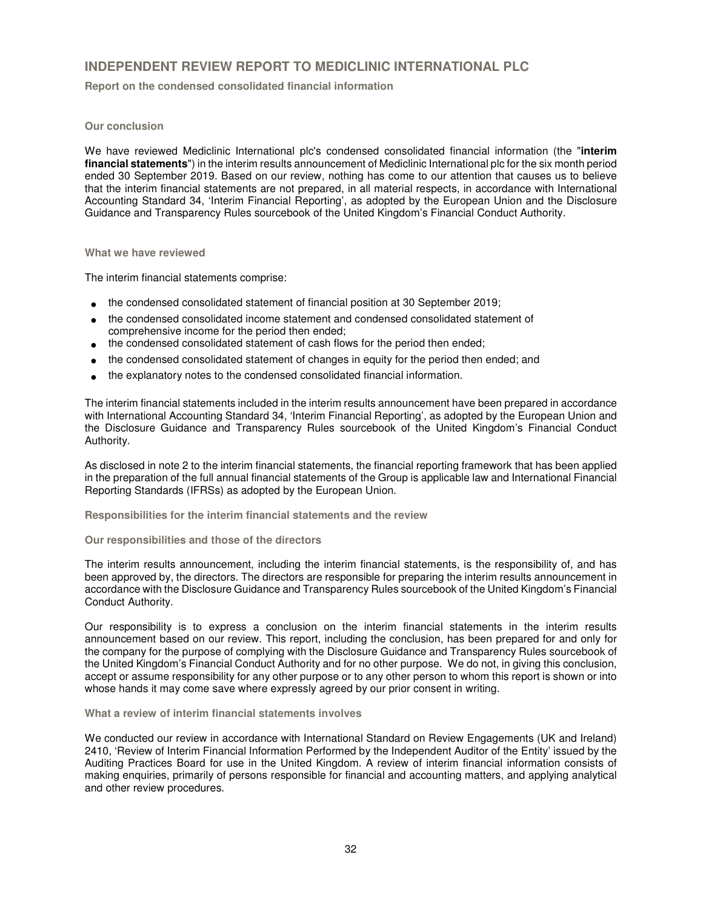# INDEPENDENT REVIEW REPORT TO MEDICLINIC INTERNATIONAL PLC

### Report on the condensed consolidated financial information

#### Our conclusion

We have reviewed Mediclinic International plc's condensed consolidated financial information (the "**interim financial statements**") in the interim results announcement of Mediclinic International plc for the six month period ended 30 September 2019. Based on our review, nothing has come to our attention that causes us to believe that the interim financial statements are not prepared, in all material respects, in accordance with International Accounting Standard 34, 'Interim Financial Reporting', as adopted by the European Union and the Disclosure Guidance and Transparency Rules sourcebook of the United Kingdom's Financial Conduct Authority.

#### What we have reviewed

The interim financial statements comprise:

- the condensed consolidated statement of financial position at 30 September 2019;
- the condensed consolidated income statement and condensed consolidated statement of comprehensive income for the period then ended;
- the condensed consolidated statement of cash flows for the period then ended;
- the condensed consolidated statement of changes in equity for the period then ended; and
- the explanatory notes to the condensed consolidated financial information.

The interim financial statements included in the interim results announcement have been prepared in accordance with International Accounting Standard 34, 'Interim Financial Reporting', as adopted by the European Union and the Disclosure Guidance and Transparency Rules sourcebook of the United Kingdom's Financial Conduct Authority.

As disclosed in note 2 to the interim financial statements, the financial reporting framework that has been applied in the preparation of the full annual financial statements of the Group is applicable law and International Financial Reporting Standards (IFRSs) as adopted by the European Union.

### Responsibilities for the interim financial statements and the review

#### Our responsibilities and those of the directors

The interim results announcement, including the interim financial statements, is the responsibility of, and has been approved by, the directors. The directors are responsible for preparing the interim results announcement in accordance with the Disclosure Guidance and Transparency Rules sourcebook of the United Kingdom's Financial Conduct Authority.

Our responsibility is to express a conclusion on the interim financial statements in the interim results announcement based on our review. This report, including the conclusion, has been prepared for and only for the company for the purpose of complying with the Disclosure Guidance and Transparency Rules sourcebook of the United Kingdom's Financial Conduct Authority and for no other purpose. We do not, in giving this conclusion, accept or assume responsibility for any other purpose or to any other person to whom this report is shown or into whose hands it may come save where expressly agreed by our prior consent in writing.

#### What a review of interim financial statements involves

We conducted our review in accordance with International Standard on Review Engagements (UK and Ireland) 2410, 'Review of Interim Financial Information Performed by the Independent Auditor of the Entity' issued by the Auditing Practices Board for use in the United Kingdom. A review of interim financial information consists of making enquiries, primarily of persons responsible for financial and accounting matters, and applying analytical and other review procedures.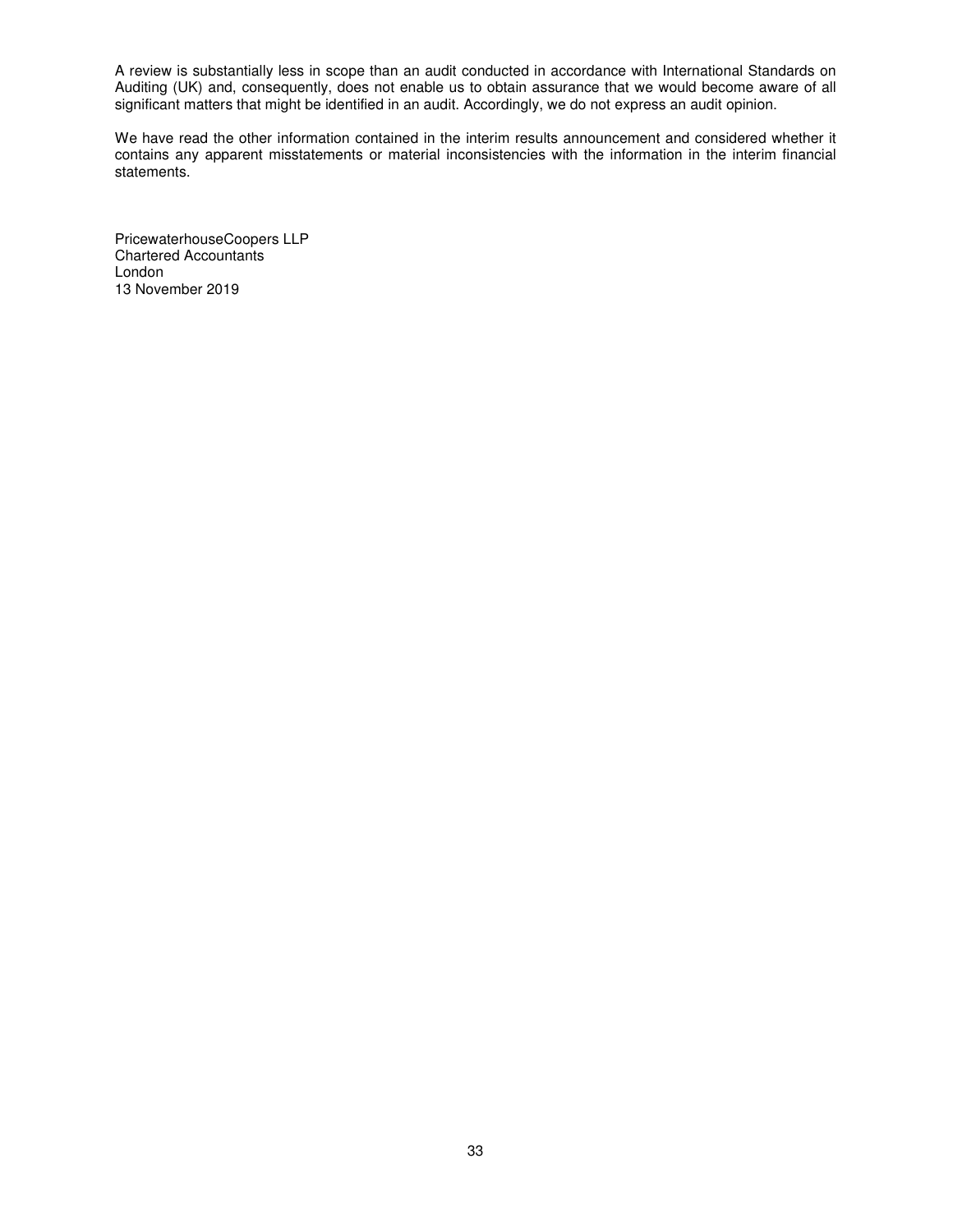A review is substantially less in scope than an audit conducted in accordance with International Standards on Auditing (UK) and, consequently, does not enable us to obtain assurance that we would become aware of all significant matters that might be identified in an audit. Accordingly, we do not express an audit opinion.

We have read the other information contained in the interim results announcement and considered whether it contains any apparent misstatements or material inconsistencies with the information in the interim financial statements.

PricewaterhouseCoopers LLP
Chartered Accountants
London
13 November 2019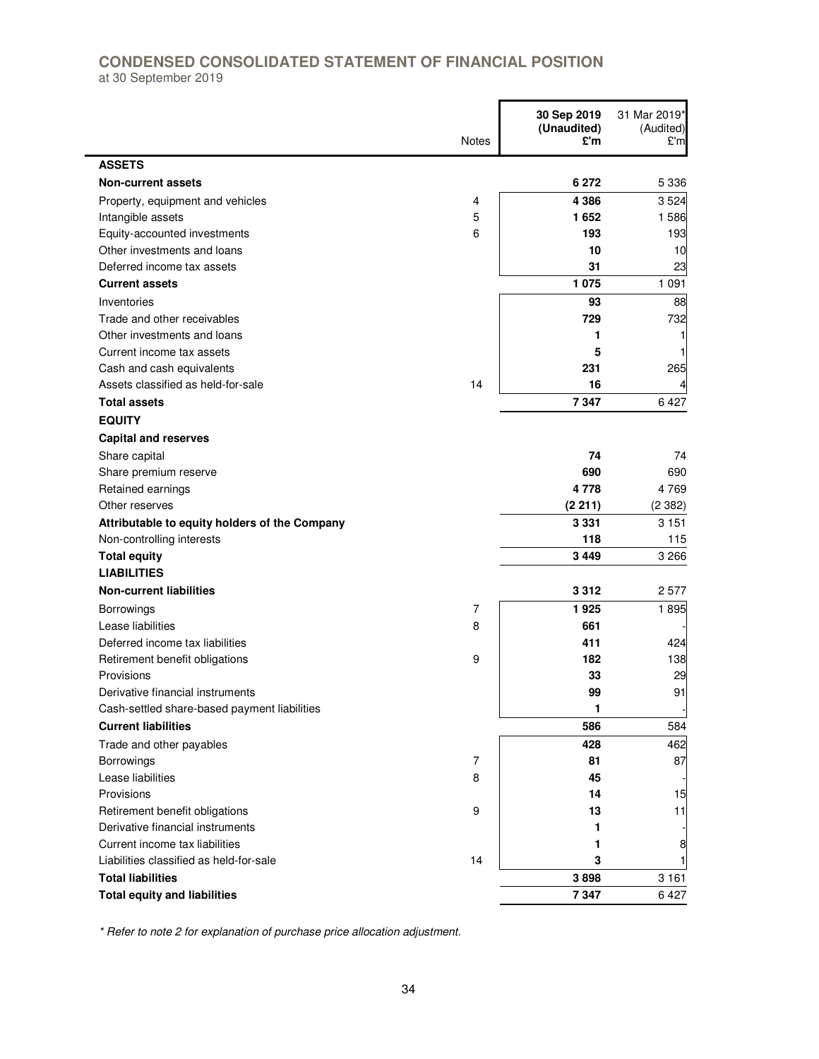# CONDENSED CONSOLIDATED STATEMENT OF FINANCIAL POSITION

at 30 September 2019

| | Notes | 30 Sep 2019 (Unaudited) £'m | 31 Mar 2019* (Audited) £'m |
|---|---|---|---|
| **ASSETS** | | | |
| **Non-current assets** | | **6 272** | 5 336 |
| Property, equipment and vehicles | 4 | **4 386** | 3 524 |
| Intangible assets | 5 | **1 652** | 1 586 |
| Equity-accounted investments | 6 | **193** | 193 |
| Other investments and loans | | **10** | 10 |
| Deferred income tax assets | | **31** | 23 |
| **Current assets** | | **1 075** | 1 091 |
| Inventories | | **93** | 88 |
| Trade and other receivables | | **729** | 732 |
| Other investments and loans | | **1** | 1 |
| Current income tax assets | | **5** | 1 |
| Cash and cash equivalents | | **231** | 265 |
| Assets classified as held-for-sale | 14 | **16** | 4 |
| **Total assets** | | **7 347** | 6 427 |
| **EQUITY** | | | |
| **Capital and reserves** | | | |
| Share capital | | **74** | 74 |
| Share premium reserve | | **690** | 690 |
| Retained earnings | | **4 778** | 4 769 |
| Other reserves | | **(2 211)** | (2 382) |
| **Attributable to equity holders of the Company** | | **3 331** | 3 151 |
| Non-controlling interests | | **118** | 115 |
| **Total equity** | | **3 449** | 3 266 |
| **LIABILITIES** | | | |
| **Non-current liabilities** | | **3 312** | 2 577 |
| Borrowings | 7 | **1 925** | 1 895 |
| Lease liabilities | 8 | **661** | - |
| Deferred income tax liabilities | | **411** | 424 |
| Retirement benefit obligations | 9 | **182** | 138 |
| Provisions | | **33** | 29 |
| Derivative financial instruments | | **99** | 91 |
| Cash-settled share-based payment liabilities | | **1** | - |
| **Current liabilities** | | **586** | 584 |
| Trade and other payables | | **428** | 462 |
| Borrowings | 7 | **81** | 87 |
| Lease liabilities | 8 | **45** | - |
| Provisions | | **14** | 15 |
| Retirement benefit obligations | 9 | **13** | 11 |
| Derivative financial instruments | | **1** | - |
| Current income tax liabilities | | **1** | 8 |
| Liabilities classified as held-for-sale | 14 | **3** | 1 |
| **Total liabilities** | | **3 898** | 3 161 |
| **Total equity and liabilities** | | **7 347** | 6 427 |

*\* Refer to note 2 for explanation of purchase price allocation adjustment.*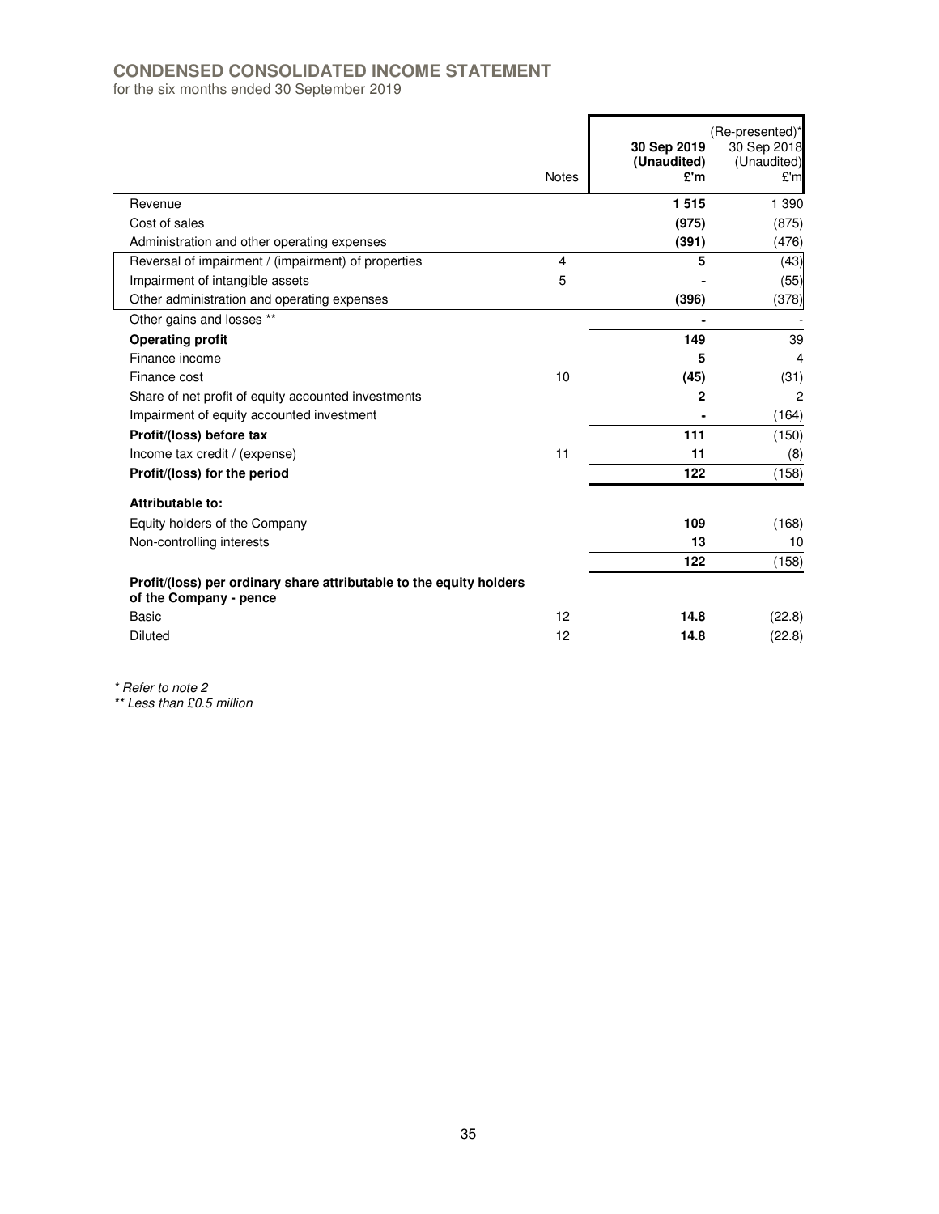# CONDENSED CONSOLIDATED INCOME STATEMENT

for the six months ended 30 September 2019

| | Notes | 30 Sep 2019 (Unaudited) £'m | (Re-presented)* 30 Sep 2018 (Unaudited) £'m |
|---|---|---|---|
| Revenue | | **1 515** | 1 390 |
| Cost of sales | | **(975)** | (875) |
| Administration and other operating expenses | | **(391)** | (476) |
| Reversal of impairment / (impairment) of properties | 4 | **5** | (43) |
| Impairment of intangible assets | 5 | **-** | (55) |
| Other administration and operating expenses | | **(396)** | (378) |
| Other gains and losses ** | | **-** | - |
| **Operating profit** | | **149** | 39 |
| Finance income | | **5** | 4 |
| Finance cost | 10 | **(45)** | (31) |
| Share of net profit of equity accounted investments | | **2** | 2 |
| Impairment of equity accounted investment | | **-** | (164) |
| **Profit/(loss) before tax** | | **111** | (150) |
| Income tax credit / (expense) | 11 | **11** | (8) |
| **Profit/(loss) for the period** | | **122** | (158) |
| **Attributable to:** | | | |
| Equity holders of the Company | | **109** | (168) |
| Non-controlling interests | | **13** | 10 |
| | | **122** | (158) |
| **Profit/(loss) per ordinary share attributable to the equity holders of the Company - pence** | | | |
| Basic | 12 | **14.8** | (22.8) |
| Diluted | 12 | **14.8** | (22.8) |

*\* Refer to note 2*

*\*\* Less than £0.5 million*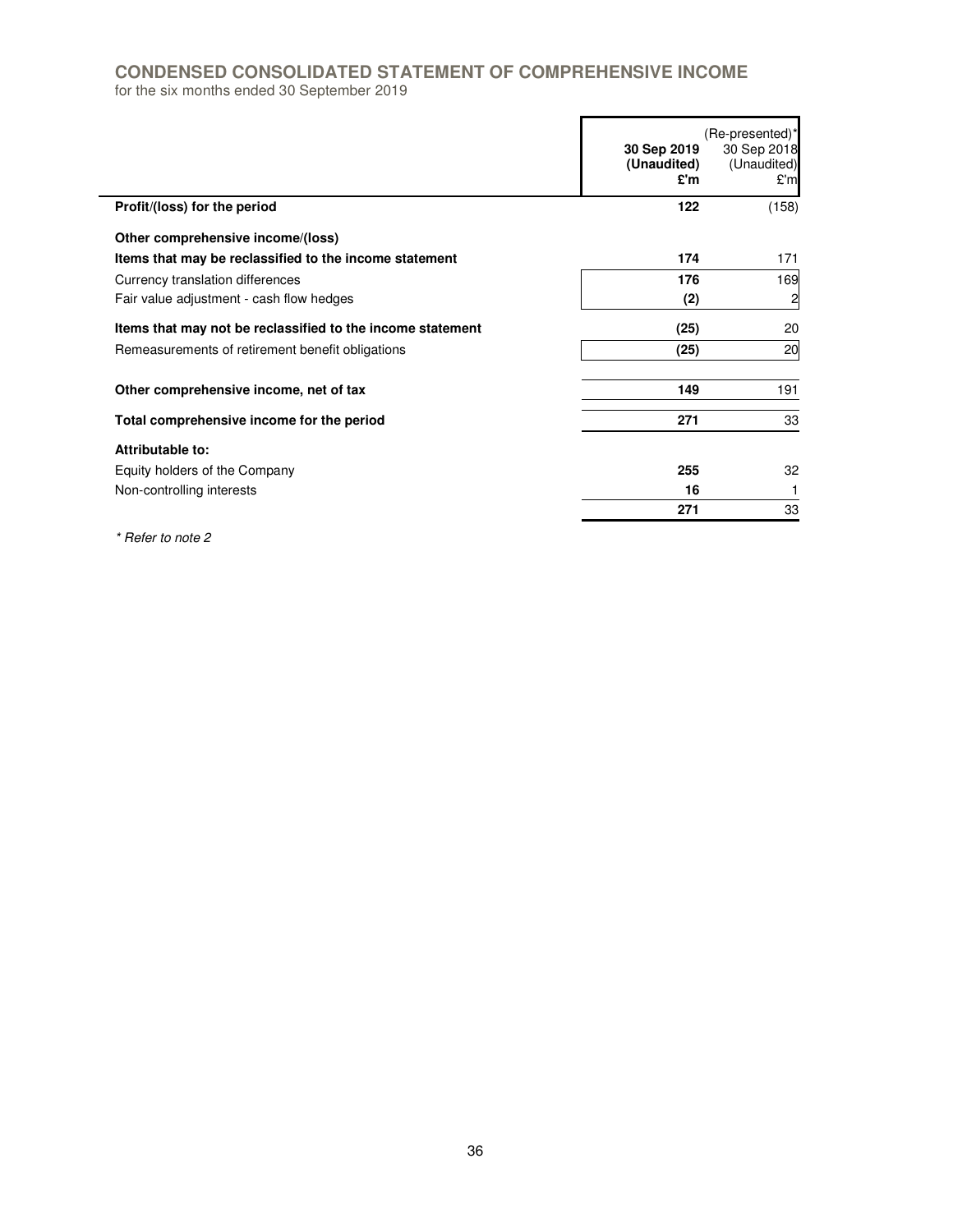# CONDENSED CONSOLIDATED STATEMENT OF COMPREHENSIVE INCOME

for the six months ended 30 September 2019

| | 30 Sep 2019 (Unaudited) £'m | (Re-presented)* 30 Sep 2018 (Unaudited) £'m |
|---|---|---|
| **Profit/(loss) for the period** | **122** | (158) |
| **Other comprehensive income/(loss)** | | |
| **Items that may be reclassified to the income statement** | **174** | 171 |
| Currency translation differences | **176** | 169 |
| Fair value adjustment - cash flow hedges | **(2)** | 2 |
| **Items that may not be reclassified to the income statement** | **(25)** | 20 |
| Remeasurements of retirement benefit obligations | **(25)** | 20 |
| **Other comprehensive income, net of tax** | **149** | 191 |
| **Total comprehensive income for the period** | **271** | 33 |
| **Attributable to:** | | |
| Equity holders of the Company | **255** | 32 |
| Non-controlling interests | **16** | 1 |
| | **271** | 33 |

*\* Refer to note 2*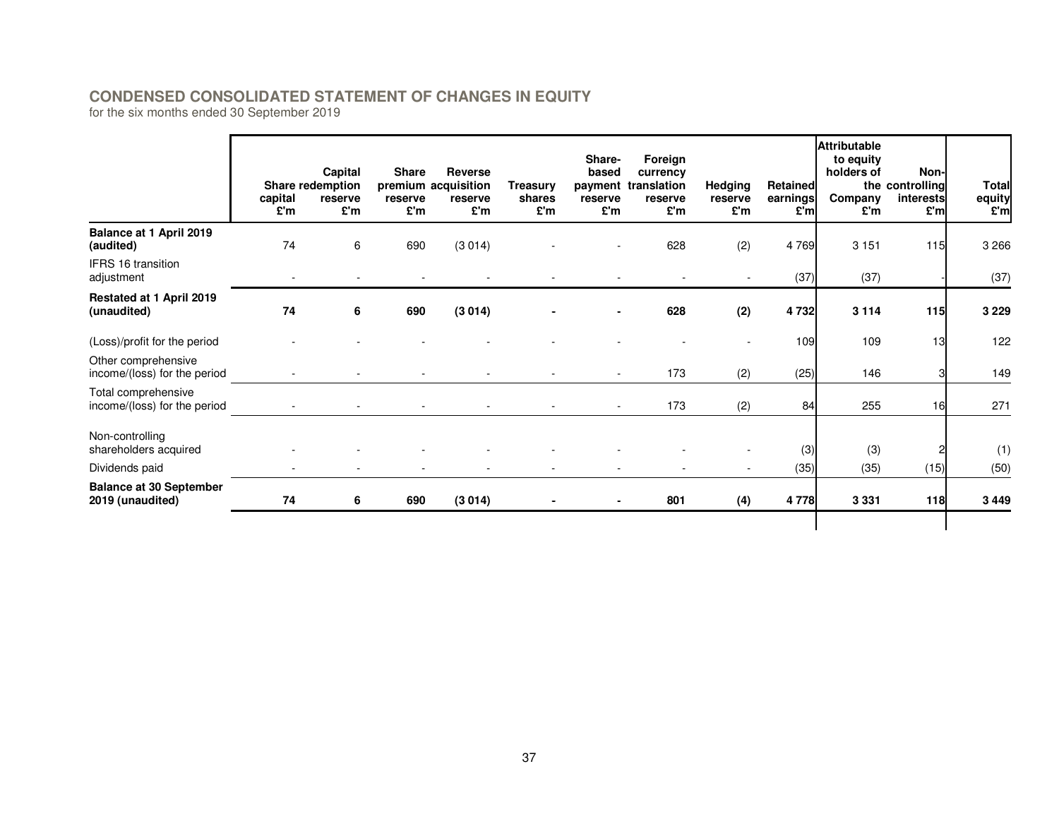## CONDENSED CONSOLIDATED STATEMENT OF CHANGES IN EQUITY

for the six months ended 30 September 2019

| | Share capital £'m | Capital redemption reserve £'m | Share premium reserve £'m | Reverse acquisition reserve £'m | Treasury shares £'m | Share-based payment reserve £'m | Foreign currency translation reserve £'m | Hedging reserve £'m | Retained earnings £'m | Attributable to equity holders of the Company £'m | Non-controlling interests £'m | Total equity £'m |
|---|---|---|---|---|---|---|---|---|---|---|---|---|
| **Balance at 1 April 2019 (audited)** | 74 | 6 | 690 | (3 014) | - | - | 628 | (2) | 4 769 | 3 151 | 115 | 3 266 |
| IFRS 16 transition adjustment | - | - | - | - | - | - | - | - | (37) | (37) | - | (37) |
| **Restated at 1 April 2019 (unaudited)** | **74** | **6** | **690** | **(3 014)** | **-** | **-** | **628** | **(2)** | **4 732** | **3 114** | **115** | **3 229** |
| (Loss)/profit for the period | - | - | - | - | - | - | - | - | 109 | 109 | 13 | 122 |
| Other comprehensive income/(loss) for the period | - | - | - | - | - | - | 173 | (2) | (25) | 146 | 3 | 149 |
| Total comprehensive income/(loss) for the period | - | - | - | - | - | - | 173 | (2) | 84 | 255 | 16 | 271 |
| Non-controlling shareholders acquired | - | - | - | - | - | - | - | - | (3) | (3) | 2 | (1) |
| Dividends paid | - | - | - | - | - | - | - | - | (35) | (35) | (15) | (50) |
| **Balance at 30 September 2019 (unaudited)** | **74** | **6** | **690** | **(3 014)** | **-** | **-** | **801** | **(4)** | **4 778** | **3 331** | **118** | **3 449** |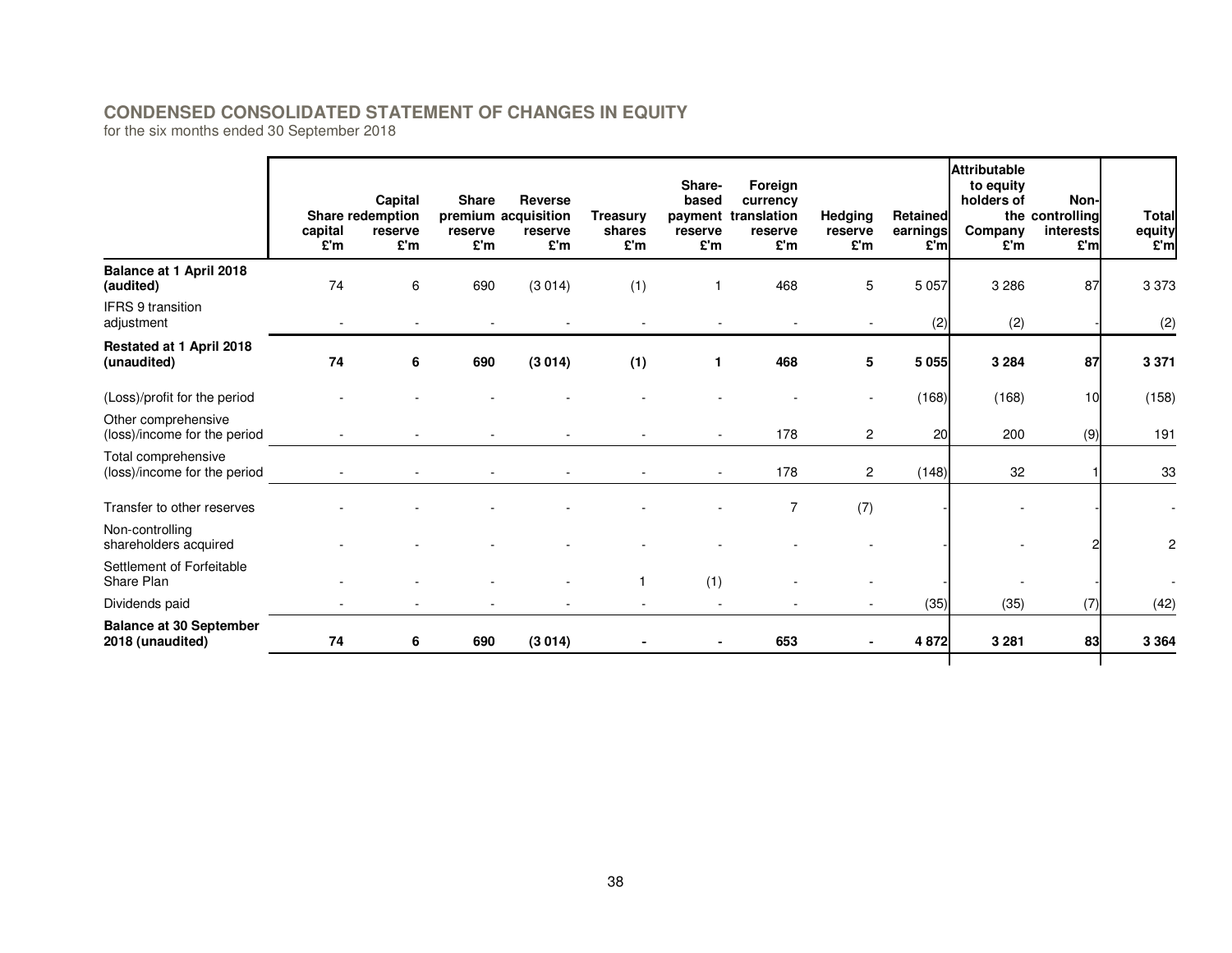## CONDENSED CONSOLIDATED STATEMENT OF CHANGES IN EQUITY

for the six months ended 30 September 2018

| | Share capital £'m | Capital redemption reserve £'m | Share premium reserve £'m | Reverse acquisition reserve £'m | Treasury shares £'m | Share-based payment reserve £'m | Foreign currency translation reserve £'m | Hedging reserve £'m | Retained earnings £'m | Attributable to equity holders of the Company £'m | Non-controlling interests £'m | Total equity £'m |
|---|---|---|---|---|---|---|---|---|---|---|---|---|
| **Balance at 1 April 2018 (audited)** | 74 | 6 | 690 | (3 014) | (1) | 1 | 468 | 5 | 5 057 | 3 286 | 87 | 3 373 |
| IFRS 9 transition adjustment | - | - | - | - | - | - | - | - | (2) | (2) | - | (2) |
| **Restated at 1 April 2018 (unaudited)** | **74** | **6** | **690** | **(3 014)** | **(1)** | **1** | **468** | **5** | **5 055** | **3 284** | **87** | **3 371** |
| (Loss)/profit for the period | - | - | - | - | - | - | - | - | (168) | (168) | 10 | (158) |
| Other comprehensive (loss)/income for the period | - | - | - | - | - | - | 178 | 2 | 20 | 200 | (9) | 191 |
| Total comprehensive (loss)/income for the period | - | - | - | - | - | - | 178 | 2 | (148) | 32 | 1 | 33 |
| Transfer to other reserves | - | - | - | - | - | - | 7 | (7) | - | - | - | - |
| Non-controlling shareholders acquired | - | - | - | - | - | - | - | - | - | - | 2 | 2 |
| Settlement of Forfeitable Share Plan | - | - | - | - | 1 | (1) | - | - | - | - | - | - |
| Dividends paid | - | - | - | - | - | - | - | - | (35) | (35) | (7) | (42) |
| **Balance at 30 September 2018 (unaudited)** | **74** | **6** | **690** | **(3 014)** | **-** | **-** | **653** | **-** | **4 872** | **3 281** | **83** | **3 364** |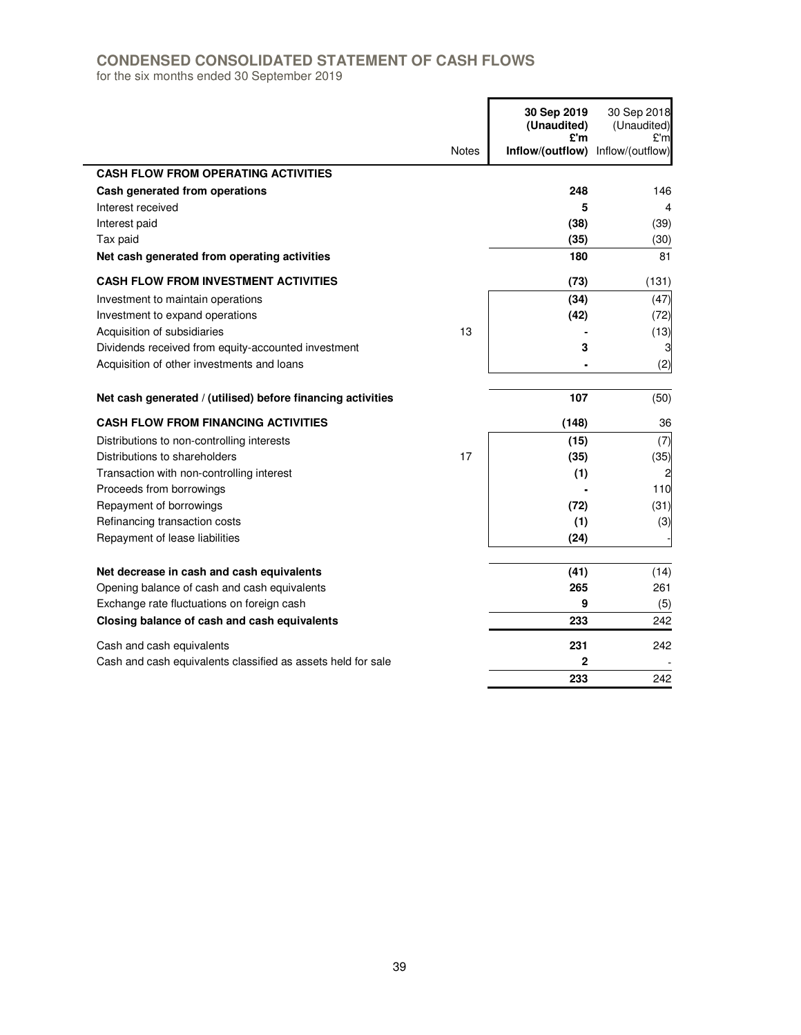## CONDENSED CONSOLIDATED STATEMENT OF CASH FLOWS

for the six months ended 30 September 2019

| | Notes | **30 Sep 2019 (Unaudited) £'m Inflow/(outflow)** | 30 Sep 2018 (Unaudited) £'m Inflow/(outflow) |
|---|---|---|---|
| **CASH FLOW FROM OPERATING ACTIVITIES** | | | |
| **Cash generated from operations** | | **248** | 146 |
| Interest received | | **5** | 4 |
| Interest paid | | **(38)** | (39) |
| Tax paid | | **(35)** | (30) |
| **Net cash generated from operating activities** | | **180** | 81 |
| **CASH FLOW FROM INVESTMENT ACTIVITIES** | | **(73)** | (131) |
| Investment to maintain operations | | **(34)** | (47) |
| Investment to expand operations | | **(42)** | (72) |
| Acquisition of subsidiaries | 13 | **-** | (13) |
| Dividends received from equity-accounted investment | | **3** | 3 |
| Acquisition of other investments and loans | | **-** | (2) |
| **Net cash generated / (utilised) before financing activities** | | **107** | (50) |
| **CASH FLOW FROM FINANCING ACTIVITIES** | | **(148)** | 36 |
| Distributions to non-controlling interests | | **(15)** | (7) |
| Distributions to shareholders | 17 | **(35)** | (35) |
| Transaction with non-controlling interest | | **(1)** | 2 |
| Proceeds from borrowings | | **-** | 110 |
| Repayment of borrowings | | **(72)** | (31) |
| Refinancing transaction costs | | **(1)** | (3) |
| Repayment of lease liabilities | | **(24)** | - |
| **Net decrease in cash and cash equivalents** | | **(41)** | (14) |
| Opening balance of cash and cash equivalents | | **265** | 261 |
| Exchange rate fluctuations on foreign cash | | **9** | (5) |
| **Closing balance of cash and cash equivalents** | | **233** | 242 |
| Cash and cash equivalents | | **231** | 242 |
| Cash and cash equivalents classified as assets held for sale | | **2** | - |
| | | **233** | 242 |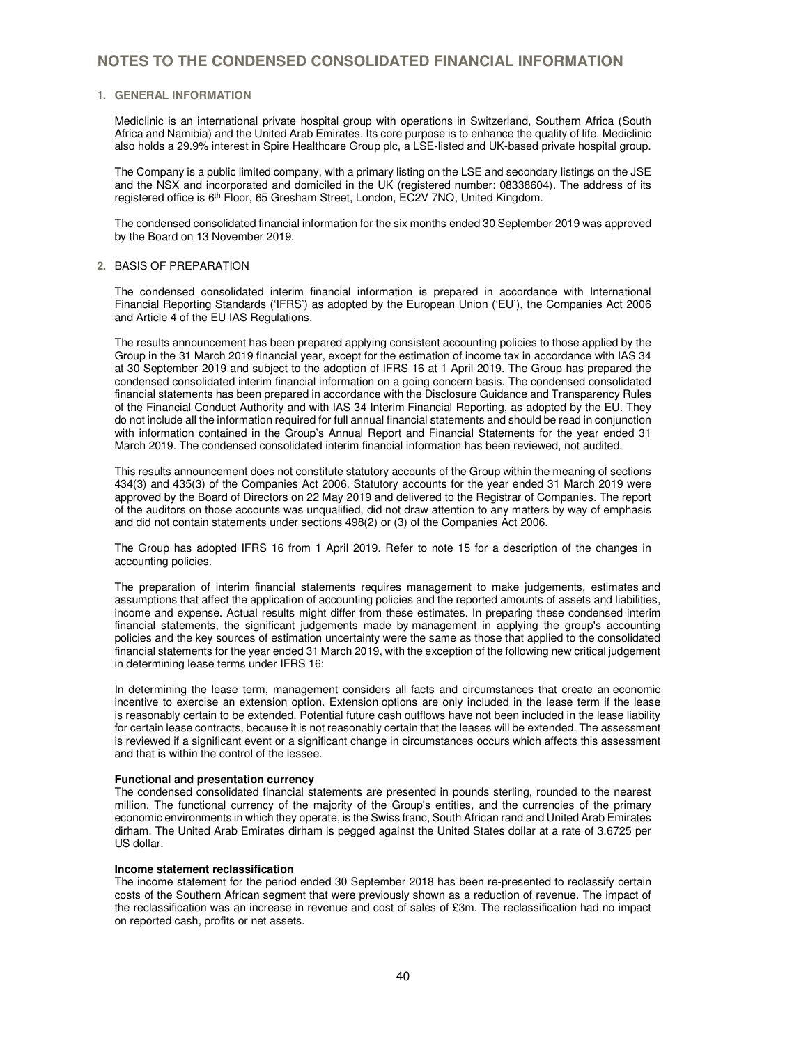# NOTES TO THE CONDENSED CONSOLIDATED FINANCIAL INFORMATION

## 1. GENERAL INFORMATION

Mediclinic is an international private hospital group with operations in Switzerland, Southern Africa (South Africa and Namibia) and the United Arab Emirates. Its core purpose is to enhance the quality of life. Mediclinic also holds a 29.9% interest in Spire Healthcare Group plc, a LSE-listed and UK-based private hospital group.

The Company is a public limited company, with a primary listing on the LSE and secondary listings on the JSE and the NSX and incorporated and domiciled in the UK (registered number: 08338604). The address of its registered office is 6th Floor, 65 Gresham Street, London, EC2V 7NQ, United Kingdom.

The condensed consolidated financial information for the six months ended 30 September 2019 was approved by the Board on 13 November 2019.

## 2. BASIS OF PREPARATION

The condensed consolidated interim financial information is prepared in accordance with International Financial Reporting Standards ('IFRS') as adopted by the European Union ('EU'), the Companies Act 2006 and Article 4 of the EU IAS Regulations.

The results announcement has been prepared applying consistent accounting policies to those applied by the Group in the 31 March 2019 financial year, except for the estimation of income tax in accordance with IAS 34 at 30 September 2019 and subject to the adoption of IFRS 16 at 1 April 2019. The Group has prepared the condensed consolidated interim financial information on a going concern basis. The condensed consolidated financial statements has been prepared in accordance with the Disclosure Guidance and Transparency Rules of the Financial Conduct Authority and with IAS 34 Interim Financial Reporting, as adopted by the EU. They do not include all the information required for full annual financial statements and should be read in conjunction with information contained in the Group's Annual Report and Financial Statements for the year ended 31 March 2019. The condensed consolidated interim financial information has been reviewed, not audited.

This results announcement does not constitute statutory accounts of the Group within the meaning of sections 434(3) and 435(3) of the Companies Act 2006. Statutory accounts for the year ended 31 March 2019 were approved by the Board of Directors on 22 May 2019 and delivered to the Registrar of Companies. The report of the auditors on those accounts was unqualified, did not draw attention to any matters by way of emphasis and did not contain statements under sections 498(2) or (3) of the Companies Act 2006.

The Group has adopted IFRS 16 from 1 April 2019. Refer to note 15 for a description of the changes in accounting policies.

The preparation of interim financial statements requires management to make judgements, estimates and assumptions that affect the application of accounting policies and the reported amounts of assets and liabilities, income and expense. Actual results might differ from these estimates. In preparing these condensed interim financial statements, the significant judgements made by management in applying the group's accounting policies and the key sources of estimation uncertainty were the same as those that applied to the consolidated financial statements for the year ended 31 March 2019, with the exception of the following new critical judgement in determining lease terms under IFRS 16:

In determining the lease term, management considers all facts and circumstances that create an economic incentive to exercise an extension option. Extension options are only included in the lease term if the lease is reasonably certain to be extended. Potential future cash outflows have not been included in the lease liability for certain lease contracts, because it is not reasonably certain that the leases will be extended. The assessment is reviewed if a significant event or a significant change in circumstances occurs which affects this assessment and that is within the control of the lessee.

**Functional and presentation currency**
The condensed consolidated financial statements are presented in pounds sterling, rounded to the nearest million. The functional currency of the majority of the Group's entities, and the currencies of the primary economic environments in which they operate, is the Swiss franc, South African rand and United Arab Emirates dirham. The United Arab Emirates dirham is pegged against the United States dollar at a rate of 3.6725 per US dollar.

**Income statement reclassification**
The income statement for the period ended 30 September 2018 has been re-presented to reclassify certain costs of the Southern African segment that were previously shown as a reduction of revenue. The impact of the reclassification was an increase in revenue and cost of sales of £3m. The reclassification had no impact on reported cash, profits or net assets.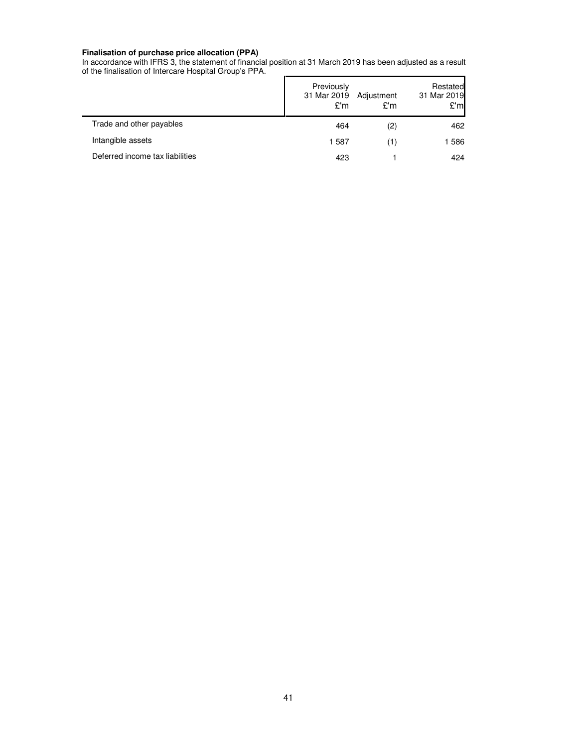**Finalisation of purchase price allocation (PPA)**

In accordance with IFRS 3, the statement of financial position at 31 March 2019 has been adjusted as a result of the finalisation of Intercare Hospital Group's PPA.

| | Previously 31 Mar 2019 £'m | Adjustment £'m | Restated 31 Mar 2019 £'m |
|---|---|---|---|
| Trade and other payables | 464 | (2) | 462 |
| Intangible assets | 1 587 | (1) | 1 586 |
| Deferred income tax liabilities | 423 | 1 | 424 |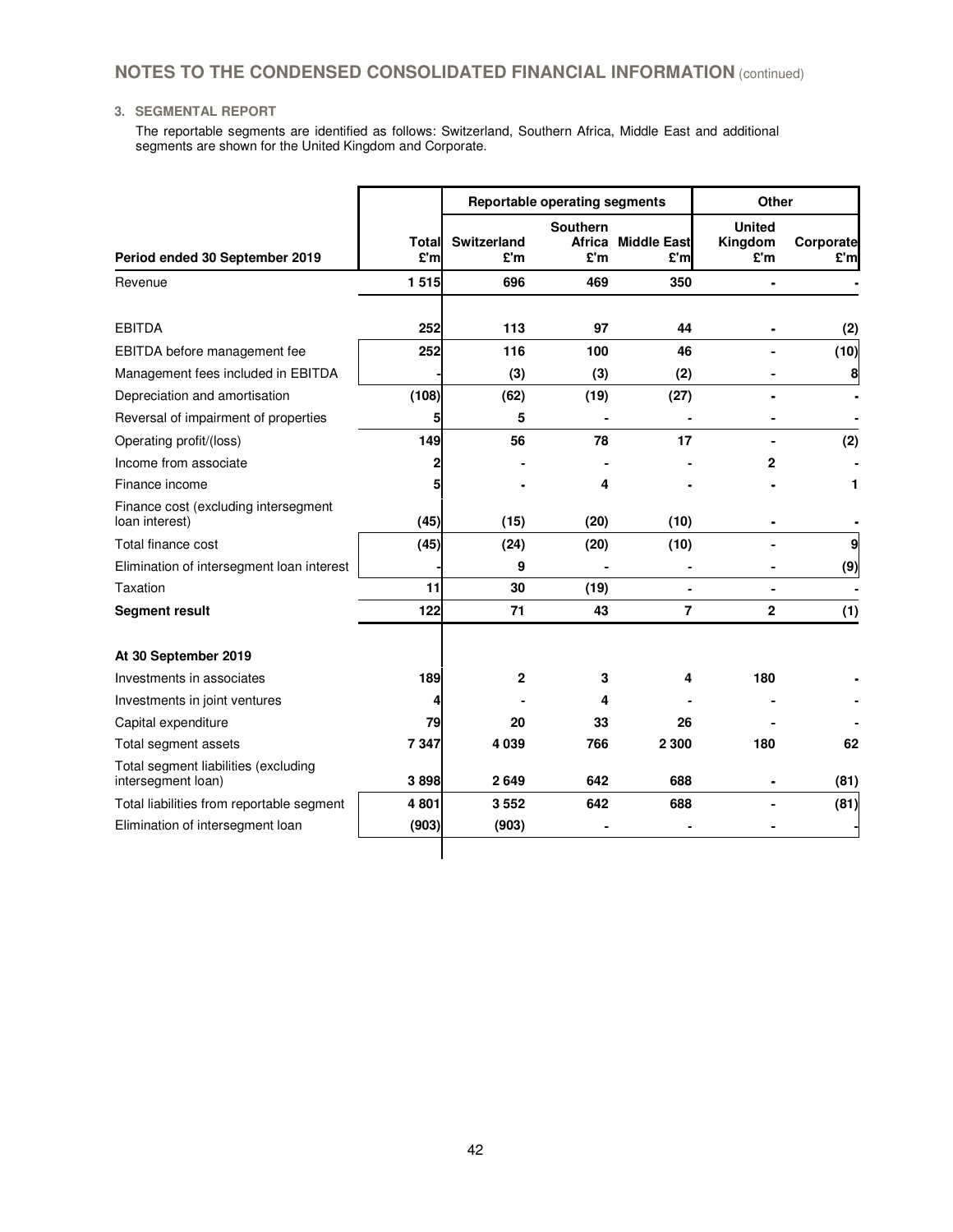## NOTES TO THE CONDENSED CONSOLIDATED FINANCIAL INFORMATION (continued)

### 3. SEGMENTAL REPORT

The reportable segments are identified as follows: Switzerland, Southern Africa, Middle East and additional segments are shown for the United Kingdom and Corporate.

| | | Reportable operating segments | | | Other | |
|---|---|---|---|---|---|---|
| **Period ended 30 September 2019** | **Total £'m** | **Switzerland £'m** | **Southern Africa £'m** | **Middle East £'m** | **United Kingdom £'m** | **Corporate £'m** |
| Revenue | **1 515** | **696** | **469** | **350** | **-** | **-** |
| EBITDA | **252** | **113** | **97** | **44** | **-** | **(2)** |
| EBITDA before management fee | **252** | **116** | **100** | **46** | **-** | **(10)** |
| Management fees included in EBITDA | **-** | **(3)** | **(3)** | **(2)** | **-** | **8** |
| Depreciation and amortisation | **(108)** | **(62)** | **(19)** | **(27)** | **-** | **-** |
| Reversal of impairment of properties | **5** | **5** | **-** | **-** | **-** | **-** |
| Operating profit/(loss) | **149** | **56** | **78** | **17** | **-** | **(2)** |
| Income from associate | **2** | **-** | **-** | **-** | **2** | **-** |
| Finance income | **5** | **-** | **4** | **-** | **-** | **1** |
| Finance cost (excluding intersegment loan interest) | **(45)** | **(15)** | **(20)** | **(10)** | **-** | **-** |
| Total finance cost | **(45)** | **(24)** | **(20)** | **(10)** | **-** | **9** |
| Elimination of intersegment loan interest | **-** | **9** | **-** | **-** | **-** | **(9)** |
| Taxation | **11** | **30** | **(19)** | **-** | **-** | **-** |
| **Segment result** | **122** | **71** | **43** | **7** | **2** | **(1)** |
| | | | | | | |
| **At 30 September 2019** | | | | | | |
| Investments in associates | **189** | **2** | **3** | **4** | **180** | **-** |
| Investments in joint ventures | **4** | **-** | **4** | **-** | **-** | **-** |
| Capital expenditure | **79** | **20** | **33** | **26** | **-** | **-** |
| Total segment assets | **7 347** | **4 039** | **766** | **2 300** | **180** | **62** |
| Total segment liabilities (excluding intersegment loan) | **3 898** | **2 649** | **642** | **688** | **-** | **(81)** |
| Total liabilities from reportable segment | **4 801** | **3 552** | **642** | **688** | **-** | **(81)** |
| Elimination of intersegment loan | **(903)** | **(903)** | **-** | **-** | **-** | **-** |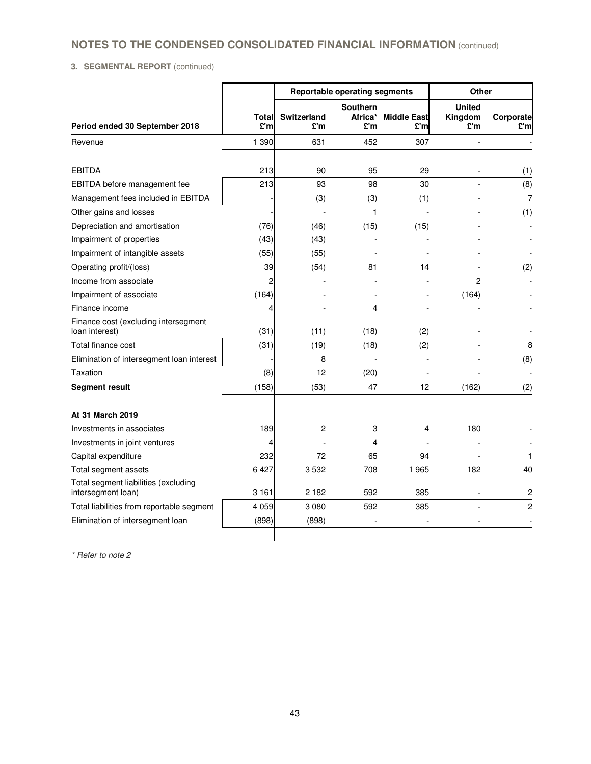## NOTES TO THE CONDENSED CONSOLIDATED FINANCIAL INFORMATION (continued)

### 3. SEGMENTAL REPORT (continued)

| | | Reportable operating segments | | | Other | |
|---|---|---|---|---|---|---|
| Period ended 30 September 2018 | Total £'m | Switzerland £'m | Southern Africa* £'m | Middle East £'m | United Kingdom £'m | Corporate £'m |
| Revenue | 1 390 | 631 | 452 | 307 | - | - |
| | | | | | | |
| EBITDA | 213 | 90 | 95 | 29 | - | (1) |
| EBITDA before management fee | 213 | 93 | 98 | 30 | - | (8) |
| Management fees included in EBITDA | - | (3) | (3) | (1) | - | 7 |
| Other gains and losses | - | - | 1 | - | - | (1) |
| Depreciation and amortisation | (76) | (46) | (15) | (15) | - | - |
| Impairment of properties | (43) | (43) | - | - | - | - |
| Impairment of intangible assets | (55) | (55) | - | - | - | - |
| Operating profit/(loss) | 39 | (54) | 81 | 14 | - | (2) |
| Income from associate | 2 | - | - | - | 2 | - |
| Impairment of associate | (164) | - | - | - | (164) | - |
| Finance income | 4 | - | 4 | - | - | - |
| Finance cost (excluding intersegment loan interest) | (31) | (11) | (18) | (2) | - | - |
| Total finance cost | (31) | (19) | (18) | (2) | - | 8 |
| Elimination of intersegment loan interest | - | 8 | - | - | - | (8) |
| Taxation | (8) | 12 | (20) | - | - | - |
| **Segment result** | (158) | (53) | 47 | 12 | (162) | (2) |
| | | | | | | |
| **At 31 March 2019** | | | | | | |
| Investments in associates | 189 | 2 | 3 | 4 | 180 | - |
| Investments in joint ventures | 4 | - | 4 | - | - | - |
| Capital expenditure | 232 | 72 | 65 | 94 | - | 1 |
| Total segment assets | 6 427 | 3 532 | 708 | 1 965 | 182 | 40 |
| Total segment liabilities (excluding intersegment loan) | 3 161 | 2 182 | 592 | 385 | - | 2 |
| Total liabilities from reportable segment | 4 059 | 3 080 | 592 | 385 | - | 2 |
| Elimination of intersegment loan | (898) | (898) | - | - | - | - |

*\* Refer to note 2*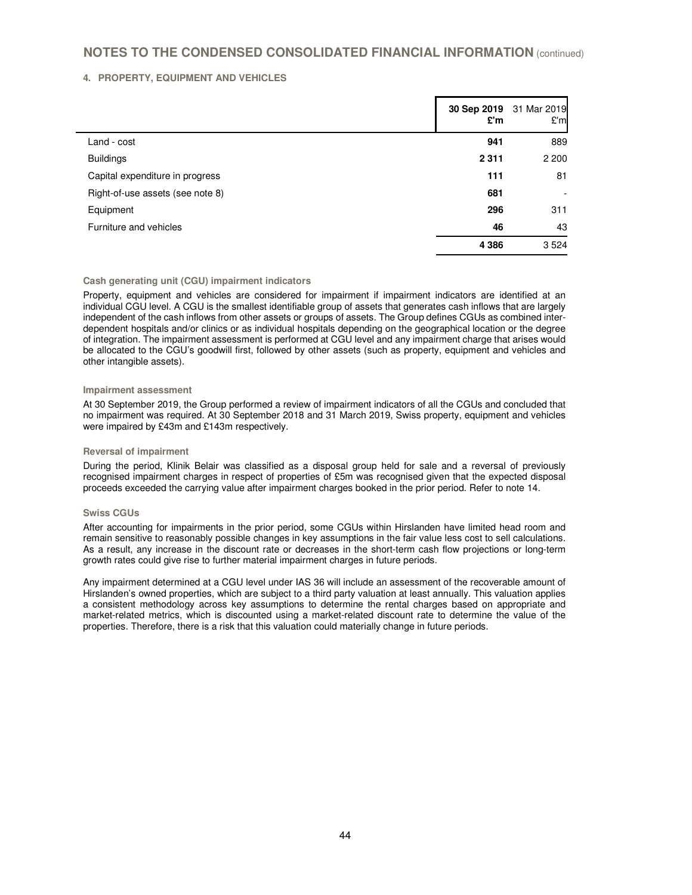# NOTES TO THE CONDENSED CONSOLIDATED FINANCIAL INFORMATION (continued)

## 4. PROPERTY, EQUIPMENT AND VEHICLES

| | **30 Sep 2019 £'m** | 31 Mar 2019 £'m |
|---|---|---|
| Land - cost | **941** | 889 |
| Buildings | **2 311** | 2 200 |
| Capital expenditure in progress | **111** | 81 |
| Right-of-use assets (see note 8) | **681** | - |
| Equipment | **296** | 311 |
| Furniture and vehicles | **46** | 43 |
| | **4 386** | 3 524 |

### Cash generating unit (CGU) impairment indicators

Property, equipment and vehicles are considered for impairment if impairment indicators are identified at an individual CGU level. A CGU is the smallest identifiable group of assets that generates cash inflows that are largely independent of the cash inflows from other assets or groups of assets. The Group defines CGUs as combined inter-dependent hospitals and/or clinics or as individual hospitals depending on the geographical location or the degree of integration. The impairment assessment is performed at CGU level and any impairment charge that arises would be allocated to the CGU's goodwill first, followed by other assets (such as property, equipment and vehicles and other intangible assets).

### Impairment assessment

At 30 September 2019, the Group performed a review of impairment indicators of all the CGUs and concluded that no impairment was required. At 30 September 2018 and 31 March 2019, Swiss property, equipment and vehicles were impaired by £43m and £143m respectively.

### Reversal of impairment

During the period, Klinik Belair was classified as a disposal group held for sale and a reversal of previously recognised impairment charges in respect of properties of £5m was recognised given that the expected disposal proceeds exceeded the carrying value after impairment charges booked in the prior period. Refer to note 14.

### Swiss CGUs

After accounting for impairments in the prior period, some CGUs within Hirslanden have limited head room and remain sensitive to reasonably possible changes in key assumptions in the fair value less cost to sell calculations. As a result, any increase in the discount rate or decreases in the short-term cash flow projections or long-term growth rates could give rise to further material impairment charges in future periods.

Any impairment determined at a CGU level under IAS 36 will include an assessment of the recoverable amount of Hirslanden's owned properties, which are subject to a third party valuation at least annually. This valuation applies a consistent methodology across key assumptions to determine the rental charges based on appropriate and market-related metrics, which is discounted using a market-related discount rate to determine the value of the properties. Therefore, there is a risk that this valuation could materially change in future periods.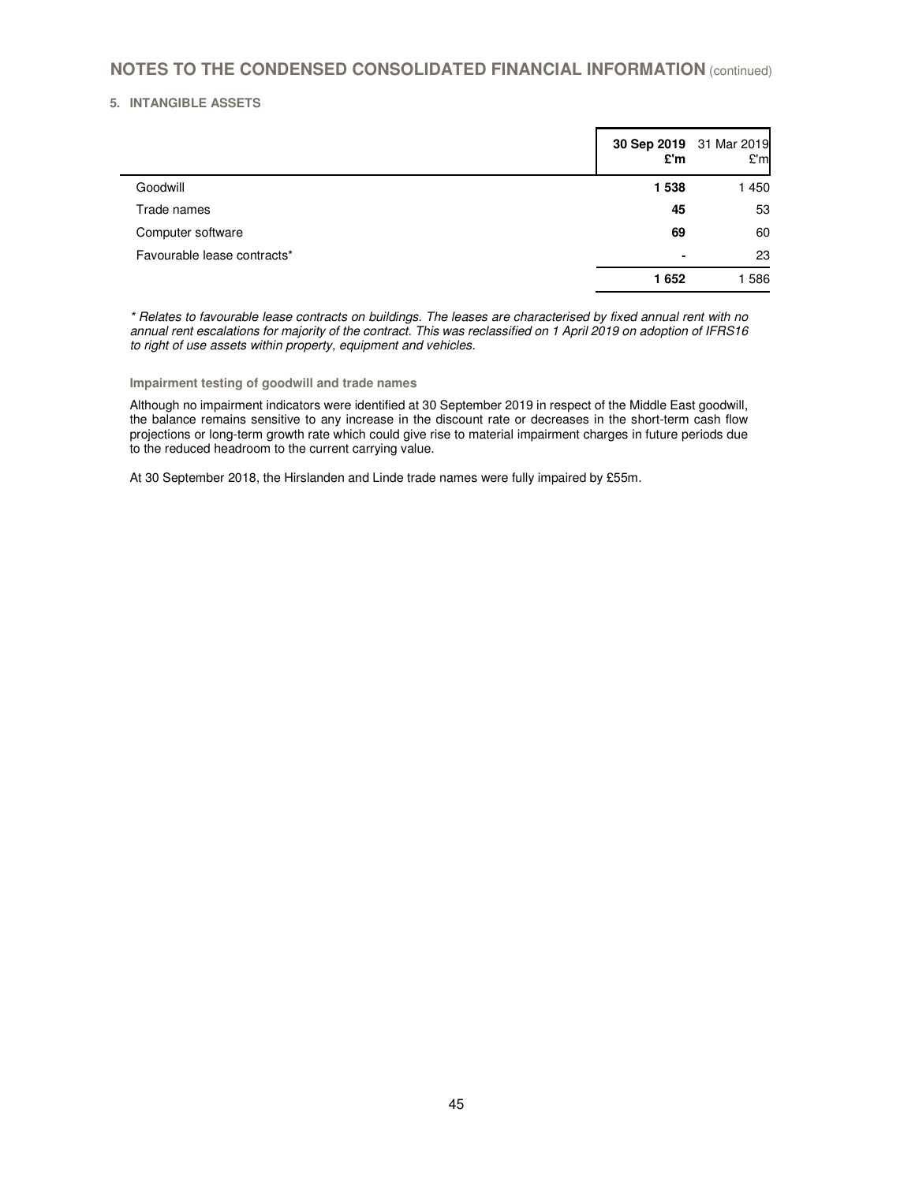## NOTES TO THE CONDENSED CONSOLIDATED FINANCIAL INFORMATION (continued)

### 5. INTANGIBLE ASSETS

| | 30 Sep 2019 £'m | 31 Mar 2019 £'m |
|---|---|---|
| Goodwill | **1 538** | 1 450 |
| Trade names | **45** | 53 |
| Computer software | **69** | 60 |
| Favourable lease contracts* | **-** | 23 |
| | **1 652** | 1 586 |

*\* Relates to favourable lease contracts on buildings. The leases are characterised by fixed annual rent with no annual rent escalations for majority of the contract. This was reclassified on 1 April 2019 on adoption of IFRS16 to right of use assets within property, equipment and vehicles.*

#### Impairment testing of goodwill and trade names

Although no impairment indicators were identified at 30 September 2019 in respect of the Middle East goodwill, the balance remains sensitive to any increase in the discount rate or decreases in the short-term cash flow projections or long-term growth rate which could give rise to material impairment charges in future periods due to the reduced headroom to the current carrying value.

At 30 September 2018, the Hirslanden and Linde trade names were fully impaired by £55m.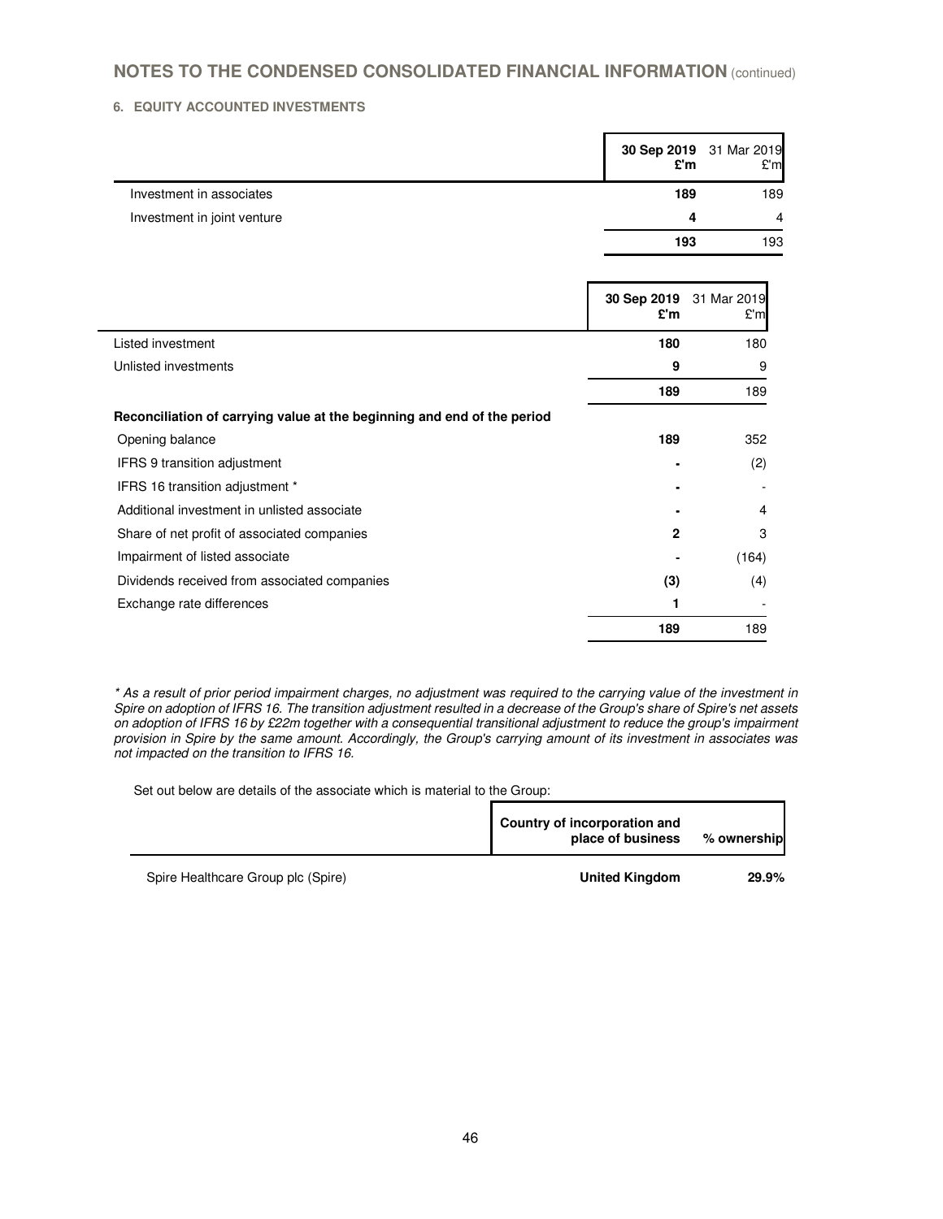# NOTES TO THE CONDENSED CONSOLIDATED FINANCIAL INFORMATION (continued)

### 6. EQUITY ACCOUNTED INVESTMENTS

| | 30 Sep 2019 £'m | 31 Mar 2019 £'m |
|---|---|---|
| Investment in associates | **189** | 189 |
| Investment in joint venture | **4** | 4 |
| | **193** | 193 |

| | 30 Sep 2019 £'m | 31 Mar 2019 £'m |
|---|---|---|
| Listed investment | **180** | 180 |
| Unlisted investments | **9** | 9 |
| | **189** | 189 |
| **Reconciliation of carrying value at the beginning and end of the period** | | |
| Opening balance | **189** | 352 |
| IFRS 9 transition adjustment | **-** | (2) |
| IFRS 16 transition adjustment * | **-** | - |
| Additional investment in unlisted associate | **-** | 4 |
| Share of net profit of associated companies | **2** | 3 |
| Impairment of listed associate | **-** | (164) |
| Dividends received from associated companies | **(3)** | (4) |
| Exchange rate differences | **1** | - |
| | **189** | 189 |

*\* As a result of prior period impairment charges, no adjustment was required to the carrying value of the investment in Spire on adoption of IFRS 16. The transition adjustment resulted in a decrease of the Group's share of Spire's net assets on adoption of IFRS 16 by £22m together with a consequential transitional adjustment to reduce the group's impairment provision in Spire by the same amount. Accordingly, the Group's carrying amount of its investment in associates was not impacted on the transition to IFRS 16.*

Set out below are details of the associate which is material to the Group:

| | Country of incorporation and place of business | % ownership |
|---|---|---|
| Spire Healthcare Group plc (Spire) | **United Kingdom** | **29.9%** |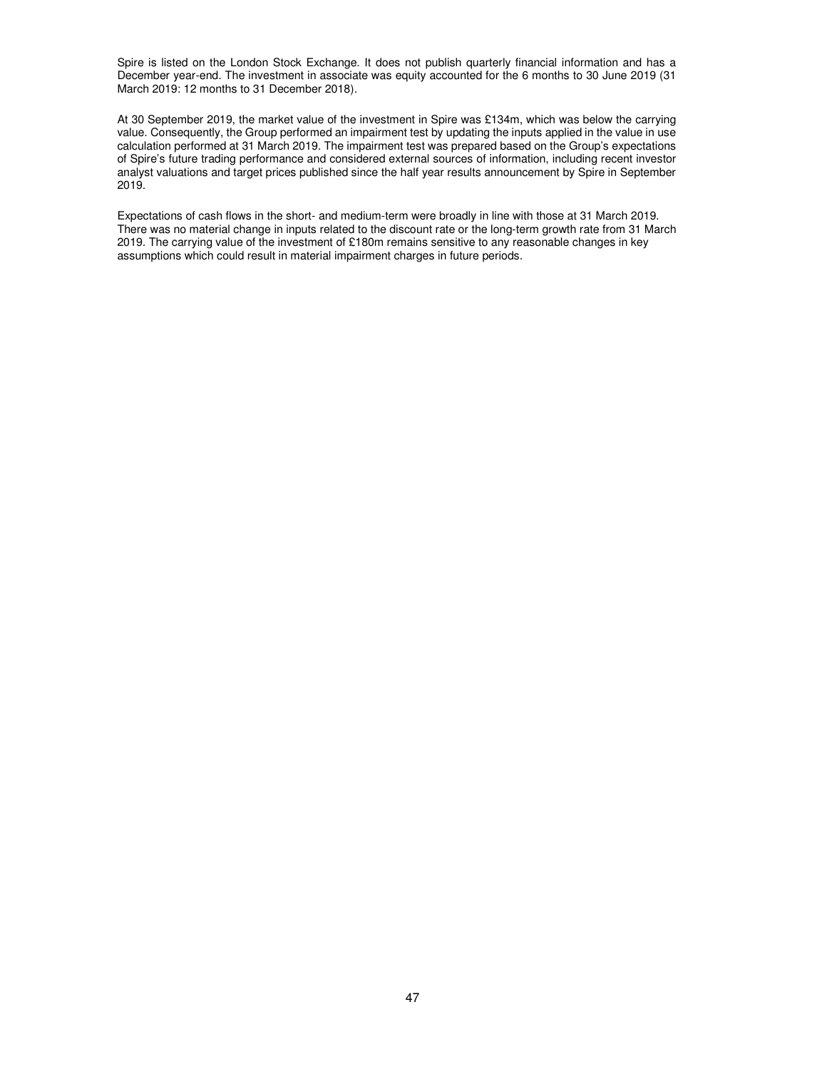Spire is listed on the London Stock Exchange. It does not publish quarterly financial information and has a December year-end. The investment in associate was equity accounted for the 6 months to 30 June 2019 (31 March 2019: 12 months to 31 December 2018).

At 30 September 2019, the market value of the investment in Spire was £134m, which was below the carrying value. Consequently, the Group performed an impairment test by updating the inputs applied in the value in use calculation performed at 31 March 2019. The impairment test was prepared based on the Group's expectations of Spire's future trading performance and considered external sources of information, including recent investor analyst valuations and target prices published since the half year results announcement by Spire in September 2019.

Expectations of cash flows in the short- and medium-term were broadly in line with those at 31 March 2019. There was no material change in inputs related to the discount rate or the long-term growth rate from 31 March 2019. The carrying value of the investment of £180m remains sensitive to any reasonable changes in key assumptions which could result in material impairment charges in future periods.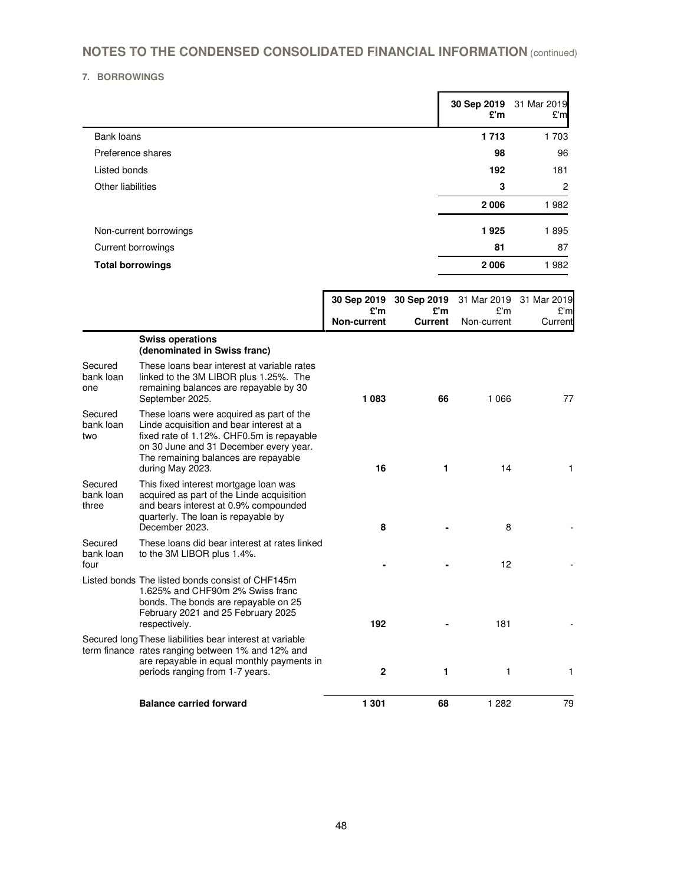# NOTES TO THE CONDENSED CONSOLIDATED FINANCIAL INFORMATION (continued)

## 7. BORROWINGS

| | **30 Sep 2019 £'m** | 31 Mar 2019 £'m |
|---|---|---|
| Bank loans | **1 713** | 1 703 |
| Preference shares | **98** | 96 |
| Listed bonds | **192** | 181 |
| Other liabilities | **3** | 2 |
| | **2 006** | 1 982 |
| Non-current borrowings | **1 925** | 1 895 |
| Current borrowings | **81** | 87 |
| **Total borrowings** | **2 006** | 1 982 |

| | | **30 Sep 2019 £'m Non-current** | **30 Sep 2019 £'m Current** | 31 Mar 2019 £'m Non-current | 31 Mar 2019 £'m Current |
|---|---|---|---|---|---|
| | **Swiss operations (denominated in Swiss franc)** | | | | |
| Secured bank loan one | These loans bear interest at variable rates linked to the 3M LIBOR plus 1.25%. The remaining balances are repayable by 30 September 2025. | **1 083** | **66** | 1 066 | 77 |
| Secured bank loan two | These loans were acquired as part of the Linde acquisition and bear interest at a fixed rate of 1.12%. CHF0.5m is repayable on 30 June and 31 December every year. The remaining balances are repayable during May 2023. | **16** | **1** | 14 | 1 |
| Secured bank loan three | This fixed interest mortgage loan was acquired as part of the Linde acquisition and bears interest at 0.9% compounded quarterly. The loan is repayable by December 2023. | **8** | **-** | 8 | - |
| Secured bank loan four | These loans did bear interest at rates linked to the 3M LIBOR plus 1.4%. | **-** | **-** | 12 | - |
| Listed bonds | The listed bonds consist of CHF145m 1.625% and CHF90m 2% Swiss franc bonds. The bonds are repayable on 25 February 2021 and 25 February 2025 respectively. | **192** | **-** | 181 | - |
| Secured long term finance | These liabilities bear interest at variable rates ranging between 1% and 12% and are repayable in equal monthly payments in periods ranging from 1-7 years. | **2** | **1** | 1 | 1 |
| | **Balance carried forward** | **1 301** | **68** | 1 282 | 79 |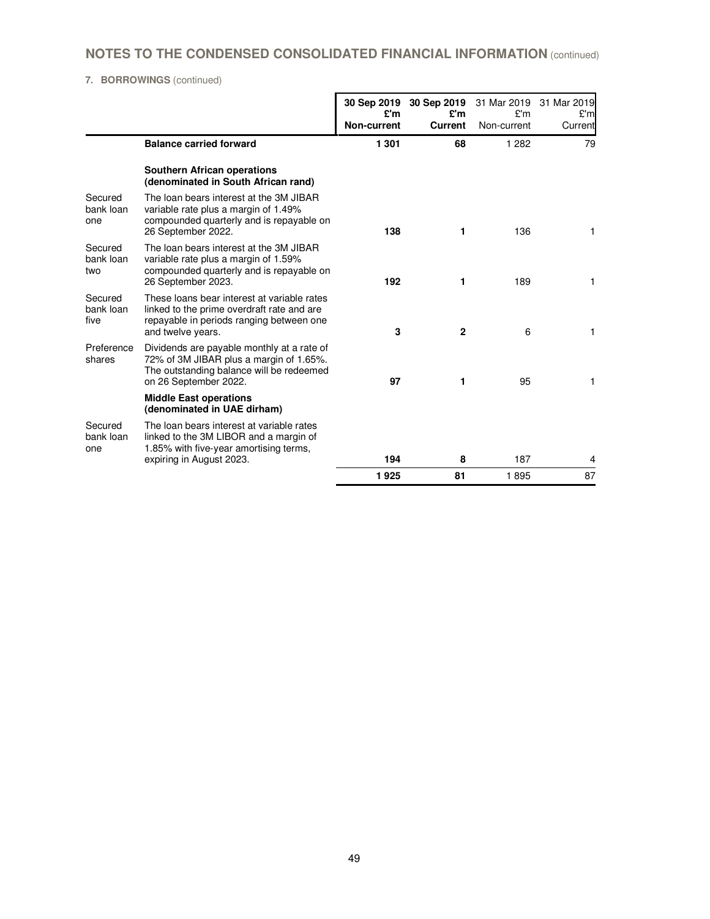## NOTES TO THE CONDENSED CONSOLIDATED FINANCIAL INFORMATION (continued)

### 7. BORROWINGS (continued)

| | | 30 Sep 2019 £'m Non-current | 30 Sep 2019 £'m Current | 31 Mar 2019 £'m Non-current | 31 Mar 2019 £'m Current |
|---|---|---|---|---|---|
| | **Balance carried forward** | **1 301** | **68** | 1 282 | 79 |
| | **Southern African operations (denominated in South African rand)** | | | | |
| Secured bank loan one | The loan bears interest at the 3M JIBAR variable rate plus a margin of 1.49% compounded quarterly and is repayable on 26 September 2022. | **138** | **1** | 136 | 1 |
| Secured bank loan two | The loan bears interest at the 3M JIBAR variable rate plus a margin of 1.59% compounded quarterly and is repayable on 26 September 2023. | **192** | **1** | 189 | 1 |
| Secured bank loan five | These loans bear interest at variable rates linked to the prime overdraft rate and are repayable in periods ranging between one and twelve years. | **3** | **2** | 6 | 1 |
| Preference shares | Dividends are payable monthly at a rate of 72% of 3M JIBAR plus a margin of 1.65%. The outstanding balance will be redeemed on 26 September 2022. | **97** | **1** | 95 | 1 |
| | **Middle East operations (denominated in UAE dirham)** | | | | |
| Secured bank loan one | The loan bears interest at variable rates linked to the 3M LIBOR and a margin of 1.85% with five-year amortising terms, expiring in August 2023. | **194** | **8** | 187 | 4 |
| | | **1 925** | **81** | 1 895 | 87 |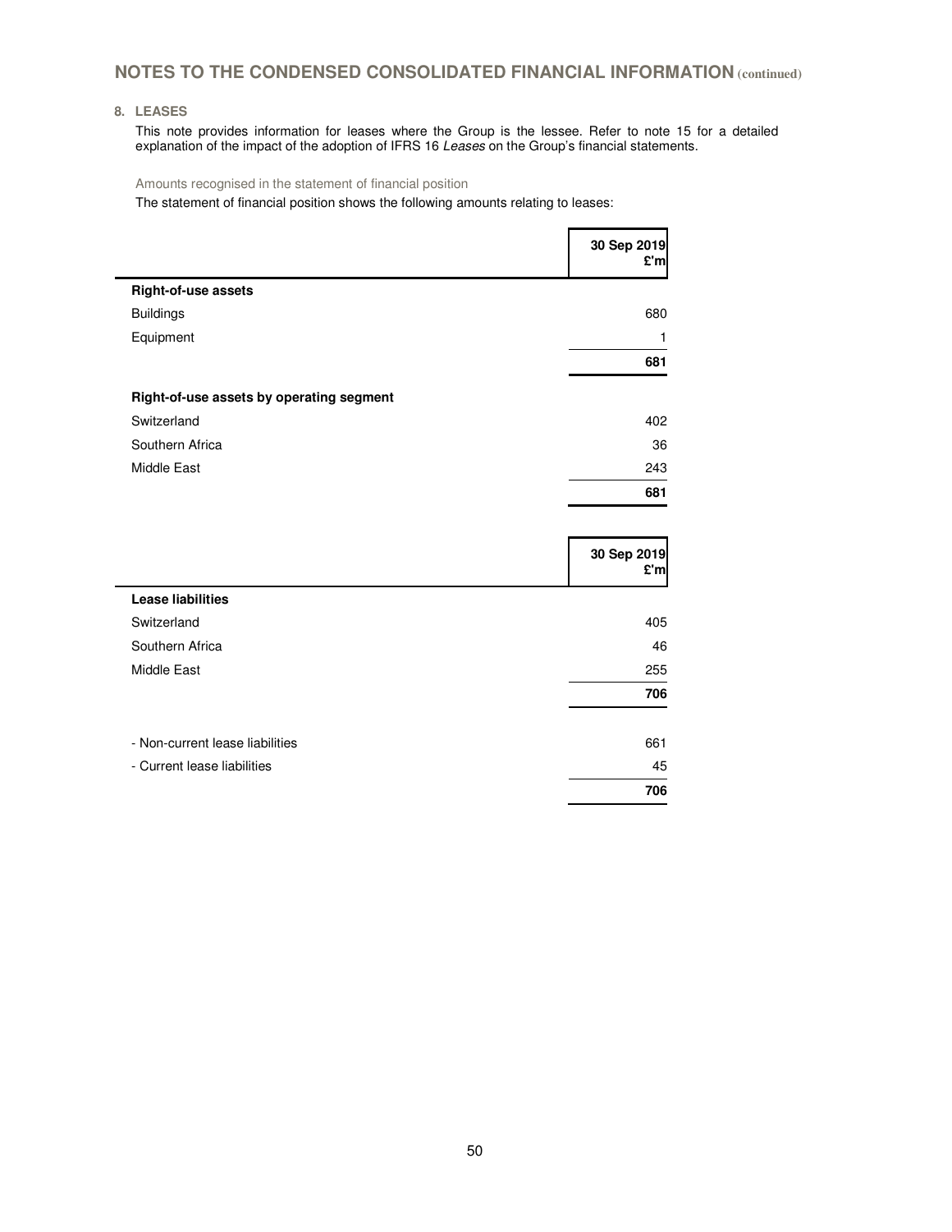# NOTES TO THE CONDENSED CONSOLIDATED FINANCIAL INFORMATION (continued)

## 8. LEASES

This note provides information for leases where the Group is the lessee. Refer to note 15 for a detailed explanation of the impact of the adoption of IFRS 16 *Leases* on the Group's financial statements.

### Amounts recognised in the statement of financial position

The statement of financial position shows the following amounts relating to leases:

| | 30 Sep 2019 £'m |
|---|---|
| **Right-of-use assets** | |
| Buildings | 680 |
| Equipment | 1 |
| | **681** |
| **Right-of-use assets by operating segment** | |
| Switzerland | 402 |
| Southern Africa | 36 |
| Middle East | 243 |
| | **681** |

| | 30 Sep 2019 £'m |
|---|---|
| **Lease liabilities** | |
| Switzerland | 405 |
| Southern Africa | 46 |
| Middle East | 255 |
| | **706** |
| - Non-current lease liabilities | 661 |
| - Current lease liabilities | 45 |
| | **706** |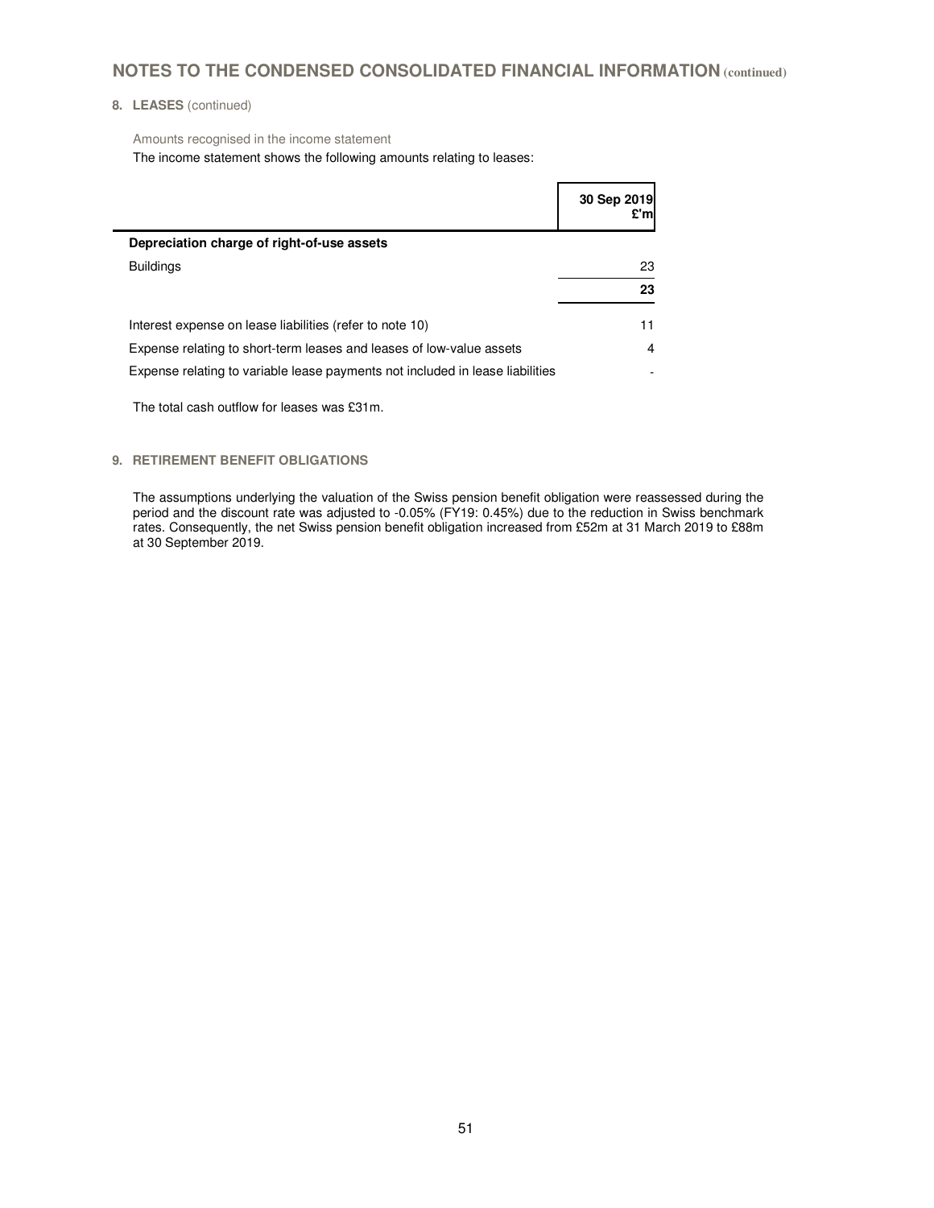## NOTES TO THE CONDENSED CONSOLIDATED FINANCIAL INFORMATION (continued)

### 8. LEASES (continued)

Amounts recognised in the income statement

The income statement shows the following amounts relating to leases:

| | 30 Sep 2019 £'m |
|---|---|
| **Depreciation charge of right-of-use assets** | |
| Buildings | 23 |
| | **23** |
| Interest expense on lease liabilities (refer to note 10) | 11 |
| Expense relating to short-term leases and leases of low-value assets | 4 |
| Expense relating to variable lease payments not included in lease liabilities | - |

The total cash outflow for leases was £31m.

### 9. RETIREMENT BENEFIT OBLIGATIONS

The assumptions underlying the valuation of the Swiss pension benefit obligation were reassessed during the period and the discount rate was adjusted to -0.05% (FY19: 0.45%) due to the reduction in Swiss benchmark rates. Consequently, the net Swiss pension benefit obligation increased from £52m at 31 March 2019 to £88m at 30 September 2019.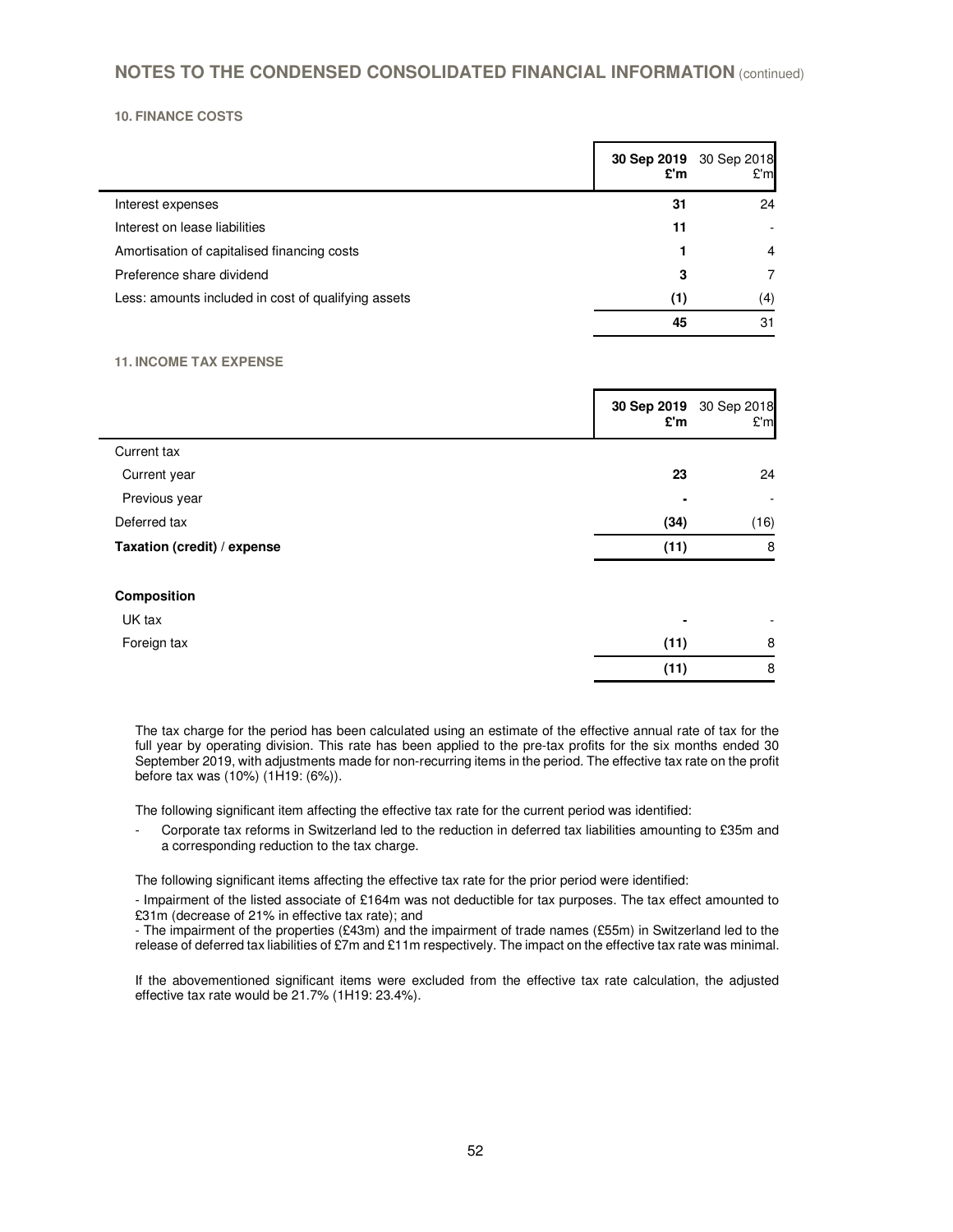## NOTES TO THE CONDENSED CONSOLIDATED FINANCIAL INFORMATION (continued)

### 10. FINANCE COSTS

| | **30 Sep 2019 £'m** | 30 Sep 2018 £'m |
|---|---|---|
| Interest expenses | **31** | 24 |
| Interest on lease liabilities | **11** | - |
| Amortisation of capitalised financing costs | **1** | 4 |
| Preference share dividend | **3** | 7 |
| Less: amounts included in cost of qualifying assets | **(1)** | (4) |
| | **45** | 31 |

### 11. INCOME TAX EXPENSE

| | **30 Sep 2019 £'m** | 30 Sep 2018 £'m |
|---|---|---|
| Current tax | | |
| Current year | **23** | 24 |
| Previous year | **-** | - |
| Deferred tax | **(34)** | (16) |
| **Taxation (credit) / expense** | **(11)** | 8 |
| | | |
| **Composition** | | |
| UK tax | **-** | - |
| Foreign tax | **(11)** | 8 |
| | **(11)** | 8 |

The tax charge for the period has been calculated using an estimate of the effective annual rate of tax for the full year by operating division. This rate has been applied to the pre-tax profits for the six months ended 30 September 2019, with adjustments made for non-recurring items in the period. The effective tax rate on the profit before tax was (10%) (1H19: (6%)).

The following significant item affecting the effective tax rate for the current period was identified:

- Corporate tax reforms in Switzerland led to the reduction in deferred tax liabilities amounting to £35m and a corresponding reduction to the tax charge.

The following significant items affecting the effective tax rate for the prior period were identified:

- Impairment of the listed associate of £164m was not deductible for tax purposes. The tax effect amounted to £31m (decrease of 21% in effective tax rate); and
- The impairment of the properties (£43m) and the impairment of trade names (£55m) in Switzerland led to the release of deferred tax liabilities of £7m and £11m respectively. The impact on the effective tax rate was minimal.

If the abovementioned significant items were excluded from the effective tax rate calculation, the adjusted effective tax rate would be 21.7% (1H19: 23.4%).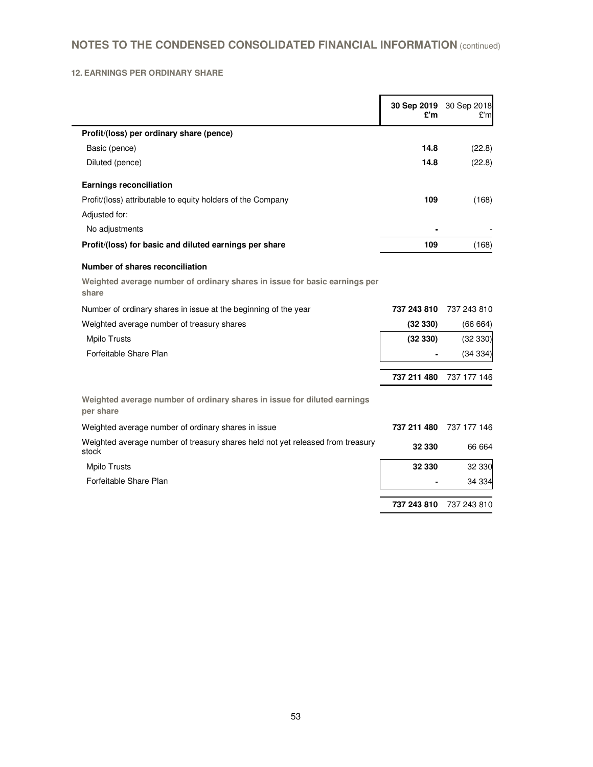## NOTES TO THE CONDENSED CONSOLIDATED FINANCIAL INFORMATION (continued)

### 12. EARNINGS PER ORDINARY SHARE

| | **30 Sep 2019 £'m** | 30 Sep 2018 £'m |
|---|---|---|
| **Profit/(loss) per ordinary share (pence)** | | |
| Basic (pence) | **14.8** | (22.8) |
| Diluted (pence) | **14.8** | (22.8) |
| **Earnings reconciliation** | | |
| Profit/(loss) attributable to equity holders of the Company | **109** | (168) |
| Adjusted for: | | |
| No adjustments | **-** | - |
| **Profit/(loss) for basic and diluted earnings per share** | **109** | (168) |
| **Number of shares reconciliation** | | |
| **Weighted average number of ordinary shares in issue for basic earnings per share** | | |
| Number of ordinary shares in issue at the beginning of the year | **737 243 810** | 737 243 810 |
| Weighted average number of treasury shares | **(32 330)** | (66 664) |
| Mpilo Trusts | **(32 330)** | (32 330) |
| Forfeitable Share Plan | **-** | (34 334) |
| | **737 211 480** | 737 177 146 |
| **Weighted average number of ordinary shares in issue for diluted earnings per share** | | |
| Weighted average number of ordinary shares in issue | **737 211 480** | 737 177 146 |
| Weighted average number of treasury shares held not yet released from treasury stock | **32 330** | 66 664 |
| Mpilo Trusts | **32 330** | 32 330 |
| Forfeitable Share Plan | **-** | 34 334 |
| | **737 243 810** | 737 243 810 |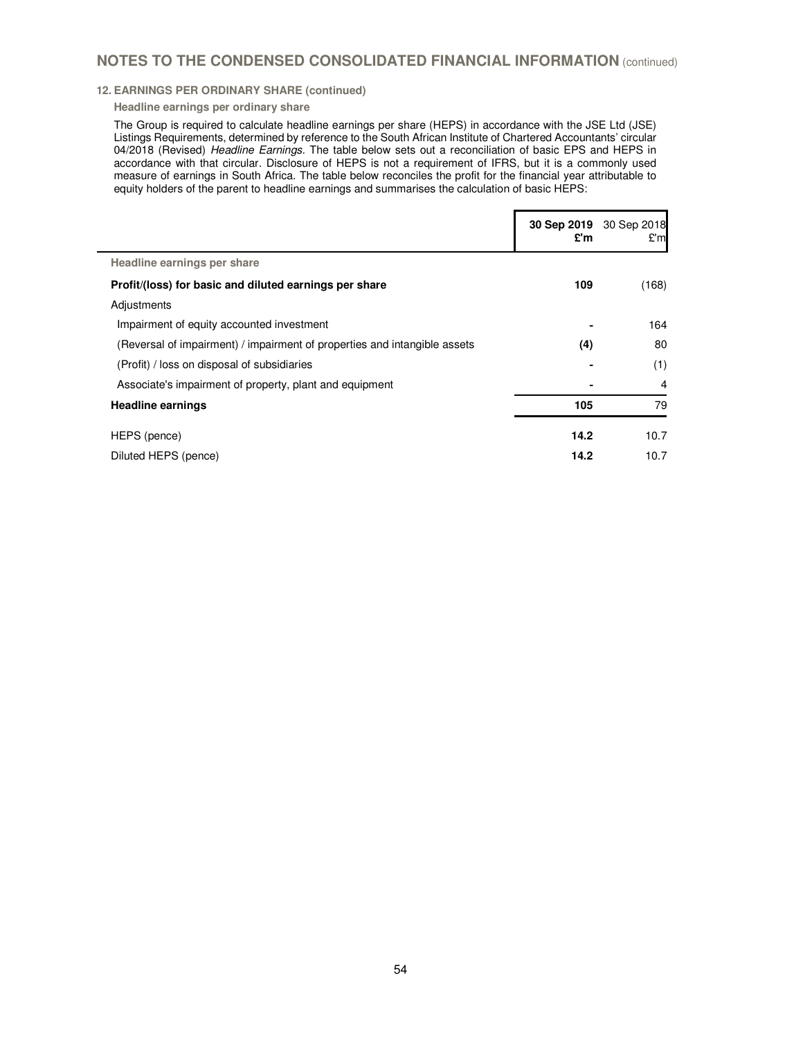# NOTES TO THE CONDENSED CONSOLIDATED FINANCIAL INFORMATION (continued)

### 12. EARNINGS PER ORDINARY SHARE (continued)

**Headline earnings per ordinary share**

The Group is required to calculate headline earnings per share (HEPS) in accordance with the JSE Ltd (JSE) Listings Requirements, determined by reference to the South African Institute of Chartered Accountants' circular 04/2018 (Revised) *Headline Earnings*. The table below sets out a reconciliation of basic EPS and HEPS in accordance with that circular. Disclosure of HEPS is not a requirement of IFRS, but it is a commonly used measure of earnings in South Africa. The table below reconciles the profit for the financial year attributable to equity holders of the parent to headline earnings and summarises the calculation of basic HEPS:

| | **30 Sep 2019 £'m** | 30 Sep 2018 £'m |
|---|---|---|
| **Headline earnings per share** | | |
| **Profit/(loss) for basic and diluted earnings per share** | **109** | (168) |
| Adjustments | | |
| Impairment of equity accounted investment | **-** | 164 |
| (Reversal of impairment) / impairment of properties and intangible assets | **(4)** | 80 |
| (Profit) / loss on disposal of subsidiaries | **-** | (1) |
| Associate's impairment of property, plant and equipment | **-** | 4 |
| **Headline earnings** | **105** | 79 |
| HEPS (pence) | **14.2** | 10.7 |
| Diluted HEPS (pence) | **14.2** | 10.7 |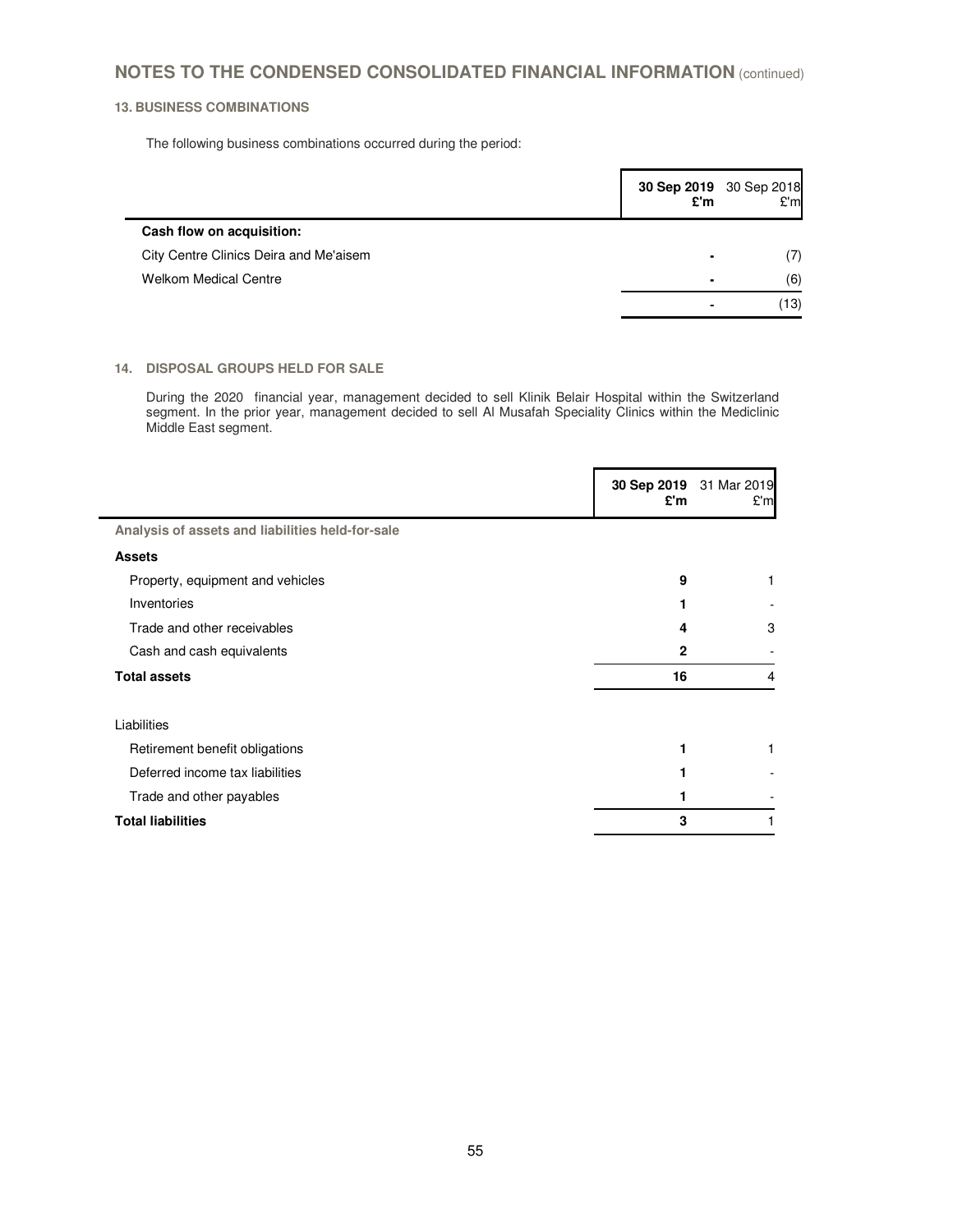## NOTES TO THE CONDENSED CONSOLIDATED FINANCIAL INFORMATION (continued)

### 13. BUSINESS COMBINATIONS

The following business combinations occurred during the period:

| | **30 Sep 2019 £'m** | 30 Sep 2018 £'m |
|---|---|---|
| **Cash flow on acquisition:** | | |
| City Centre Clinics Deira and Me'aisem | - | (7) |
| Welkom Medical Centre | - | (6) |
| | - | (13) |

### 14. DISPOSAL GROUPS HELD FOR SALE

During the 2020 financial year, management decided to sell Klinik Belair Hospital within the Switzerland segment. In the prior year, management decided to sell Al Musafah Speciality Clinics within the Mediclinic Middle East segment.

| | **30 Sep 2019 £'m** | 31 Mar 2019 £'m |
|---|---|---|
| **Analysis of assets and liabilities held-for-sale** | | |
| **Assets** | | |
| Property, equipment and vehicles | **9** | 1 |
| Inventories | **1** | - |
| Trade and other receivables | **4** | 3 |
| Cash and cash equivalents | **2** | - |
| **Total assets** | **16** | 4 |
| Liabilities | | |
| Retirement benefit obligations | **1** | 1 |
| Deferred income tax liabilities | **1** | - |
| Trade and other payables | **1** | - |
| **Total liabilities** | **3** | 1 |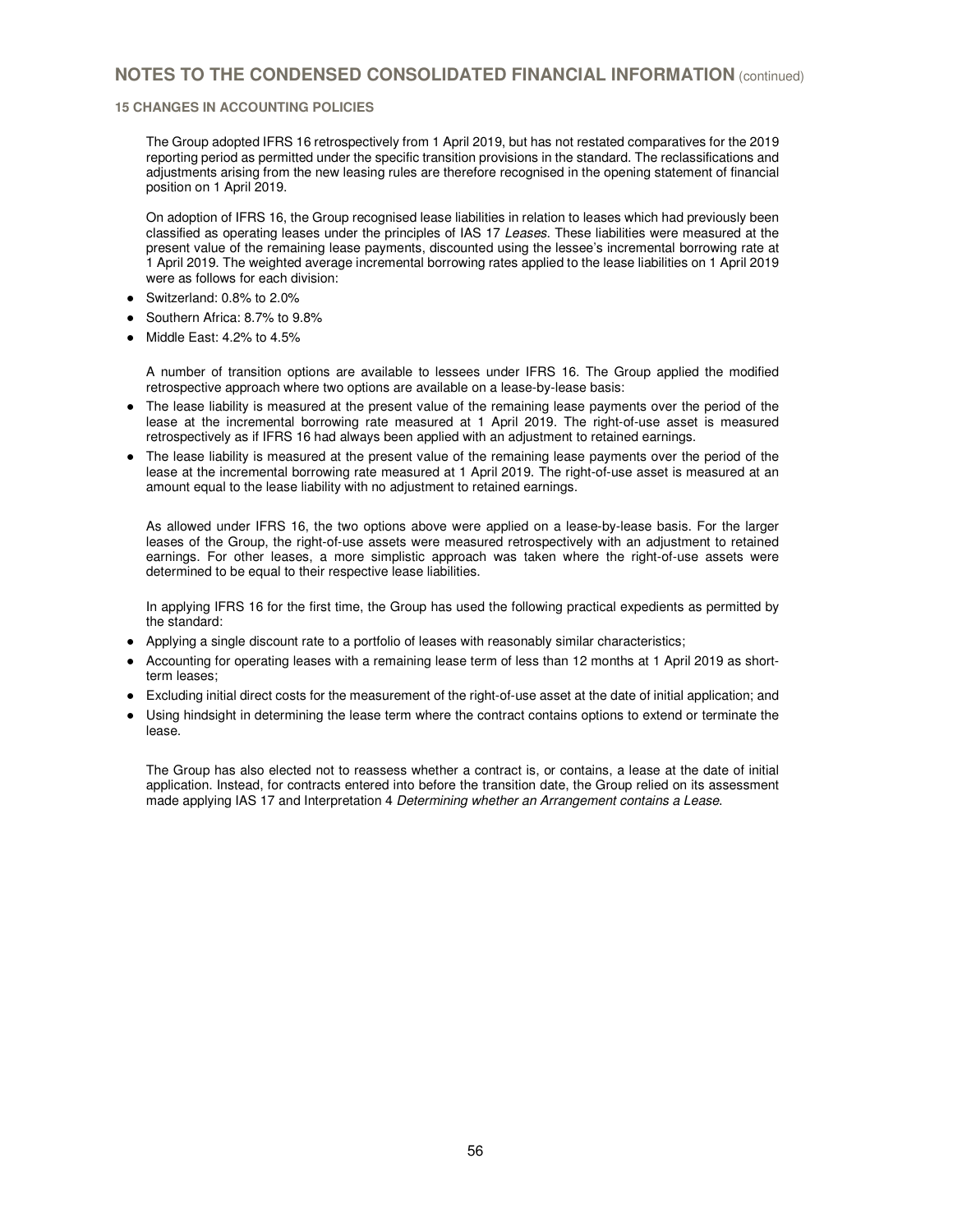# NOTES TO THE CONDENSED CONSOLIDATED FINANCIAL INFORMATION (continued)

## 15 CHANGES IN ACCOUNTING POLICIES

The Group adopted IFRS 16 retrospectively from 1 April 2019, but has not restated comparatives for the 2019 reporting period as permitted under the specific transition provisions in the standard. The reclassifications and adjustments arising from the new leasing rules are therefore recognised in the opening statement of financial position on 1 April 2019.

On adoption of IFRS 16, the Group recognised lease liabilities in relation to leases which had previously been classified as operating leases under the principles of IAS 17 *Leases*. These liabilities were measured at the present value of the remaining lease payments, discounted using the lessee's incremental borrowing rate at 1 April 2019. The weighted average incremental borrowing rates applied to the lease liabilities on 1 April 2019 were as follows for each division:

- Switzerland: 0.8% to 2.0%
- Southern Africa: 8.7% to 9.8%
- Middle East: 4.2% to 4.5%

A number of transition options are available to lessees under IFRS 16. The Group applied the modified retrospective approach where two options are available on a lease-by-lease basis:

- The lease liability is measured at the present value of the remaining lease payments over the period of the lease at the incremental borrowing rate measured at 1 April 2019. The right-of-use asset is measured retrospectively as if IFRS 16 had always been applied with an adjustment to retained earnings.
- The lease liability is measured at the present value of the remaining lease payments over the period of the lease at the incremental borrowing rate measured at 1 April 2019. The right-of-use asset is measured at an amount equal to the lease liability with no adjustment to retained earnings.

As allowed under IFRS 16, the two options above were applied on a lease-by-lease basis. For the larger leases of the Group, the right-of-use assets were measured retrospectively with an adjustment to retained earnings. For other leases, a more simplistic approach was taken where the right-of-use assets were determined to be equal to their respective lease liabilities.

In applying IFRS 16 for the first time, the Group has used the following practical expedients as permitted by the standard:

- Applying a single discount rate to a portfolio of leases with reasonably similar characteristics;
- Accounting for operating leases with a remaining lease term of less than 12 months at 1 April 2019 as short-term leases;
- Excluding initial direct costs for the measurement of the right-of-use asset at the date of initial application; and
- Using hindsight in determining the lease term where the contract contains options to extend or terminate the lease.

The Group has also elected not to reassess whether a contract is, or contains, a lease at the date of initial application. Instead, for contracts entered into before the transition date, the Group relied on its assessment made applying IAS 17 and Interpretation 4 *Determining whether an Arrangement contains a Lease*.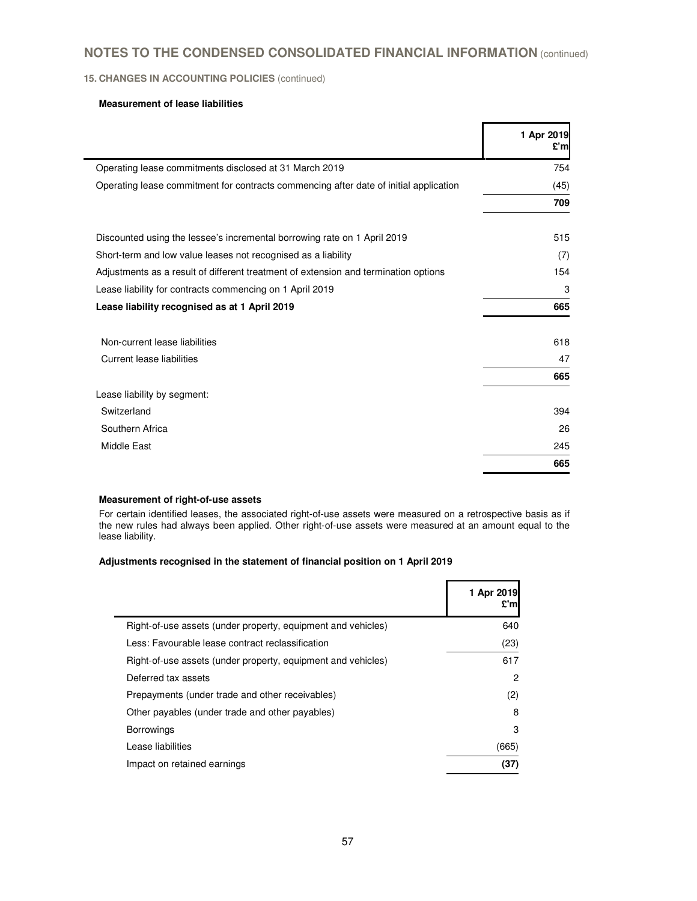# NOTES TO THE CONDENSED CONSOLIDATED FINANCIAL INFORMATION (continued)

## 15. CHANGES IN ACCOUNTING POLICIES (continued)

### Measurement of lease liabilities

| | 1 Apr 2019 £'m |
|---|---|
| Operating lease commitments disclosed at 31 March 2019 | 754 |
| Operating lease commitment for contracts commencing after date of initial application | (45) |
| | **709** |
| Discounted using the lessee's incremental borrowing rate on 1 April 2019 | 515 |
| Short-term and low value leases not recognised as a liability | (7) |
| Adjustments as a result of different treatment of extension and termination options | 154 |
| Lease liability for contracts commencing on 1 April 2019 | 3 |
| **Lease liability recognised as at 1 April 2019** | **665** |
| Non-current lease liabilities | 618 |
| Current lease liabilities | 47 |
| | **665** |
| Lease liability by segment: | |
| Switzerland | 394 |
| Southern Africa | 26 |
| Middle East | 245 |
| | **665** |

### Measurement of right-of-use assets

For certain identified leases, the associated right-of-use assets were measured on a retrospective basis as if the new rules had always been applied. Other right-of-use assets were measured at an amount equal to the lease liability.

### Adjustments recognised in the statement of financial position on 1 April 2019

| | 1 Apr 2019 £'m |
|---|---|
| Right-of-use assets (under property, equipment and vehicles) | 640 |
| Less: Favourable lease contract reclassification | (23) |
| Right-of-use assets (under property, equipment and vehicles) | 617 |
| Deferred tax assets | 2 |
| Prepayments (under trade and other receivables) | (2) |
| Other payables (under trade and other payables) | 8 |
| Borrowings | 3 |
| Lease liabilities | (665) |
| Impact on retained earnings | **(37)** |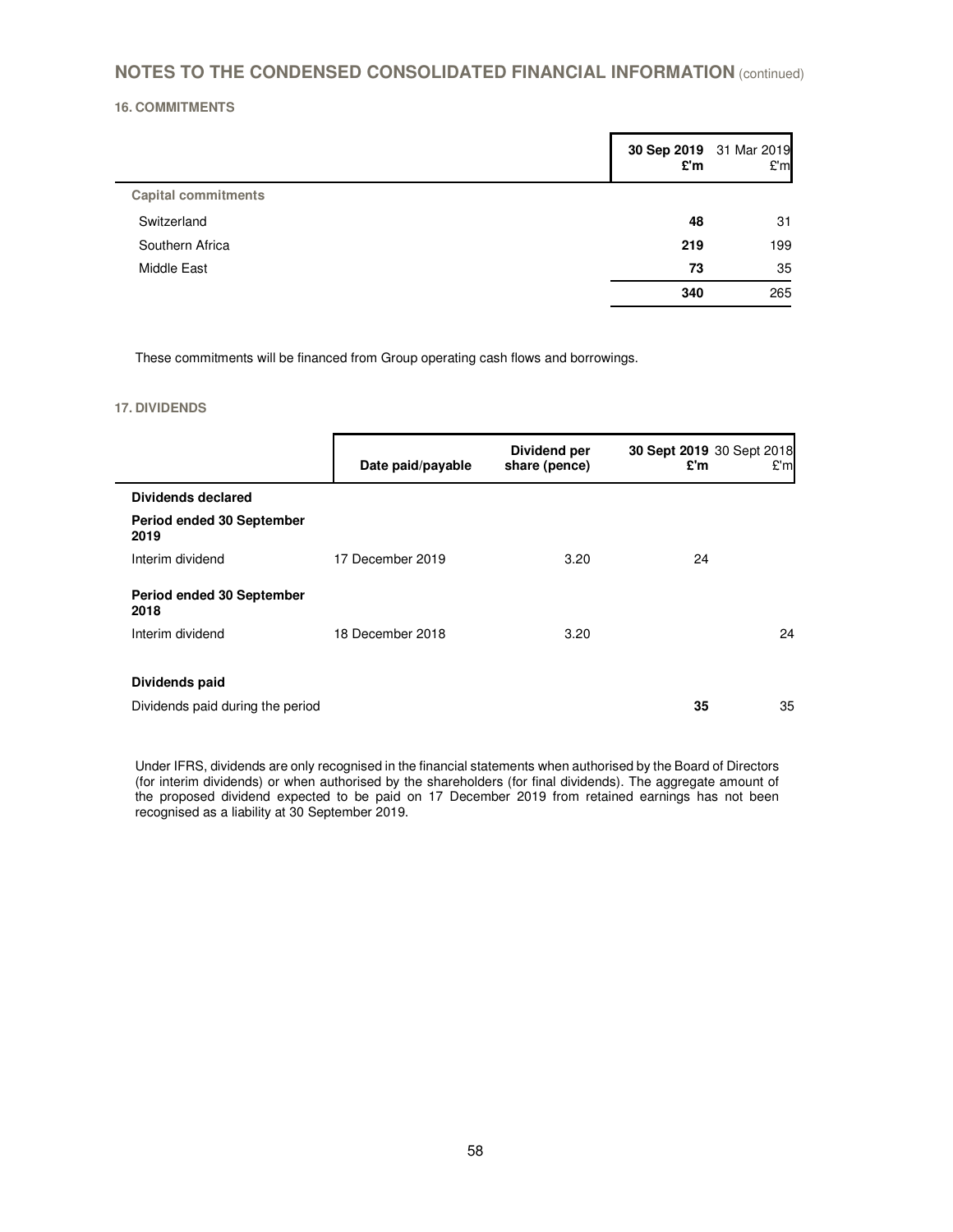## NOTES TO THE CONDENSED CONSOLIDATED FINANCIAL INFORMATION (continued)

### 16. COMMITMENTS

| | **30 Sep 2019 £'m** | 31 Mar 2019 £'m |
|---|---|---|
| **Capital commitments** | | |
| Switzerland | **48** | 31 |
| Southern Africa | **219** | 199 |
| Middle East | **73** | 35 |
| | **340** | 265 |

These commitments will be financed from Group operating cash flows and borrowings.

### 17. DIVIDENDS

| | Date paid/payable | Dividend per share (pence) | 30 Sept 2019 £'m | 30 Sept 2018 £'m |
|---|---|---|---|---|
| **Dividends declared** | | | | |
| **Period ended 30 September 2019** | | | | |
| Interim dividend | 17 December 2019 | 3.20 | 24 | |
| **Period ended 30 September 2018** | | | | |
| Interim dividend | 18 December 2018 | 3.20 | | 24 |
| **Dividends paid** | | | | |
| Dividends paid during the period | | | **35** | 35 |

Under IFRS, dividends are only recognised in the financial statements when authorised by the Board of Directors (for interim dividends) or when authorised by the shareholders (for final dividends). The aggregate amount of the proposed dividend expected to be paid on 17 December 2019 from retained earnings has not been recognised as a liability at 30 September 2019.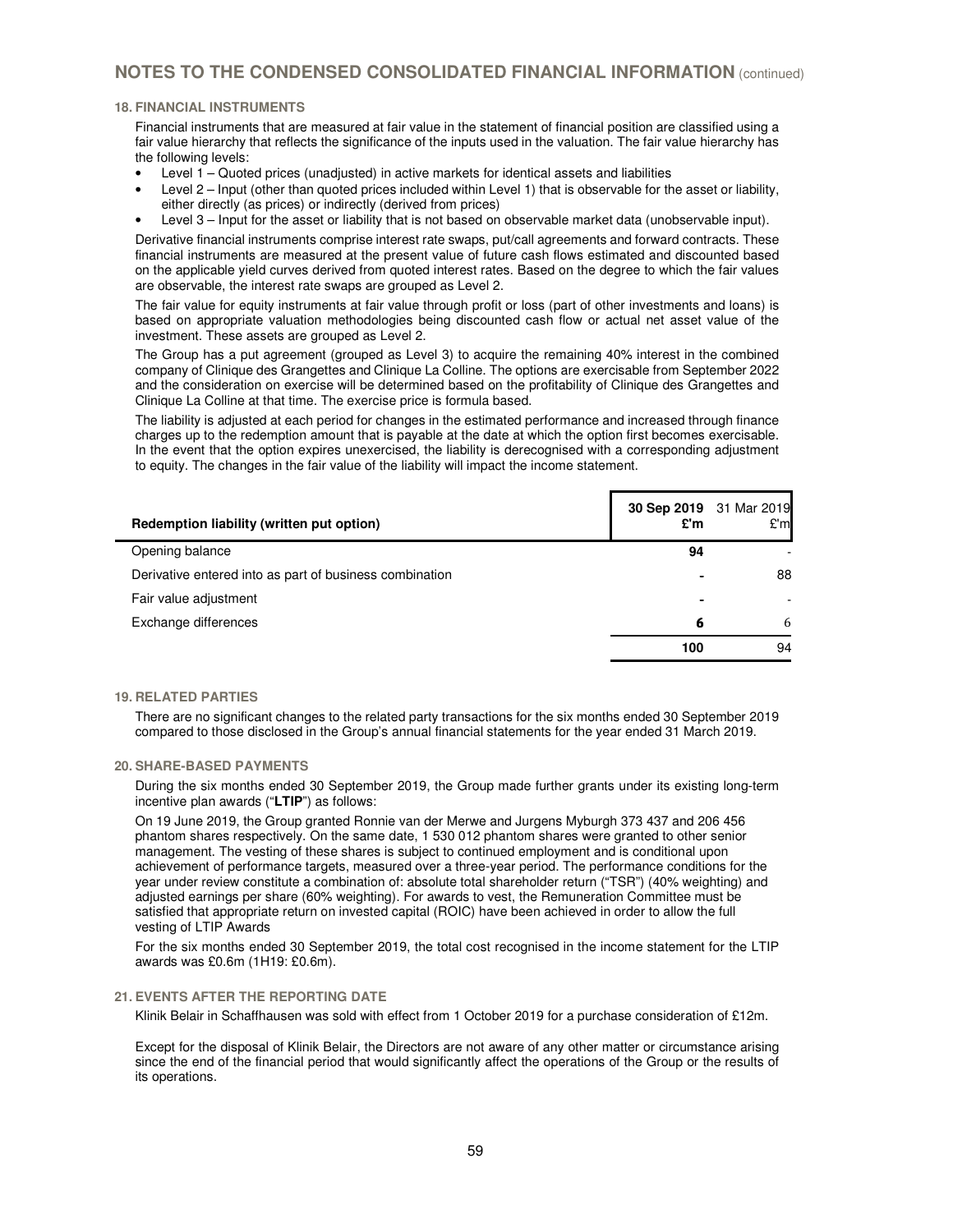## NOTES TO THE CONDENSED CONSOLIDATED FINANCIAL INFORMATION (continued)

### 18. FINANCIAL INSTRUMENTS

Financial instruments that are measured at fair value in the statement of financial position are classified using a fair value hierarchy that reflects the significance of the inputs used in the valuation. The fair value hierarchy has the following levels:

- Level 1 – Quoted prices (unadjusted) in active markets for identical assets and liabilities
- Level 2 – Input (other than quoted prices included within Level 1) that is observable for the asset or liability, either directly (as prices) or indirectly (derived from prices)
- Level 3 – Input for the asset or liability that is not based on observable market data (unobservable input).

Derivative financial instruments comprise interest rate swaps, put/call agreements and forward contracts. These financial instruments are measured at the present value of future cash flows estimated and discounted based on the applicable yield curves derived from quoted interest rates. Based on the degree to which the fair values are observable, the interest rate swaps are grouped as Level 2.

The fair value for equity instruments at fair value through profit or loss (part of other investments and loans) is based on appropriate valuation methodologies being discounted cash flow or actual net asset value of the investment. These assets are grouped as Level 2.

The Group has a put agreement (grouped as Level 3) to acquire the remaining 40% interest in the combined company of Clinique des Grangettes and Clinique La Colline. The options are exercisable from September 2022 and the consideration on exercise will be determined based on the profitability of Clinique des Grangettes and Clinique La Colline at that time. The exercise price is formula based.

The liability is adjusted at each period for changes in the estimated performance and increased through finance charges up to the redemption amount that is payable at the date at which the option first becomes exercisable. In the event that the option expires unexercised, the liability is derecognised with a corresponding adjustment to equity. The changes in the fair value of the liability will impact the income statement.

| Redemption liability (written put option) | **30 Sep 2019 £'m** | 31 Mar 2019 £'m |
|---|---|---|
| Opening balance | **94** | - |
| Derivative entered into as part of business combination | **-** | 88 |
| Fair value adjustment | **-** | - |
| Exchange differences | **6** | 6 |
| | **100** | 94 |

### 19. RELATED PARTIES

There are no significant changes to the related party transactions for the six months ended 30 September 2019 compared to those disclosed in the Group's annual financial statements for the year ended 31 March 2019.

### 20. SHARE-BASED PAYMENTS

During the six months ended 30 September 2019, the Group made further grants under its existing long-term incentive plan awards ("**LTIP**") as follows:

On 19 June 2019, the Group granted Ronnie van der Merwe and Jurgens Myburgh 373 437 and 206 456 phantom shares respectively. On the same date, 1 530 012 phantom shares were granted to other senior management. The vesting of these shares is subject to continued employment and is conditional upon achievement of performance targets, measured over a three-year period. The performance conditions for the year under review constitute a combination of: absolute total shareholder return ("TSR") (40% weighting) and adjusted earnings per share (60% weighting). For awards to vest, the Remuneration Committee must be satisfied that appropriate return on invested capital (ROIC) have been achieved in order to allow the full vesting of LTIP Awards

For the six months ended 30 September 2019, the total cost recognised in the income statement for the LTIP awards was £0.6m (1H19: £0.6m).

### 21. EVENTS AFTER THE REPORTING DATE

Klinik Belair in Schaffhausen was sold with effect from 1 October 2019 for a purchase consideration of £12m.

Except for the disposal of Klinik Belair, the Directors are not aware of any other matter or circumstance arising since the end of the financial period that would significantly affect the operations of the Group or the results of its operations.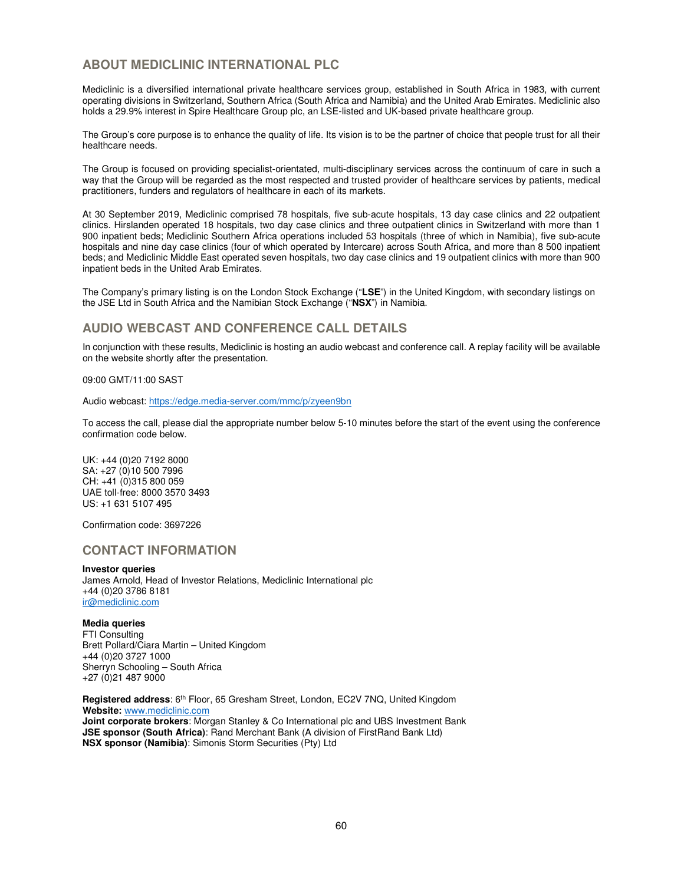## ABOUT MEDICLINIC INTERNATIONAL PLC

Mediclinic is a diversified international private healthcare services group, established in South Africa in 1983, with current operating divisions in Switzerland, Southern Africa (South Africa and Namibia) and the United Arab Emirates. Mediclinic also holds a 29.9% interest in Spire Healthcare Group plc, an LSE-listed and UK-based private healthcare group.

The Group's core purpose is to enhance the quality of life. Its vision is to be the partner of choice that people trust for all their healthcare needs.

The Group is focused on providing specialist-orientated, multi-disciplinary services across the continuum of care in such a way that the Group will be regarded as the most respected and trusted provider of healthcare services by patients, medical practitioners, funders and regulators of healthcare in each of its markets.

At 30 September 2019, Mediclinic comprised 78 hospitals, five sub-acute hospitals, 13 day case clinics and 22 outpatient clinics. Hirslanden operated 18 hospitals, two day case clinics and three outpatient clinics in Switzerland with more than 1 900 inpatient beds; Mediclinic Southern Africa operations included 53 hospitals (three of which in Namibia), five sub-acute hospitals and nine day case clinics (four of which operated by Intercare) across South Africa, and more than 8 500 inpatient beds; and Mediclinic Middle East operated seven hospitals, two day case clinics and 19 outpatient clinics with more than 900 inpatient beds in the United Arab Emirates.

The Company's primary listing is on the London Stock Exchange ("**LSE**") in the United Kingdom, with secondary listings on the JSE Ltd in South Africa and the Namibian Stock Exchange ("**NSX**") in Namibia.

## AUDIO WEBCAST AND CONFERENCE CALL DETAILS

In conjunction with these results, Mediclinic is hosting an audio webcast and conference call. A replay facility will be available on the website shortly after the presentation.

09:00 GMT/11:00 SAST

Audio webcast: https://edge.media-server.com/mmc/p/zyeen9bn

To access the call, please dial the appropriate number below 5-10 minutes before the start of the event using the conference confirmation code below.

UK: +44 (0)20 7192 8000
SA: +27 (0)10 500 7996
CH: +41 (0)315 800 059
UAE toll-free: 8000 3570 3493
US: +1 631 5107 495

Confirmation code: 3697226

## CONTACT INFORMATION

**Investor queries**
James Arnold, Head of Investor Relations, Mediclinic International plc
+44 (0)20 3786 8181
ir@mediclinic.com

**Media queries**
FTI Consulting
Brett Pollard/Ciara Martin – United Kingdom
+44 (0)20 3727 1000
Sherryn Schooling – South Africa
+27 (0)21 487 9000

**Registered address**: 6th Floor, 65 Gresham Street, London, EC2V 7NQ, United Kingdom
**Website:** www.mediclinic.com
**Joint corporate brokers**: Morgan Stanley & Co International plc and UBS Investment Bank
**JSE sponsor (South Africa)**: Rand Merchant Bank (A division of FirstRand Bank Ltd)
**NSX sponsor (Namibia)**: Simonis Storm Securities (Pty) Ltd